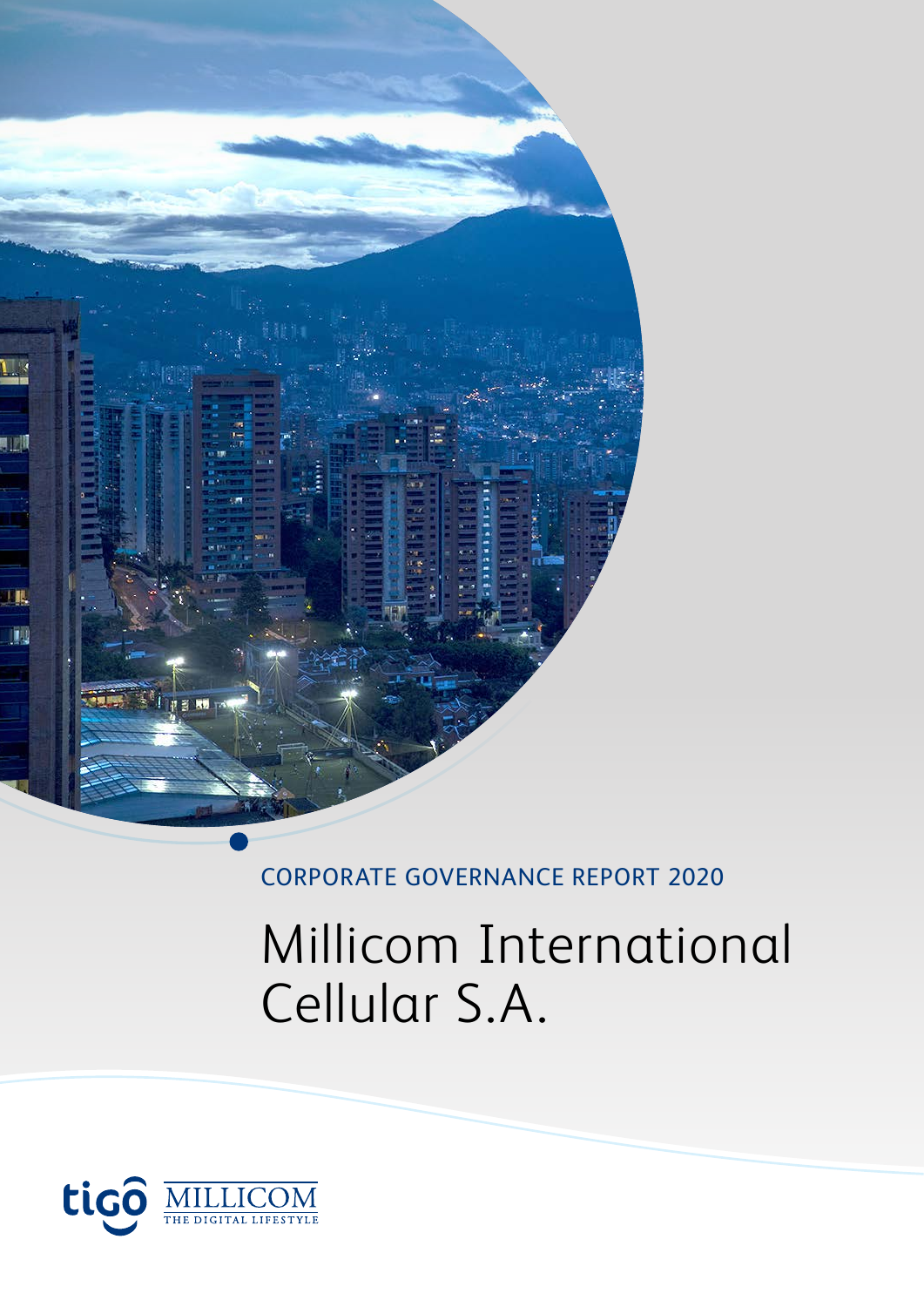CORPORATE GOVERNANCE REPORT 2020

# Millicom International Cellular S.A.

tigo MILLICOM THE DIGITAL LIFESTYLE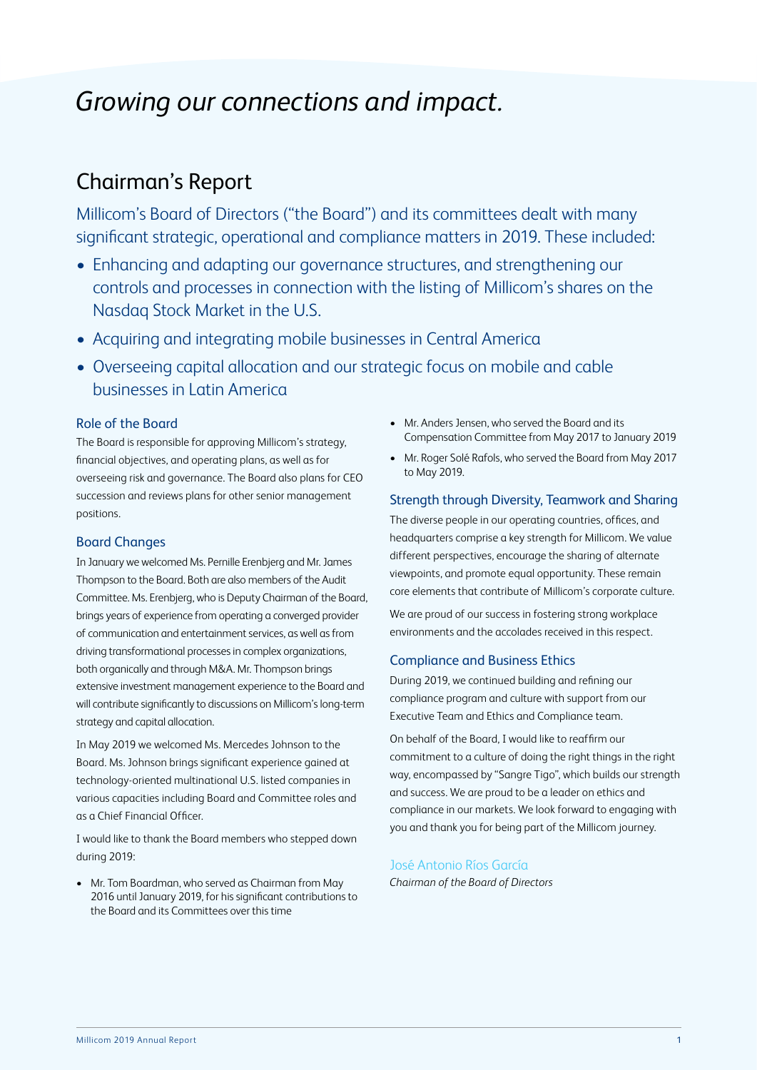# *Growing our connections and impact.*

## Chairman's Report

Millicom's Board of Directors ("the Board") and its committees dealt with many significant strategic, operational and compliance matters in 2019. These included:

- Enhancing and adapting our governance structures, and strengthening our controls and processes in connection with the listing of Millicom's shares on the Nasdaq Stock Market in the U.S.
- Acquiring and integrating mobile businesses in Central America
- Overseeing capital allocation and our strategic focus on mobile and cable businesses in Latin America

### Role of the Board

The Board is responsible for approving Millicom's strategy, financial objectives, and operating plans, as well as for overseeing risk and governance. The Board also plans for CEO succession and reviews plans for other senior management positions.

### Board Changes

In January we welcomed Ms. Pernille Erenbjerg and Mr. James Thompson to the Board. Both are also members of the Audit Committee. Ms. Erenbjerg, who is Deputy Chairman of the Board, brings years of experience from operating a converged provider of communication and entertainment services, as well as from driving transformational processes in complex organizations, both organically and through M&A. Mr. Thompson brings extensive investment management experience to the Board and will contribute significantly to discussions on Millicom's long-term strategy and capital allocation.

In May 2019 we welcomed Ms. Mercedes Johnson to the Board. Ms. Johnson brings significant experience gained at technology-oriented multinational U.S. listed companies in various capacities including Board and Committee roles and as a Chief Financial Officer.

I would like to thank the Board members who stepped down during 2019:

- Mr. Tom Boardman, who served as Chairman from May 2016 until January 2019, for his significant contributions to the Board and its Committees over this time
- Mr. Anders Jensen, who served the Board and its Compensation Committee from May 2017 to January 2019
- Mr. Roger Solé Rafols, who served the Board from May 2017 to May 2019.

### Strength through Diversity, Teamwork and Sharing

The diverse people in our operating countries, offices, and headquarters comprise a key strength for Millicom. We value different perspectives, encourage the sharing of alternate viewpoints, and promote equal opportunity. These remain core elements that contribute of Millicom's corporate culture.

We are proud of our success in fostering strong workplace environments and the accolades received in this respect.

### Compliance and Business Ethics

During 2019, we continued building and refining our compliance program and culture with support from our Executive Team and Ethics and Compliance team.

On behalf of the Board, I would like to reaffirm our commitment to a culture of doing the right things in the right way, encompassed by "Sangre Tigo", which builds our strength and success. We are proud to be a leader on ethics and compliance in our markets. We look forward to engaging with you and thank you for being part of the Millicom journey.

José Antonio Ríos García
*Chairman of the Board of Directors*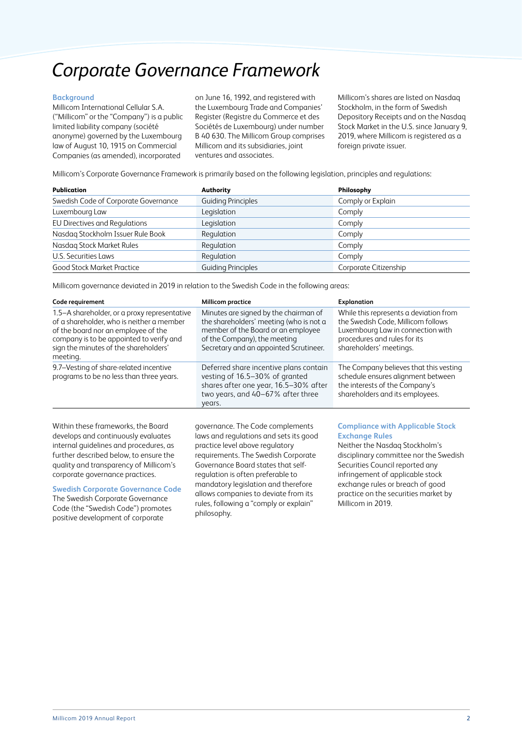# Corporate Governance Framework

### Background

Millicom International Cellular S.A. ("Millicom" or the "Company") is a public limited liability company (société anonyme) governed by the Luxembourg law of August 10, 1915 on Commercial Companies (as amended), incorporated on June 16, 1992, and registered with the Luxembourg Trade and Companies' Register (Registre du Commerce et des Sociétés de Luxembourg) under number B 40 630. The Millicom Group comprises Millicom and its subsidiaries, joint ventures and associates.

Millicom's shares are listed on Nasdaq Stockholm, in the form of Swedish Depository Receipts and on the Nasdaq Stock Market in the U.S. since January 9, 2019, where Millicom is registered as a foreign private issuer.

Millicom's Corporate Governance Framework is primarily based on the following legislation, principles and regulations:

| Publication | Authority | Philosophy |
| --- | --- | --- |
| Swedish Code of Corporate Governance | Guiding Principles | Comply or Explain |
| Luxembourg Law | Legislation | Comply |
| EU Directives and Regulations | Legislation | Comply |
| Nasdaq Stockholm Issuer Rule Book | Regulation | Comply |
| Nasdaq Stock Market Rules | Regulation | Comply |
| U.S. Securities Laws | Regulation | Comply |
| Good Stock Market Practice | Guiding Principles | Corporate Citizenship |

Millicom governance deviated in 2019 in relation to the Swedish Code in the following areas:

| Code requirement | Millicom practice | Explanation |
| --- | --- | --- |
| 1.5–A shareholder, or a proxy representative of a shareholder, who is neither a member of the board nor an employee of the company is to be appointed to verify and sign the minutes of the shareholders' meeting. | Minutes are signed by the chairman of the shareholders' meeting (who is not a member of the Board or an employee of the Company), the meeting Secretary and an appointed Scrutineer. | While this represents a deviation from the Swedish Code, Millicom follows Luxembourg Law in connection with procedures and rules for its shareholders' meetings. |
| 9.7–Vesting of share-related incentive programs to be no less than three years. | Deferred share incentive plans contain vesting of 16.5–30% of granted shares after one year, 16.5–30% after two years, and 40–67% after three years. | The Company believes that this vesting schedule ensures alignment between the interests of the Company's shareholders and its employees. |

Within these frameworks, the Board develops and continuously evaluates internal guidelines and procedures, as further described below, to ensure the quality and transparency of Millicom's corporate governance practices.

### Swedish Corporate Governance Code

The Swedish Corporate Governance Code (the "Swedish Code") promotes positive development of corporate governance. The Code complements laws and regulations and sets its good practice level above regulatory requirements. The Swedish Corporate Governance Board states that self-regulation is often preferable to mandatory legislation and therefore allows companies to deviate from its rules, following a "comply or explain" philosophy.

### Compliance with Applicable Stock Exchange Rules

Neither the Nasdaq Stockholm's disciplinary committee nor the Swedish Securities Council reported any infringement of applicable stock exchange rules or breach of good practice on the securities market by Millicom in 2019.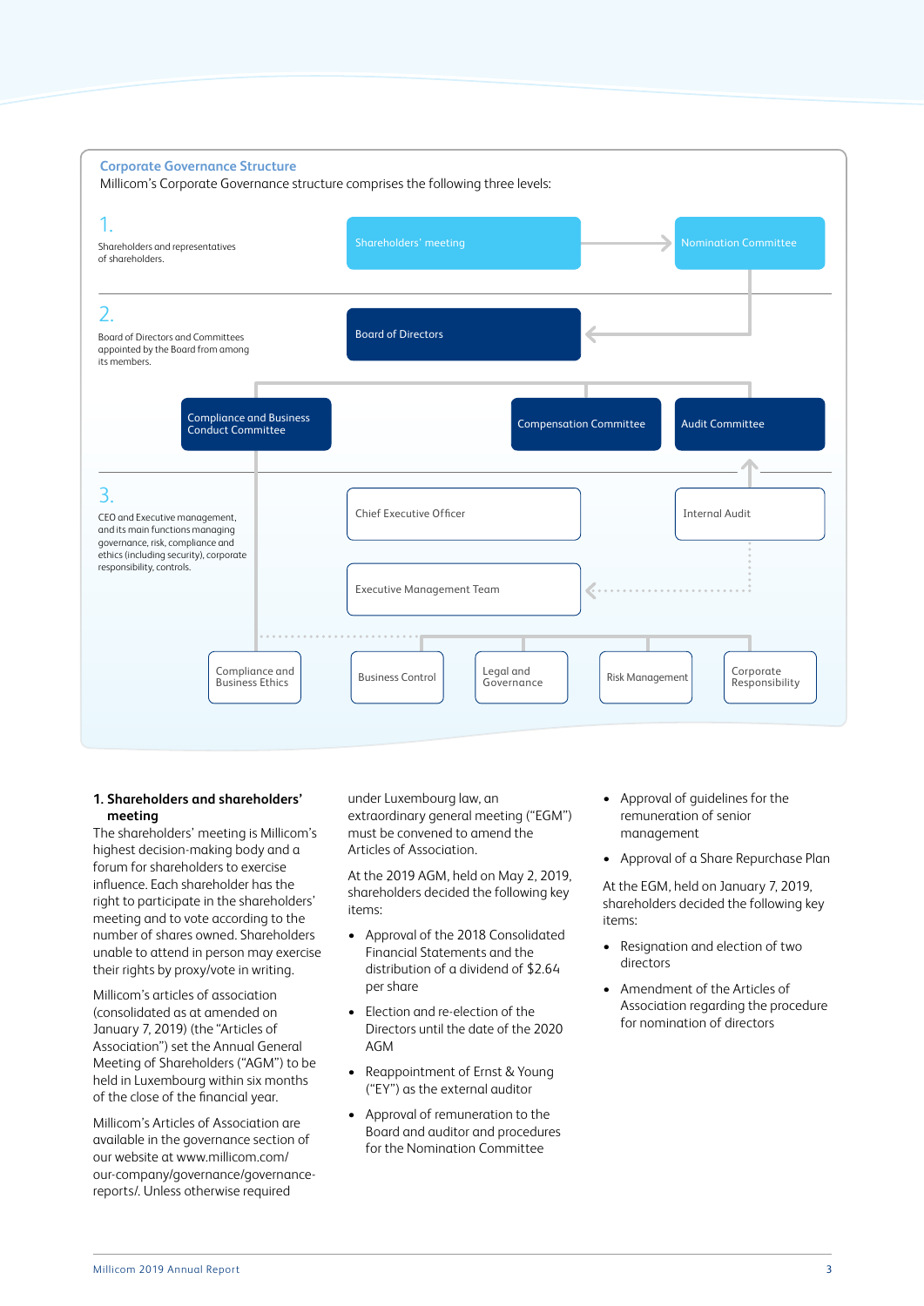**Corporate Governance Structure**

Millicom's Corporate Governance structure comprises the following three levels:

1. Shareholders and representatives of shareholders.

- Shareholders' meeting
- Nomination Committee

2. Board of Directors and Committees appointed by the Board from among its members.

- Board of Directors
- Compliance and Business Conduct Committee
- Compensation Committee
- Audit Committee

3. CEO and Executive management, and its main functions managing governance, risk, compliance and ethics (including security), corporate responsibility, controls.

- Chief Executive Officer
- Internal Audit
- Executive Management Team
- Compliance and Business Ethics
- Business Control
- Legal and Governance
- Risk Management
- Corporate Responsibility

### 1. Shareholders and shareholders' meeting

The shareholders' meeting is Millicom's highest decision-making body and a forum for shareholders to exercise influence. Each shareholder has the right to participate in the shareholders' meeting and to vote according to the number of shares owned. Shareholders unable to attend in person may exercise their rights by proxy/vote in writing.

Millicom's articles of association (consolidated as at amended on January 7, 2019) (the "Articles of Association") set the Annual General Meeting of Shareholders ("AGM") to be held in Luxembourg within six months of the close of the financial year.

Millicom's Articles of Association are available in the governance section of our website at www.millicom.com/our-company/governance/governance-reports/. Unless otherwise required under Luxembourg law, an extraordinary general meeting ("EGM") must be convened to amend the Articles of Association.

At the 2019 AGM, held on May 2, 2019, shareholders decided the following key items:

- Approval of the 2018 Consolidated Financial Statements and the distribution of a dividend of $2.64 per share
- Election and re-election of the Directors until the date of the 2020 AGM
- Reappointment of Ernst & Young ("EY") as the external auditor
- Approval of remuneration to the Board and auditor and procedures for the Nomination Committee
- Approval of guidelines for the remuneration of senior management
- Approval of a Share Repurchase Plan

At the EGM, held on January 7, 2019, shareholders decided the following key items:

- Resignation and election of two directors
- Amendment of the Articles of Association regarding the procedure for nomination of directors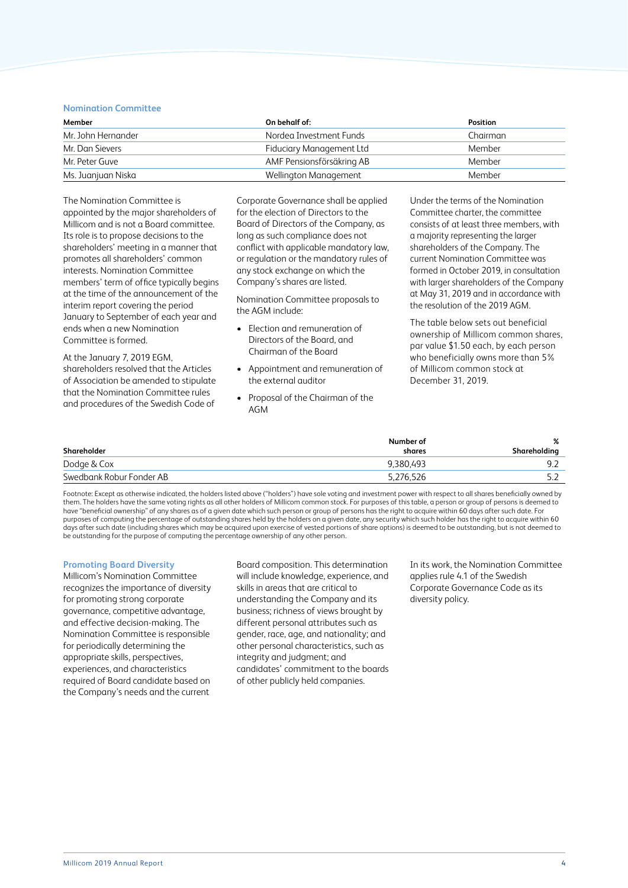## Nomination Committee

| Member | On behalf of: | Position |
|---|---|---|
| Mr. John Hernander | Nordea Investment Funds | Chairman |
| Mr. Dan Sievers | Fiduciary Management Ltd | Member |
| Mr. Peter Guve | AMF Pensionsförsäkring AB | Member |
| Ms. Juanjuan Niska | Wellington Management | Member |

The Nomination Committee is appointed by the major shareholders of Millicom and is not a Board committee. Its role is to propose decisions to the shareholders' meeting in a manner that promotes all shareholders' common interests. Nomination Committee members' term of office typically begins at the time of the announcement of the interim report covering the period January to September of each year and ends when a new Nomination Committee is formed.

At the January 7, 2019 EGM, shareholders resolved that the Articles of Association be amended to stipulate that the Nomination Committee rules and procedures of the Swedish Code of Corporate Governance shall be applied for the election of Directors to the Board of Directors of the Company, as long as such compliance does not conflict with applicable mandatory law, or regulation or the mandatory rules of any stock exchange on which the Company's shares are listed.

Nomination Committee proposals to the AGM include:

- Election and remuneration of Directors of the Board, and Chairman of the Board
- Appointment and remuneration of the external auditor
- Proposal of the Chairman of the AGM

Under the terms of the Nomination Committee charter, the committee consists of at least three members, with a majority representing the larger shareholders of the Company. The current Nomination Committee was formed in October 2019, in consultation with larger shareholders of the Company at May 31, 2019 and in accordance with the resolution of the 2019 AGM.

The table below sets out beneficial ownership of Millicom common shares, par value $1.50 each, by each person who beneficially owns more than 5% of Millicom common stock at December 31, 2019.

| Shareholder | Number of shares | % Shareholding |
|---|---|---|
| Dodge & Cox | 9,380,493 | 9.2 |
| Swedbank Robur Fonder AB | 5,276,526 | 5.2 |

Footnote: Except as otherwise indicated, the holders listed above ("holders") have sole voting and investment power with respect to all shares beneficially owned by them. The holders have the same voting rights as all other holders of Millicom common stock. For purposes of this table, a person or group of persons is deemed to have "beneficial ownership" of any shares as of a given date which such person or group of persons has the right to acquire within 60 days after such date. For purposes of computing the percentage of outstanding shares held by the holders on a given date, any security which such holder has the right to acquire within 60 days after such date (including shares which may be acquired upon exercise of vested portions of share options) is deemed to be outstanding, but is not deemed to be outstanding for the purpose of computing the percentage ownership of any other person.

## Promoting Board Diversity

Millicom's Nomination Committee recognizes the importance of diversity for promoting strong corporate governance, competitive advantage, and effective decision-making. The Nomination Committee is responsible for periodically determining the appropriate skills, perspectives, experiences, and characteristics required of Board candidate based on the Company's needs and the current Board composition. This determination will include knowledge, experience, and skills in areas that are critical to understanding the Company and its business; richness of views brought by different personal attributes such as gender, race, age, and nationality; and other personal characteristics, such as integrity and judgment; and candidates' commitment to the boards of other publicly held companies.

In its work, the Nomination Committee applies rule 4.1 of the Swedish Corporate Governance Code as its diversity policy.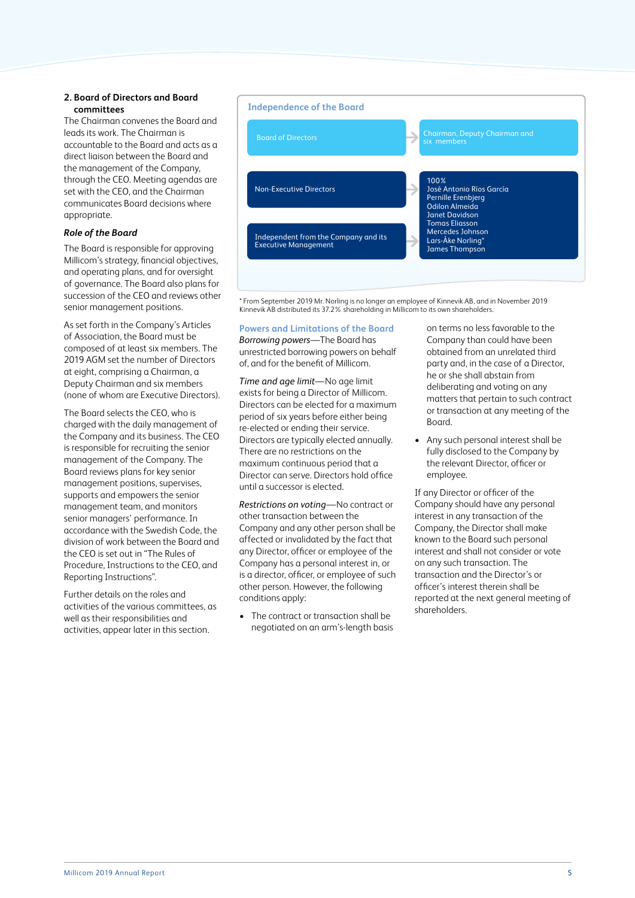## 2. Board of Directors and Board committees

The Chairman convenes the Board and leads its work. The Chairman is accountable to the Board and acts as a direct liaison between the Board and the management of the Company, through the CEO. Meeting agendas are set with the CEO, and the Chairman communicates Board decisions where appropriate.

### *Role of the Board*

The Board is responsible for approving Millicom's strategy, financial objectives, and operating plans, and for oversight of governance. The Board also plans for succession of the CEO and reviews other senior management positions.

As set forth in the Company's Articles of Association, the Board must be composed of at least six members. The 2019 AGM set the number of Directors at eight, comprising a Chairman, a Deputy Chairman and six members (none of whom are Executive Directors).

The Board selects the CEO, who is charged with the daily management of the Company and its business. The CEO is responsible for recruiting the senior management of the Company. The Board reviews plans for key senior management positions, supervises, supports and empowers the senior management team, and monitors senior managers' performance. In accordance with the Swedish Code, the division of work between the Board and the CEO is set out in "The Rules of Procedure, Instructions to the CEO, and Reporting Instructions".

Further details on the roles and activities of the various committees, as well as their responsibilities and activities, appear later in this section.

### Independence of the Board

| | |
|---|---|
| Board of Directors | Chairman, Deputy Chairman and six members |
| Non-Executive Directors | 100% José Antonio Ríos García, Pernille Erenbjerg, Odilon Almeida, Janet Davidson, Tomas Eliasson, Mercedes Johnson, Lars-Åke Norling*, James Thompson |
| Independent from the Company and its Executive Management | |

\* From September 2019 Mr. Norling is no longer an employee of Kinnevik AB, and in November 2019 Kinnevik AB distributed its 37.2% shareholding in Millicom to its own shareholders.

### Powers and Limitations of the Board

*Borrowing powers*—The Board has unrestricted borrowing powers on behalf of, and for the benefit of Millicom.

*Time and age limit*—No age limit exists for being a Director of Millicom. Directors can be elected for a maximum period of six years before either being re-elected or ending their service. Directors are typically elected annually. There are no restrictions on the maximum continuous period that a Director can serve. Directors hold office until a successor is elected.

*Restrictions on voting*—No contract or other transaction between the Company and any other person shall be affected or invalidated by the fact that any Director, officer or employee of the Company has a personal interest in, or is a director, officer, or employee of such other person. However, the following conditions apply:

- The contract or transaction shall be negotiated on an arm's-length basis on terms no less favorable to the Company than could have been obtained from an unrelated third party and, in the case of a Director, he or she shall abstain from deliberating and voting on any matters that pertain to such contract or transaction at any meeting of the Board.
- Any such personal interest shall be fully disclosed to the Company by the relevant Director, officer or employee.

If any Director or officer of the Company should have any personal interest in any transaction of the Company, the Director shall make known to the Board such personal interest and shall not consider or vote on any such transaction. The transaction and the Director's or officer's interest therein shall be reported at the next general meeting of shareholders.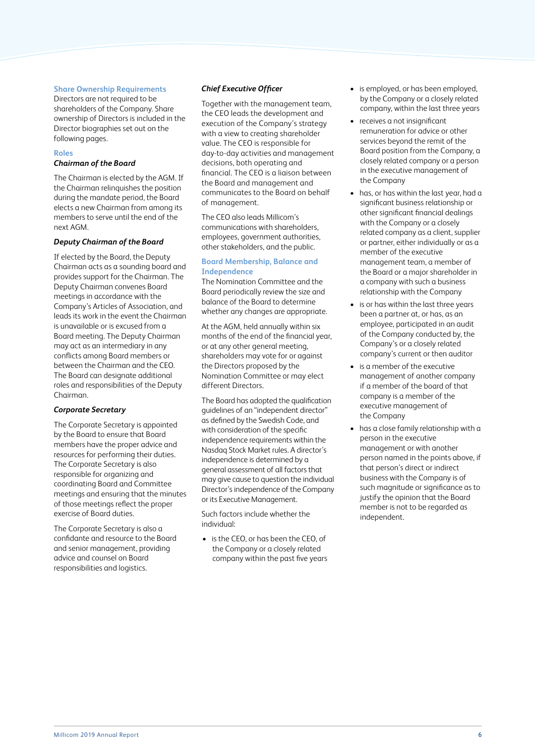### Share Ownership Requirements

Directors are not required to be shareholders of the Company. Share ownership of Directors is included in the Director biographies set out on the following pages.

### Roles

#### *Chairman of the Board*

The Chairman is elected by the AGM. If the Chairman relinquishes the position during the mandate period, the Board elects a new Chairman from among its members to serve until the end of the next AGM.

#### *Deputy Chairman of the Board*

If elected by the Board, the Deputy Chairman acts as a sounding board and provides support for the Chairman. The Deputy Chairman convenes Board meetings in accordance with the Company's Articles of Association, and leads its work in the event the Chairman is unavailable or is excused from a Board meeting. The Deputy Chairman may act as an intermediary in any conflicts among Board members or between the Chairman and the CEO. The Board can designate additional roles and responsibilities of the Deputy Chairman.

#### *Corporate Secretary*

The Corporate Secretary is appointed by the Board to ensure that Board members have the proper advice and resources for performing their duties. The Corporate Secretary is also responsible for organizing and coordinating Board and Committee meetings and ensuring that the minutes of those meetings reflect the proper exercise of Board duties.

The Corporate Secretary is also a confidante and resource to the Board and senior management, providing advice and counsel on Board responsibilities and logistics.

#### *Chief Executive Officer*

Together with the management team, the CEO leads the development and execution of the Company's strategy with a view to creating shareholder value. The CEO is responsible for day-to-day activities and management decisions, both operating and financial. The CEO is a liaison between the Board and management and communicates to the Board on behalf of management.

The CEO also leads Millicom's communications with shareholders, employees, government authorities, other stakeholders, and the public.

### Board Membership, Balance and Independence

The Nomination Committee and the Board periodically review the size and balance of the Board to determine whether any changes are appropriate.

At the AGM, held annually within six months of the end of the financial year, or at any other general meeting, shareholders may vote for or against the Directors proposed by the Nomination Committee or may elect different Directors.

The Board has adopted the qualification guidelines of an "independent director" as defined by the Swedish Code, and with consideration of the specific independence requirements within the Nasdaq Stock Market rules. A director's independence is determined by a general assessment of all factors that may give cause to question the individual Director's independence of the Company or its Executive Management.

Such factors include whether the individual:

- is the CEO, or has been the CEO, of the Company or a closely related company within the past five years
- is employed, or has been employed, by the Company or a closely related company, within the last three years
- receives a not insignificant remuneration for advice or other services beyond the remit of the Board position from the Company, a closely related company or a person in the executive management of the Company
- has, or has within the last year, had a significant business relationship or other significant financial dealings with the Company or a closely related company as a client, supplier or partner, either individually or as a member of the executive management team, a member of the Board or a major shareholder in a company with such a business relationship with the Company
- is or has within the last three years been a partner at, or has, as an employee, participated in an audit of the Company conducted by, the Company's or a closely related company's current or then auditor
- is a member of the executive management of another company if a member of the board of that company is a member of the executive management of the Company
- has a close family relationship with a person in the executive management or with another person named in the points above, if that person's direct or indirect business with the Company is of such magnitude or significance as to justify the opinion that the Board member is not to be regarded as independent.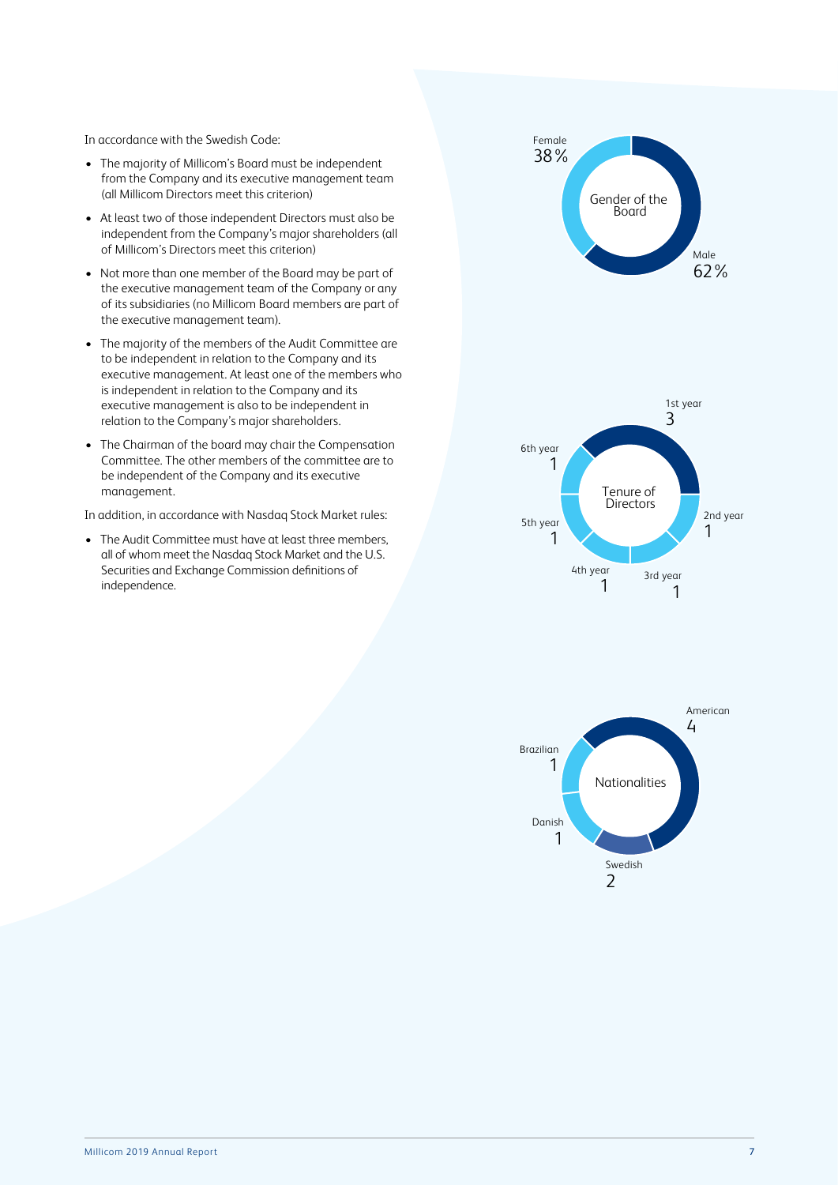In accordance with the Swedish Code:

- The majority of Millicom's Board must be independent from the Company and its executive management team (all Millicom Directors meet this criterion)
- At least two of those independent Directors must also be independent from the Company's major shareholders (all of Millicom's Directors meet this criterion)
- Not more than one member of the Board may be part of the executive management team of the Company or any of its subsidiaries (no Millicom Board members are part of the executive management team).
- The majority of the members of the Audit Committee are to be independent in relation to the Company and its executive management. At least one of the members who is independent in relation to the Company and its executive management is also to be independent in relation to the Company's major shareholders.
- The Chairman of the board may chair the Compensation Committee. The other members of the committee are to be independent of the Company and its executive management.

In addition, in accordance with Nasdaq Stock Market rules:

- The Audit Committee must have at least three members, all of whom meet the Nasdaq Stock Market and the U.S. Securities and Exchange Commission definitions of independence.

**Gender of the Board**

| Gender | Share |
|---|---|
| Female | 38% |
| Male | 62% |

**Tenure of Directors**

| Tenure | Number |
|---|---|
| 1st year | 3 |
| 2nd year | 1 |
| 3rd year | 1 |
| 4th year | 1 |
| 5th year | 1 |
| 6th year | 1 |

**Nationalities**

| Nationality | Number |
|---|---|
| American | 4 |
| Swedish | 2 |
| Danish | 1 |
| Brazilian | 1 |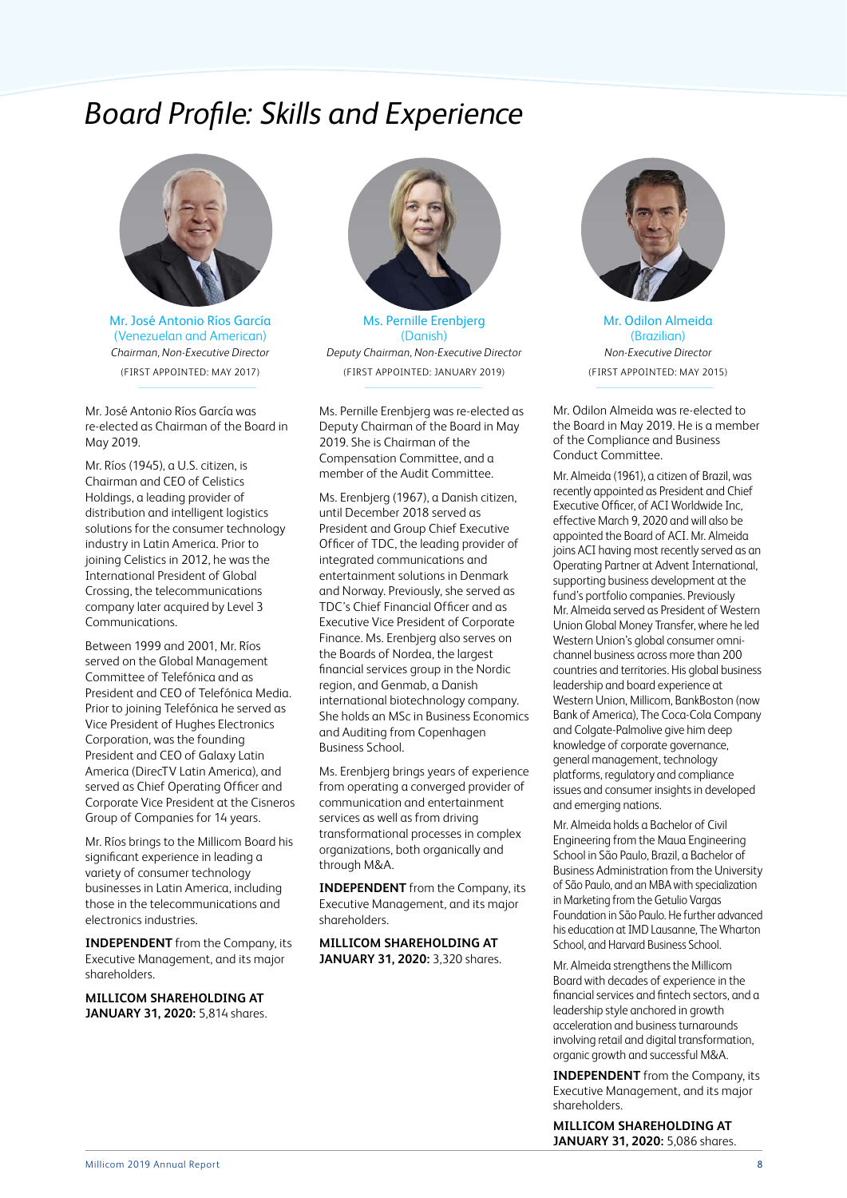# Board Profile: Skills and Experience

**Mr. José Antonio Ríos García**
(Venezuelan and American)
*Chairman, Non-Executive Director*
(FIRST APPOINTED: MAY 2017)

Mr. José Antonio Ríos García was re-elected as Chairman of the Board in May 2019.

Mr. Ríos (1945), a U.S. citizen, is Chairman and CEO of Celistics Holdings, a leading provider of distribution and intelligent logistics solutions for the consumer technology industry in Latin America. Prior to joining Celistics in 2012, he was the International President of Global Crossing, the telecommunications company later acquired by Level 3 Communications.

Between 1999 and 2001, Mr. Ríos served on the Global Management Committee of Telefónica and as President and CEO of Telefónica Media. Prior to joining Telefónica he served as Vice President of Hughes Electronics Corporation, was the founding President and CEO of Galaxy Latin America (DirecTV Latin America), and served as Chief Operating Officer and Corporate Vice President at the Cisneros Group of Companies for 14 years.

Mr. Ríos brings to the Millicom Board his significant experience in leading a variety of consumer technology businesses in Latin America, including those in the telecommunications and electronics industries.

**INDEPENDENT** from the Company, its Executive Management, and its major shareholders.

**MILLICOM SHAREHOLDING AT JANUARY 31, 2020:** 5,814 shares.

**Ms. Pernille Erenbjerg**
(Danish)
*Deputy Chairman, Non-Executive Director*
(FIRST APPOINTED: JANUARY 2019)

Ms. Pernille Erenbjerg was re-elected as Deputy Chairman of the Board in May 2019. She is Chairman of the Compensation Committee, and a member of the Audit Committee.

Ms. Erenbjerg (1967), a Danish citizen, until December 2018 served as President and Group Chief Executive Officer of TDC, the leading provider of integrated communications and entertainment solutions in Denmark and Norway. Previously, she served as TDC's Chief Financial Officer and as Executive Vice President of Corporate Finance. Ms. Erenbjerg also serves on the Boards of Nordea, the largest financial services group in the Nordic region, and Genmab, a Danish international biotechnology company. She holds an MSc in Business Economics and Auditing from Copenhagen Business School.

Ms. Erenbjerg brings years of experience from operating a converged provider of communication and entertainment services as well as from driving transformational processes in complex organizations, both organically and through M&A.

**INDEPENDENT** from the Company, its Executive Management, and its major shareholders.

**MILLICOM SHAREHOLDING AT JANUARY 31, 2020:** 3,320 shares.

**Mr. Odilon Almeida**
(Brazilian)
*Non-Executive Director*
(FIRST APPOINTED: MAY 2015)

Mr. Odilon Almeida was re-elected to the Board in May 2019. He is a member of the Compliance and Business Conduct Committee.

Mr. Almeida (1961), a citizen of Brazil, was recently appointed as President and Chief Executive Officer, of ACI Worldwide Inc, effective March 9, 2020 and will also be appointed the Board of ACI. Mr. Almeida joins ACI having most recently served as an Operating Partner at Advent International, supporting business development at the fund's portfolio companies. Previously Mr. Almeida served as President of Western Union Global Money Transfer, where he led Western Union's global consumer omni-channel business across more than 200 countries and territories. His global business leadership and board experience at Western Union, Millicom, BankBoston (now Bank of America), The Coca-Cola Company and Colgate-Palmolive give him deep knowledge of corporate governance, general management, technology platforms, regulatory and compliance issues and consumer insights in developed and emerging nations.

Mr. Almeida holds a Bachelor of Civil Engineering from the Maua Engineering School in São Paulo, Brazil, a Bachelor of Business Administration from the University of São Paulo, and an MBA with specialization in Marketing from the Getulio Vargas Foundation in São Paulo. He further advanced his education at IMD Lausanne, The Wharton School, and Harvard Business School.

Mr. Almeida strengthens the Millicom Board with decades of experience in the financial services and fintech sectors, and a leadership style anchored in growth acceleration and business turnarounds involving retail and digital transformation, organic growth and successful M&A.

**INDEPENDENT** from the Company, its Executive Management, and its major shareholders.

**MILLICOM SHAREHOLDING AT JANUARY 31, 2020:** 5,086 shares.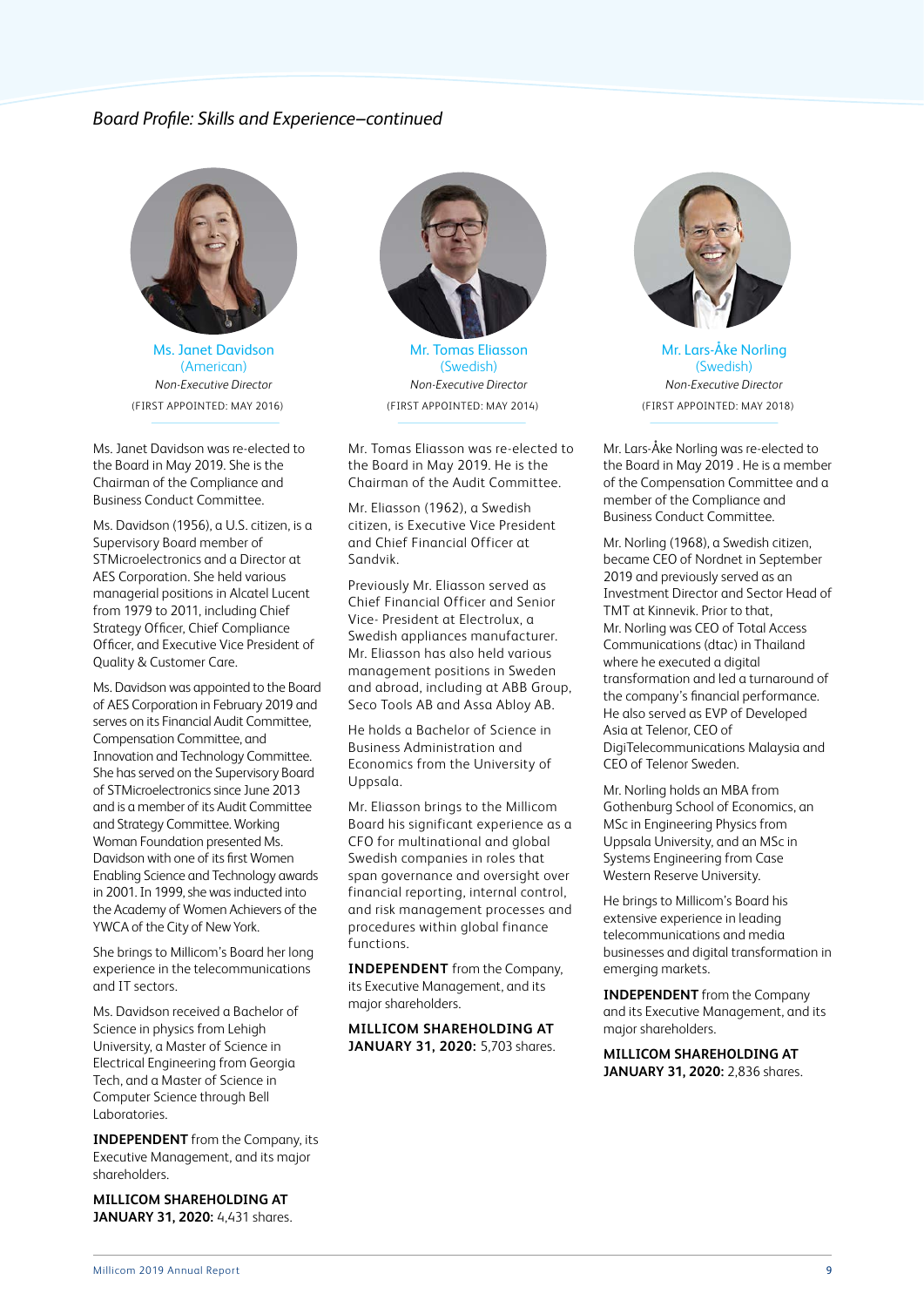*Board Profile: Skills and Experience–continued*

## Ms. Janet Davidson
(American)

*Non-Executive Director*

(FIRST APPOINTED: MAY 2016)

Ms. Janet Davidson was re-elected to the Board in May 2019. She is the Chairman of the Compliance and Business Conduct Committee.

Ms. Davidson (1956), a U.S. citizen, is a Supervisory Board member of STMicroelectronics and a Director at AES Corporation. She held various managerial positions in Alcatel Lucent from 1979 to 2011, including Chief Strategy Officer, Chief Compliance Officer, and Executive Vice President of Quality & Customer Care.

Ms. Davidson was appointed to the Board of AES Corporation in February 2019 and serves on its Financial Audit Committee, Compensation Committee, and Innovation and Technology Committee. She has served on the Supervisory Board of STMicroelectronics since June 2013 and is a member of its Audit Committee and Strategy Committee. Working Woman Foundation presented Ms. Davidson with one of its first Women Enabling Science and Technology awards in 2001. In 1999, she was inducted into the Academy of Women Achievers of the YWCA of the City of New York.

She brings to Millicom's Board her long experience in the telecommunications and IT sectors.

Ms. Davidson received a Bachelor of Science in physics from Lehigh University, a Master of Science in Electrical Engineering from Georgia Tech, and a Master of Science in Computer Science through Bell Laboratories.

**INDEPENDENT** from the Company, its Executive Management, and its major shareholders.

**MILLICOM SHAREHOLDING AT JANUARY 31, 2020:** 4,431 shares.

## Mr. Tomas Eliasson
(Swedish)

*Non-Executive Director*

(FIRST APPOINTED: MAY 2014)

Mr. Tomas Eliasson was re-elected to the Board in May 2019. He is the Chairman of the Audit Committee.

Mr. Eliasson (1962), a Swedish citizen, is Executive Vice President and Chief Financial Officer at Sandvik.

Previously Mr. Eliasson served as Chief Financial Officer and Senior Vice- President at Electrolux, a Swedish appliances manufacturer. Mr. Eliasson has also held various management positions in Sweden and abroad, including at ABB Group, Seco Tools AB and Assa Abloy AB.

He holds a Bachelor of Science in Business Administration and Economics from the University of Uppsala.

Mr. Eliasson brings to the Millicom Board his significant experience as a CFO for multinational and global Swedish companies in roles that span governance and oversight over financial reporting, internal control, and risk management processes and procedures within global finance functions.

**INDEPENDENT** from the Company, its Executive Management, and its major shareholders.

**MILLICOM SHAREHOLDING AT JANUARY 31, 2020:** 5,703 shares.

## Mr. Lars-Åke Norling
(Swedish)

*Non-Executive Director*

(FIRST APPOINTED: MAY 2018)

Mr. Lars-Åke Norling was re-elected to the Board in May 2019 . He is a member of the Compensation Committee and a member of the Compliance and Business Conduct Committee.

Mr. Norling (1968), a Swedish citizen, became CEO of Nordnet in September 2019 and previously served as an Investment Director and Sector Head of TMT at Kinnevik. Prior to that, Mr. Norling was CEO of Total Access Communications (dtac) in Thailand where he executed a digital transformation and led a turnaround of the company's financial performance. He also served as EVP of Developed Asia at Telenor, CEO of DigiTelecommunications Malaysia and CEO of Telenor Sweden.

Mr. Norling holds an MBA from Gothenburg School of Economics, an MSc in Engineering Physics from Uppsala University, and an MSc in Systems Engineering from Case Western Reserve University.

He brings to Millicom's Board his extensive experience in leading telecommunications and media businesses and digital transformation in emerging markets.

**INDEPENDENT** from the Company and its Executive Management, and its major shareholders.

**MILLICOM SHAREHOLDING AT JANUARY 31, 2020:** 2,836 shares.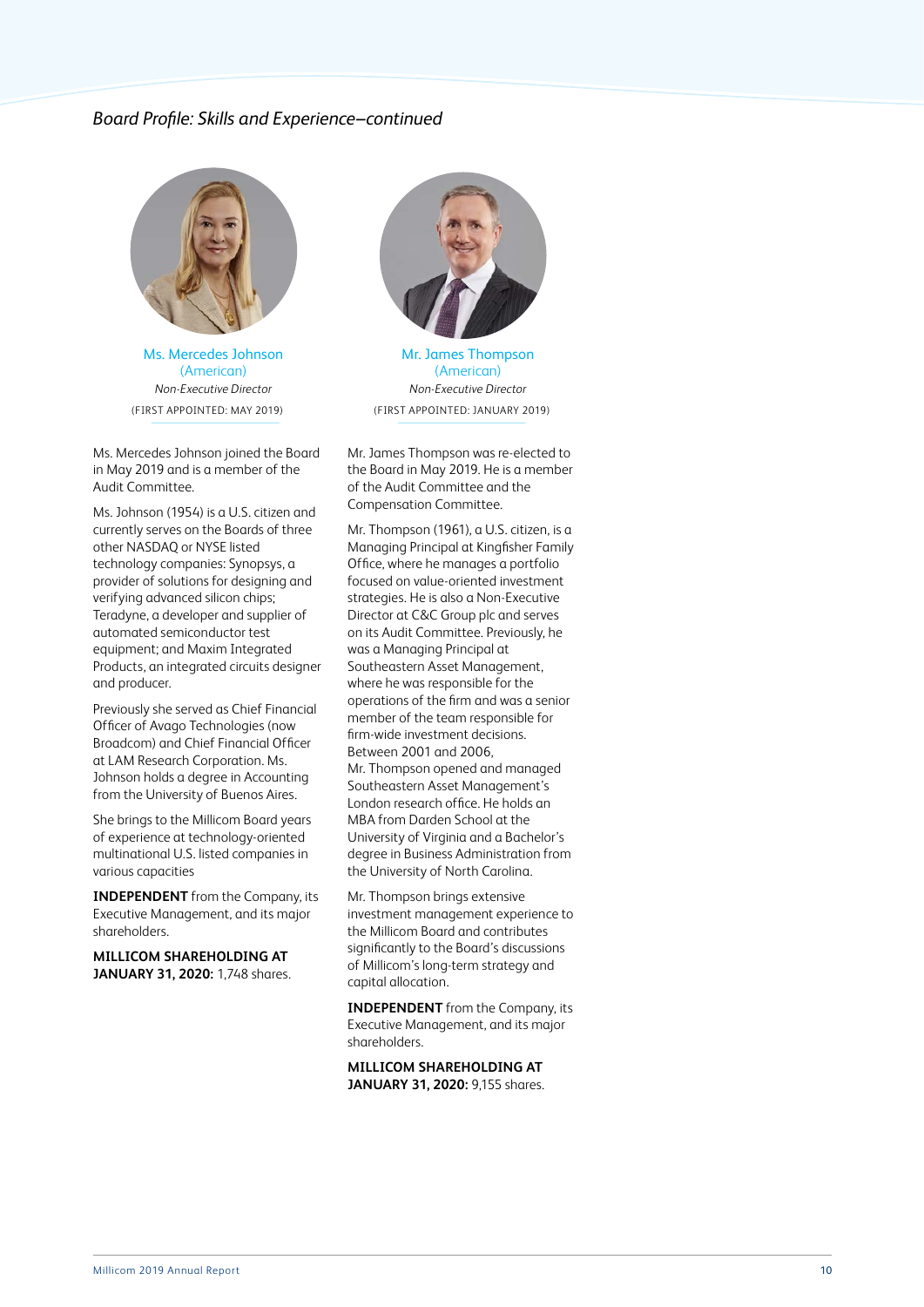*Board Profile: Skills and Experience–continued*

### Ms. Mercedes Johnson
(American)

*Non-Executive Director*

(FIRST APPOINTED: MAY 2019)

Ms. Mercedes Johnson joined the Board in May 2019 and is a member of the Audit Committee.

Ms. Johnson (1954) is a U.S. citizen and currently serves on the Boards of three other NASDAQ or NYSE listed technology companies: Synopsys, a provider of solutions for designing and verifying advanced silicon chips; Teradyne, a developer and supplier of automated semiconductor test equipment; and Maxim Integrated Products, an integrated circuits designer and producer.

Previously she served as Chief Financial Officer of Avago Technologies (now Broadcom) and Chief Financial Officer at LAM Research Corporation. Ms. Johnson holds a degree in Accounting from the University of Buenos Aires.

She brings to the Millicom Board years of experience at technology-oriented multinational U.S. listed companies in various capacities

**INDEPENDENT** from the Company, its Executive Management, and its major shareholders.

**MILLICOM SHAREHOLDING AT JANUARY 31, 2020:** 1,748 shares.

### Mr. James Thompson
(American)

*Non-Executive Director*

(FIRST APPOINTED: JANUARY 2019)

Mr. James Thompson was re-elected to the Board in May 2019. He is a member of the Audit Committee and the Compensation Committee.

Mr. Thompson (1961), a U.S. citizen, is a Managing Principal at Kingfisher Family Office, where he manages a portfolio focused on value-oriented investment strategies. He is also a Non-Executive Director at C&C Group plc and serves on its Audit Committee. Previously, he was a Managing Principal at Southeastern Asset Management, where he was responsible for the operations of the firm and was a senior member of the team responsible for firm-wide investment decisions. Between 2001 and 2006, Mr. Thompson opened and managed Southeastern Asset Management's London research office. He holds an MBA from Darden School at the University of Virginia and a Bachelor's degree in Business Administration from the University of North Carolina.

Mr. Thompson brings extensive investment management experience to the Millicom Board and contributes significantly to the Board's discussions of Millicom's long-term strategy and capital allocation.

**INDEPENDENT** from the Company, its Executive Management, and its major shareholders.

**MILLICOM SHAREHOLDING AT JANUARY 31, 2020:** 9,155 shares.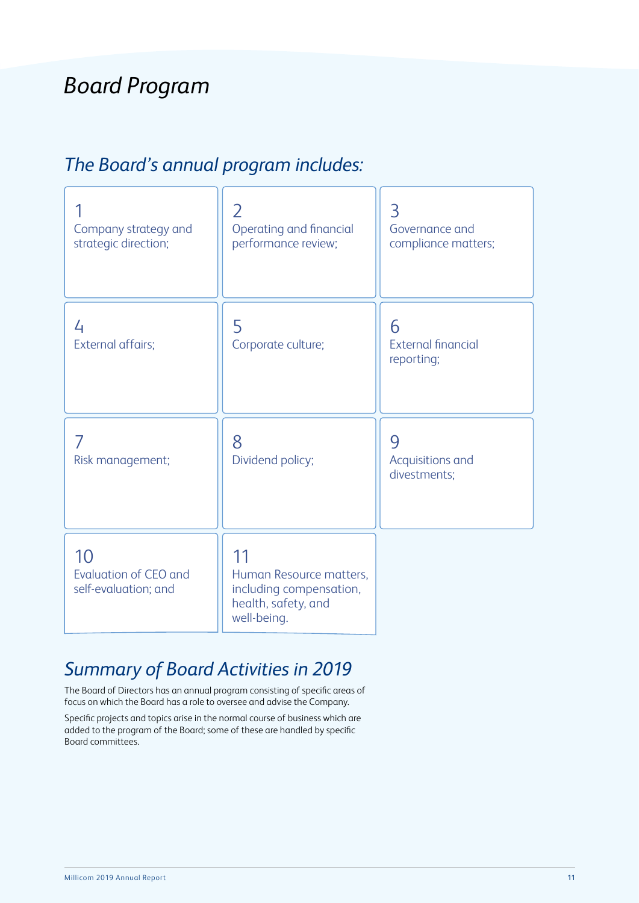# *Board Program*

## *The Board's annual program includes:*

1. Company strategy and strategic direction;
2. Operating and financial performance review;
3. Governance and compliance matters;
4. External affairs;
5. Corporate culture;
6. External financial reporting;
7. Risk management;
8. Dividend policy;
9. Acquisitions and divestments;
10. Evaluation of CEO and self-evaluation; and
11. Human Resource matters, including compensation, health, safety, and well-being.

## *Summary of Board Activities in 2019*

The Board of Directors has an annual program consisting of specific areas of focus on which the Board has a role to oversee and advise the Company.

Specific projects and topics arise in the normal course of business which are added to the program of the Board; some of these are handled by specific Board committees.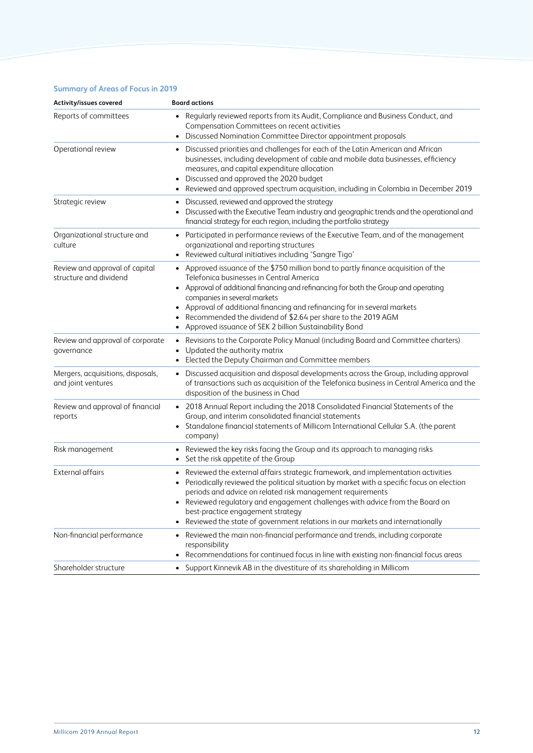### Summary of Areas of Focus in 2019

| Activity/issues covered | Board actions |
|---|---|
| Reports of committees | • Regularly reviewed reports from its Audit, Compliance and Business Conduct, and Compensation Committees on recent activities<br>• Discussed Nomination Committee Director appointment proposals |
| Operational review | • Discussed priorities and challenges for each of the Latin American and African businesses, including development of cable and mobile data businesses, efficiency measures, and capital expenditure allocation<br>• Discussed and approved the 2020 budget<br>• Reviewed and approved spectrum acquisition, including in Colombia in December 2019 |
| Strategic review | • Discussed, reviewed and approved the strategy<br>• Discussed with the Executive Team industry and geographic trends and the operational and financial strategy for each region, including the portfolio strategy |
| Organizational structure and culture | • Participated in performance reviews of the Executive Team, and of the management organizational and reporting structures<br>• Reviewed cultural initiatives including 'Sangre Tigo' |
| Review and approval of capital structure and dividend | • Approved issuance of the $750 million bond to partly finance acquisition of the Telefonica businesses in Central America<br>• Approval of additional financing and refinancing for both the Group and operating companies in several markets<br>• Approval of additional financing and refinancing for in several markets<br>• Recommended the dividend of $2.64 per share to the 2019 AGM<br>• Approved issuance of SEK 2 billion Sustainability Bond |
| Review and approval of corporate governance | • Revisions to the Corporate Policy Manual (including Board and Committee charters)<br>• Updated the authority matrix<br>• Elected the Deputy Chairman and Committee members |
| Mergers, acquisitions, disposals, and joint ventures | • Discussed acquisition and disposal developments across the Group, including approval of transactions such as acquisition of the Telefonica business in Central America and the disposition of the business in Chad |
| Review and approval of financial reports | • 2018 Annual Report including the 2018 Consolidated Financial Statements of the Group, and interim consolidated financial statements<br>• Standalone financial statements of Millicom International Cellular S.A. (the parent company) |
| Risk management | • Reviewed the key risks facing the Group and its approach to managing risks<br>• Set the risk appetite of the Group |
| External affairs | • Reviewed the external affairs strategic framework, and implementation activities<br>• Periodically reviewed the political situation by market with a specific focus on election periods and advice on related risk management requirements<br>• Reviewed regulatory and engagement challenges with advice from the Board on best-practice engagement strategy<br>• Reviewed the state of government relations in our markets and internationally |
| Non-financial performance | • Reviewed the main non-financial performance and trends, including corporate responsibility<br>• Recommendations for continued focus in line with existing non-financial focus areas |
| Shareholder structure | • Support Kinnevik AB in the divestiture of its shareholding in Millicom |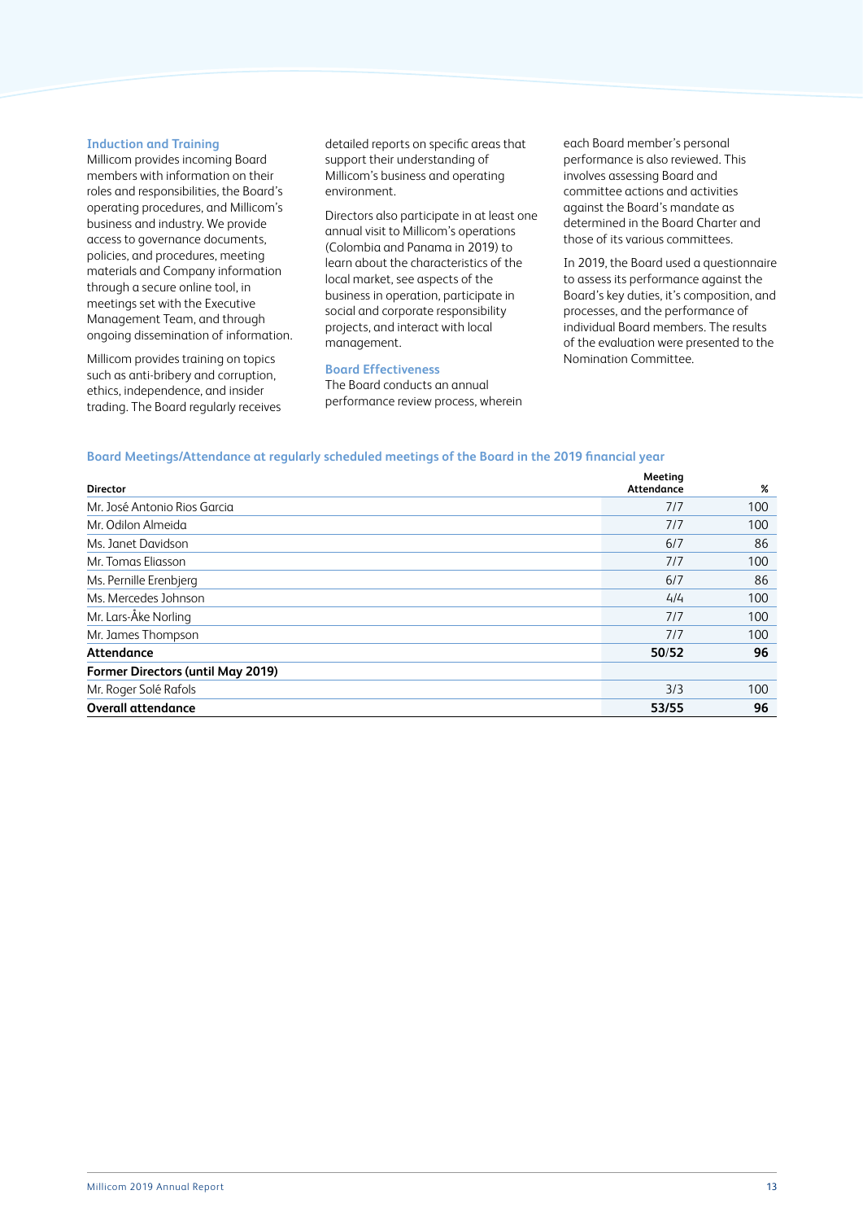### Induction and Training

Millicom provides incoming Board members with information on their roles and responsibilities, the Board's operating procedures, and Millicom's business and industry. We provide access to governance documents, policies, and procedures, meeting materials and Company information through a secure online tool, in meetings set with the Executive Management Team, and through ongoing dissemination of information.

Millicom provides training on topics such as anti-bribery and corruption, ethics, independence, and insider trading. The Board regularly receives detailed reports on specific areas that support their understanding of Millicom's business and operating environment.

Directors also participate in at least one annual visit to Millicom's operations (Colombia and Panama in 2019) to learn about the characteristics of the local market, see aspects of the business in operation, participate in social and corporate responsibility projects, and interact with local management.

### Board Effectiveness

The Board conducts an annual performance review process, wherein each Board member's personal performance is also reviewed. This involves assessing Board and committee actions and activities against the Board's mandate as determined in the Board Charter and those of its various committees.

In 2019, the Board used a questionnaire to assess its performance against the Board's key duties, it's composition, and processes, and the performance of individual Board members. The results of the evaluation were presented to the Nomination Committee.

### Board Meetings/Attendance at regularly scheduled meetings of the Board in the 2019 financial year

| Director | Meeting Attendance | % |
|---|---|---|
| Mr. José Antonio Rios Garcia | 7/7 | 100 |
| Mr. Odilon Almeida | 7/7 | 100 |
| Ms. Janet Davidson | 6/7 | 86 |
| Mr. Tomas Eliasson | 7/7 | 100 |
| Ms. Pernille Erenbjerg | 6/7 | 86 |
| Ms. Mercedes Johnson | 4/4 | 100 |
| Mr. Lars-Åke Norling | 7/7 | 100 |
| Mr. James Thompson | 7/7 | 100 |
| **Attendance** | **50/52** | **96** |
| **Former Directors (until May 2019)** | | |
| Mr. Roger Solé Rafols | 3/3 | 100 |
| **Overall attendance** | **53/55** | **96** |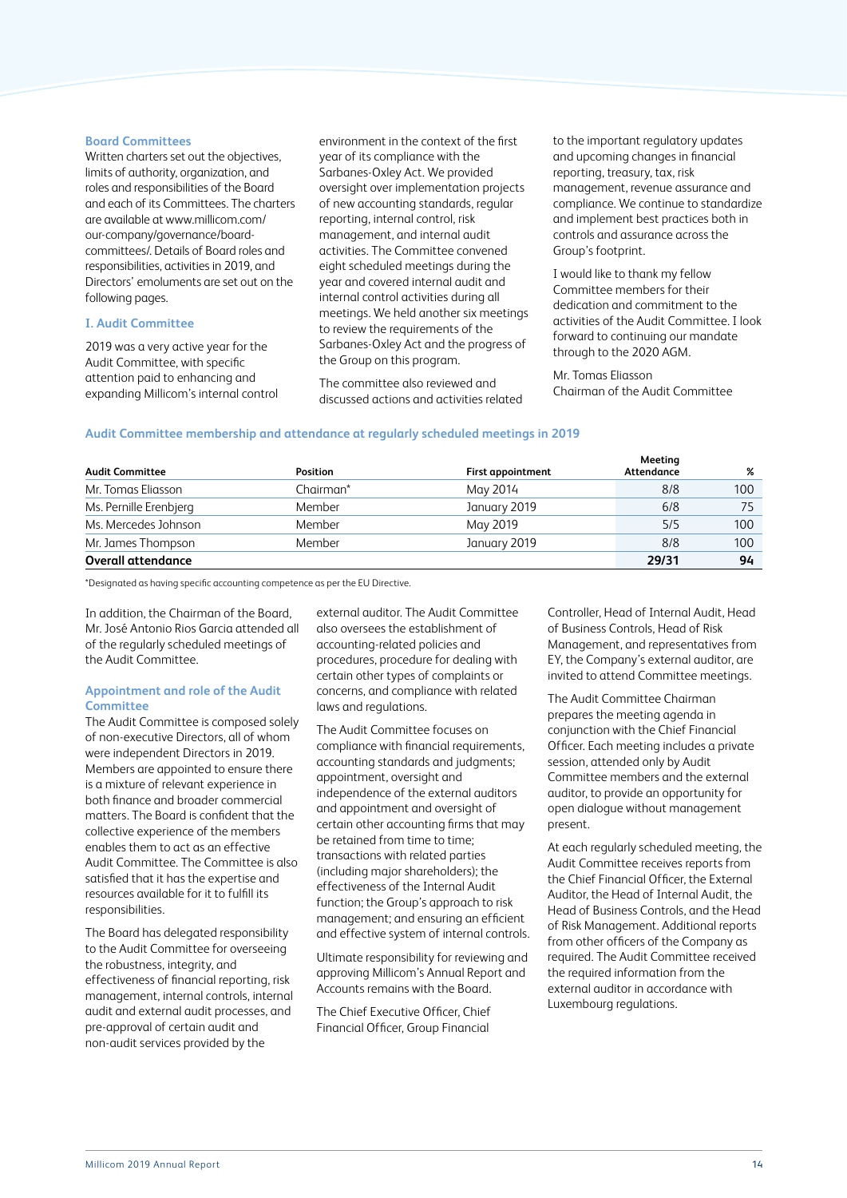### Board Committees

Written charters set out the objectives, limits of authority, organization, and roles and responsibilities of the Board and each of its Committees. The charters are available at www.millicom.com/our-company/governance/board-committees/. Details of Board roles and responsibilities, activities in 2019, and Directors' emoluments are set out on the following pages.

### I. Audit Committee

2019 was a very active year for the Audit Committee, with specific attention paid to enhancing and expanding Millicom's internal control environment in the context of the first year of its compliance with the Sarbanes-Oxley Act. We provided oversight over implementation projects of new accounting standards, regular reporting, internal control, risk management, and internal audit activities. The Committee convened eight scheduled meetings during the year and covered internal audit and internal control activities during all meetings. We held another six meetings to review the requirements of the Sarbanes-Oxley Act and the progress of the Group on this program.

The committee also reviewed and discussed actions and activities related to the important regulatory updates and upcoming changes in financial reporting, treasury, tax, risk management, revenue assurance and compliance. We continue to standardize and implement best practices both in controls and assurance across the Group's footprint.

I would like to thank my fellow Committee members for their dedication and commitment to the activities of the Audit Committee. I look forward to continuing our mandate through to the 2020 AGM.

Mr. Tomas Eliasson
Chairman of the Audit Committee

#### Audit Committee membership and attendance at regularly scheduled meetings in 2019

| Audit Committee | Position | First appointment | Meeting Attendance | % |
|---|---|---|---|---|
| Mr. Tomas Eliasson | Chairman* | May 2014 | 8/8 | 100 |
| Ms. Pernille Erenbjerg | Member | January 2019 | 6/8 | 75 |
| Ms. Mercedes Johnson | Member | May 2019 | 5/5 | 100 |
| Mr. James Thompson | Member | January 2019 | 8/8 | 100 |
| **Overall attendance** | | | **29/31** | **94** |

*Designated as having specific accounting competence as per the EU Directive.

In addition, the Chairman of the Board, Mr. José Antonio Rios Garcia attended all of the regularly scheduled meetings of the Audit Committee.

#### Appointment and role of the Audit Committee

The Audit Committee is composed solely of non-executive Directors, all of whom were independent Directors in 2019. Members are appointed to ensure there is a mixture of relevant experience in both finance and broader commercial matters. The Board is confident that the collective experience of the members enables them to act as an effective Audit Committee. The Committee is also satisfied that it has the expertise and resources available for it to fulfill its responsibilities.

The Board has delegated responsibility to the Audit Committee for overseeing the robustness, integrity, and effectiveness of financial reporting, risk management, internal controls, internal audit and external audit processes, and pre-approval of certain audit and non-audit services provided by the external auditor. The Audit Committee also oversees the establishment of accounting-related policies and procedures, procedure for dealing with certain other types of complaints or concerns, and compliance with related laws and regulations.

The Audit Committee focuses on compliance with financial requirements, accounting standards and judgments; appointment, oversight and independence of the external auditors and appointment and oversight of certain other accounting firms that may be retained from time to time; transactions with related parties (including major shareholders); the effectiveness of the Internal Audit function; the Group's approach to risk management; and ensuring an efficient and effective system of internal controls.

Ultimate responsibility for reviewing and approving Millicom's Annual Report and Accounts remains with the Board.

The Chief Executive Officer, Chief Financial Officer, Group Financial Controller, Head of Internal Audit, Head of Business Controls, Head of Risk Management, and representatives from EY, the Company's external auditor, are invited to attend Committee meetings.

The Audit Committee Chairman prepares the meeting agenda in conjunction with the Chief Financial Officer. Each meeting includes a private session, attended only by Audit Committee members and the external auditor, to provide an opportunity for open dialogue without management present.

At each regularly scheduled meeting, the Audit Committee receives reports from the Chief Financial Officer, the External Auditor, the Head of Internal Audit, the Head of Business Controls, and the Head of Risk Management. Additional reports from other officers of the Company as required. The Audit Committee received the required information from the external auditor in accordance with Luxembourg regulations.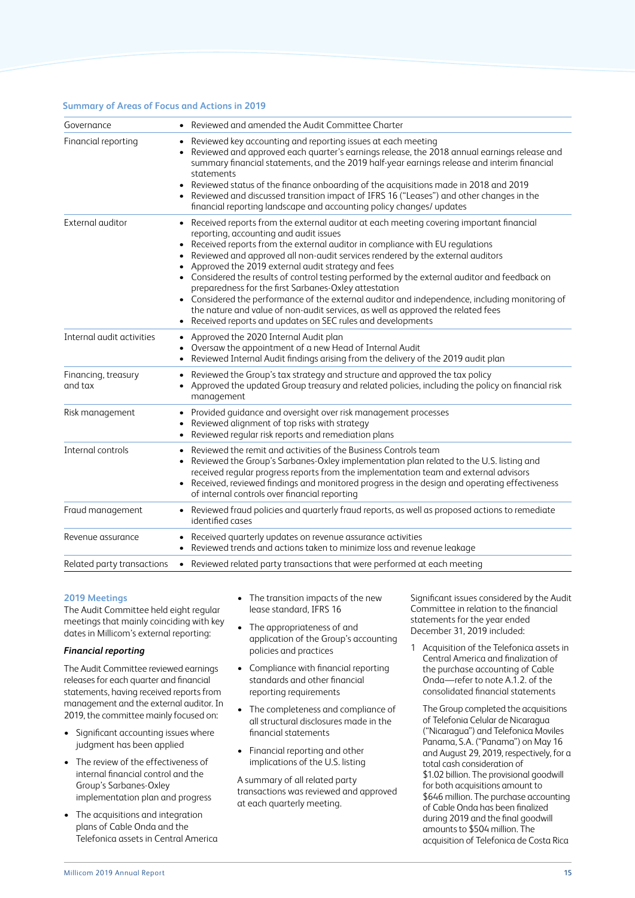### Summary of Areas of Focus and Actions in 2019

| | |
|---|---|
| Governance | • Reviewed and amended the Audit Committee Charter |
| Financial reporting | • Reviewed key accounting and reporting issues at each meeting<br>• Reviewed and approved each quarter's earnings release, the 2018 annual earnings release and summary financial statements, and the 2019 half-year earnings release and interim financial statements<br>• Reviewed status of the finance onboarding of the acquisitions made in 2018 and 2019<br>• Reviewed and discussed transition impact of IFRS 16 ("Leases") and other changes in the financial reporting landscape and accounting policy changes/ updates |
| External auditor | • Received reports from the external auditor at each meeting covering important financial reporting, accounting and audit issues<br>• Received reports from the external auditor in compliance with EU regulations<br>• Reviewed and approved all non-audit services rendered by the external auditors<br>• Approved the 2019 external audit strategy and fees<br>• Considered the results of control testing performed by the external auditor and feedback on preparedness for the first Sarbanes-Oxley attestation<br>• Considered the performance of the external auditor and independence, including monitoring of the nature and value of non-audit services, as well as approved the related fees<br>• Received reports and updates on SEC rules and developments |
| Internal audit activities | • Approved the 2020 Internal Audit plan<br>• Oversaw the appointment of a new Head of Internal Audit<br>• Reviewed Internal Audit findings arising from the delivery of the 2019 audit plan |
| Financing, treasury and tax | • Reviewed the Group's tax strategy and structure and approved the tax policy<br>• Approved the updated Group treasury and related policies, including the policy on financial risk management |
| Risk management | • Provided guidance and oversight over risk management processes<br>• Reviewed alignment of top risks with strategy<br>• Reviewed regular risk reports and remediation plans |
| Internal controls | • Reviewed the remit and activities of the Business Controls team<br>• Reviewed the Group's Sarbanes-Oxley implementation plan related to the U.S. listing and received regular progress reports from the implementation team and external advisors<br>• Received, reviewed findings and monitored progress in the design and operating effectiveness of internal controls over financial reporting |
| Fraud management | • Reviewed fraud policies and quarterly fraud reports, as well as proposed actions to remediate identified cases |
| Revenue assurance | • Received quarterly updates on revenue assurance activities<br>• Reviewed trends and actions taken to minimize loss and revenue leakage |
| Related party transactions | • Reviewed related party transactions that were performed at each meeting |

### 2019 Meetings

The Audit Committee held eight regular meetings that mainly coinciding with key dates in Millicom's external reporting:

#### *Financial reporting*

The Audit Committee reviewed earnings releases for each quarter and financial statements, having received reports from management and the external auditor. In 2019, the committee mainly focused on:

- Significant accounting issues where judgment has been applied
- The review of the effectiveness of internal financial control and the Group's Sarbanes-Oxley implementation plan and progress
- The acquisitions and integration plans of Cable Onda and the Telefonica assets in Central America
- The transition impacts of the new lease standard, IFRS 16
- The appropriateness of and application of the Group's accounting policies and practices
- Compliance with financial reporting standards and other financial reporting requirements
- The completeness and compliance of all structural disclosures made in the financial statements
- Financial reporting and other implications of the U.S. listing

A summary of all related party transactions was reviewed and approved at each quarterly meeting.

Significant issues considered by the Audit Committee in relation to the financial statements for the year ended December 31, 2019 included:

1. Acquisition of the Telefonica assets in Central America and finalization of the purchase accounting of Cable Onda—refer to note A.1.2. of the consolidated financial statements

   The Group completed the acquisitions of Telefonia Celular de Nicaragua ("Nicaragua") and Telefonica Moviles Panama, S.A. ("Panama") on May 16 and August 29, 2019, respectively, for a total cash consideration of $1.02 billion. The provisional goodwill for both acquisitions amount to $646 million. The purchase accounting of Cable Onda has been finalized during 2019 and the final goodwill amounts to $504 million. The acquisition of Telefonica de Costa Rica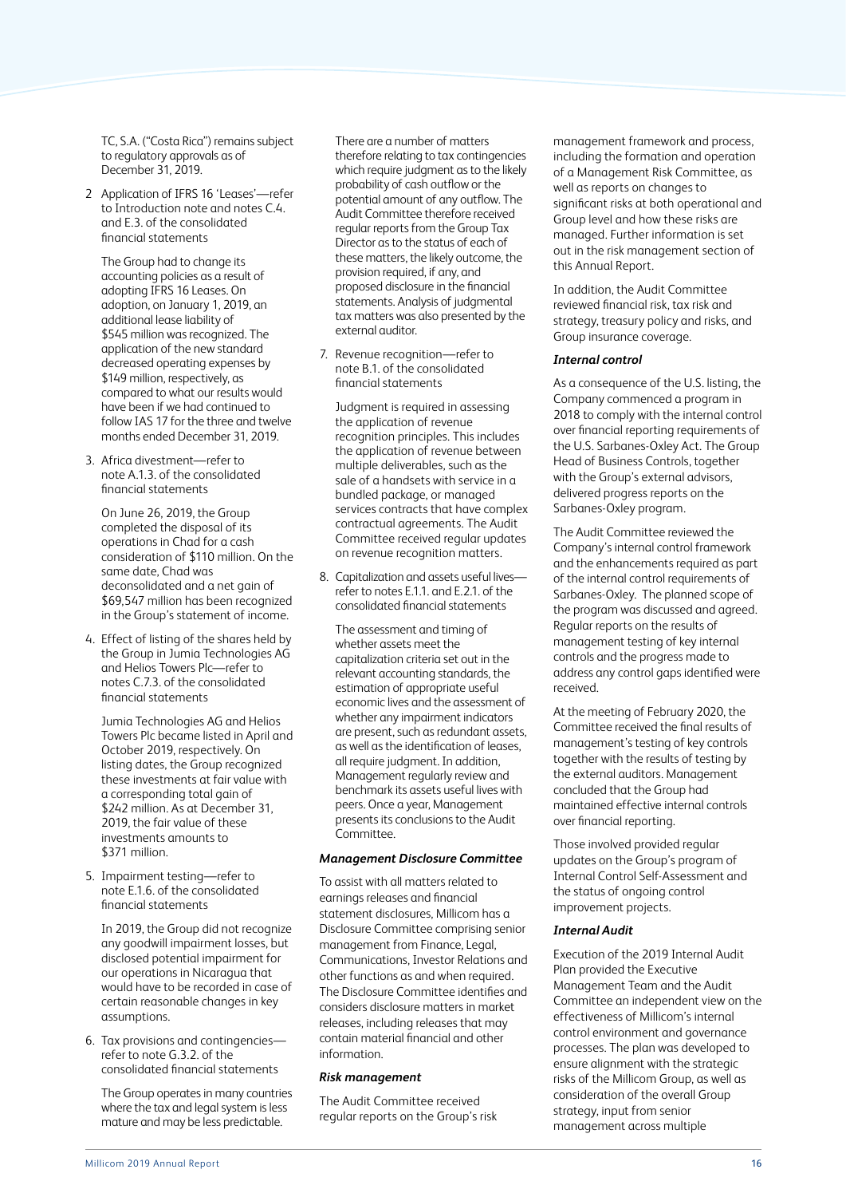TC, S.A. ("Costa Rica") remains subject to regulatory approvals as of December 31, 2019.

2 Application of IFRS 16 'Leases'—refer to Introduction note and notes C.4. and E.3. of the consolidated financial statements

   The Group had to change its accounting policies as a result of adopting IFRS 16 Leases. On adoption, on January 1, 2019, an additional lease liability of $545 million was recognized. The application of the new standard decreased operating expenses by $149 million, respectively, as compared to what our results would have been if we had continued to follow IAS 17 for the three and twelve months ended December 31, 2019.

3. Africa divestment—refer to note A.1.3. of the consolidated financial statements

   On June 26, 2019, the Group completed the disposal of its operations in Chad for a cash consideration of $110 million. On the same date, Chad was deconsolidated and a net gain of $69,547 million has been recognized in the Group's statement of income.

4. Effect of listing of the shares held by the Group in Jumia Technologies AG and Helios Towers Plc—refer to notes C.7.3. of the consolidated financial statements

   Jumia Technologies AG and Helios Towers Plc became listed in April and October 2019, respectively. On listing dates, the Group recognized these investments at fair value with a corresponding total gain of $242 million. As at December 31, 2019, the fair value of these investments amounts to $371 million.

5. Impairment testing—refer to note E.1.6. of the consolidated financial statements

   In 2019, the Group did not recognize any goodwill impairment losses, but disclosed potential impairment for our operations in Nicaragua that would have to be recorded in case of certain reasonable changes in key assumptions.

6. Tax provisions and contingencies—refer to note G.3.2. of the consolidated financial statements

   The Group operates in many countries where the tax and legal system is less mature and may be less predictable. There are a number of matters therefore relating to tax contingencies which require judgment as to the likely probability of cash outflow or the potential amount of any outflow. The Audit Committee therefore received regular reports from the Group Tax Director as to the status of each of these matters, the likely outcome, the provision required, if any, and proposed disclosure in the financial statements. Analysis of judgmental tax matters was also presented by the external auditor.

7. Revenue recognition—refer to note B.1. of the consolidated financial statements

   Judgment is required in assessing the application of revenue recognition principles. This includes the application of revenue between multiple deliverables, such as the sale of a handsets with service in a bundled package, or managed services contracts that have complex contractual agreements. The Audit Committee received regular updates on revenue recognition matters.

8. Capitalization and assets useful lives—refer to notes E.1.1. and E.2.1. of the consolidated financial statements

   The assessment and timing of whether assets meet the capitalization criteria set out in the relevant accounting standards, the estimation of appropriate useful economic lives and the assessment of whether any impairment indicators are present, such as redundant assets, as well as the identification of leases, all require judgment. In addition, Management regularly review and benchmark its assets useful lives with peers. Once a year, Management presents its conclusions to the Audit Committee.

***Management Disclosure Committee***

To assist with all matters related to earnings releases and financial statement disclosures, Millicom has a Disclosure Committee comprising senior management from Finance, Legal, Communications, Investor Relations and other functions as and when required. The Disclosure Committee identifies and considers disclosure matters in market releases, including releases that may contain material financial and other information.

***Risk management***

The Audit Committee received regular reports on the Group's risk management framework and process, including the formation and operation of a Management Risk Committee, as well as reports on changes to significant risks at both operational and Group level and how these risks are managed. Further information is set out in the risk management section of this Annual Report.

In addition, the Audit Committee reviewed financial risk, tax risk and strategy, treasury policy and risks, and Group insurance coverage.

***Internal control***

As a consequence of the U.S. listing, the Company commenced a program in 2018 to comply with the internal control over financial reporting requirements of the U.S. Sarbanes-Oxley Act. The Group Head of Business Controls, together with the Group's external advisors, delivered progress reports on the Sarbanes-Oxley program.

The Audit Committee reviewed the Company's internal control framework and the enhancements required as part of the internal control requirements of Sarbanes-Oxley. The planned scope of the program was discussed and agreed. Regular reports on the results of management testing of key internal controls and the progress made to address any control gaps identified were received.

At the meeting of February 2020, the Committee received the final results of management's testing of key controls together with the results of testing by the external auditors. Management concluded that the Group had maintained effective internal controls over financial reporting.

Those involved provided regular updates on the Group's program of Internal Control Self-Assessment and the status of ongoing control improvement projects.

***Internal Audit***

Execution of the 2019 Internal Audit Plan provided the Executive Management Team and the Audit Committee an independent view on the effectiveness of Millicom's internal control environment and governance processes. The plan was developed to ensure alignment with the strategic risks of the Millicom Group, as well as consideration of the overall Group strategy, input from senior management across multiple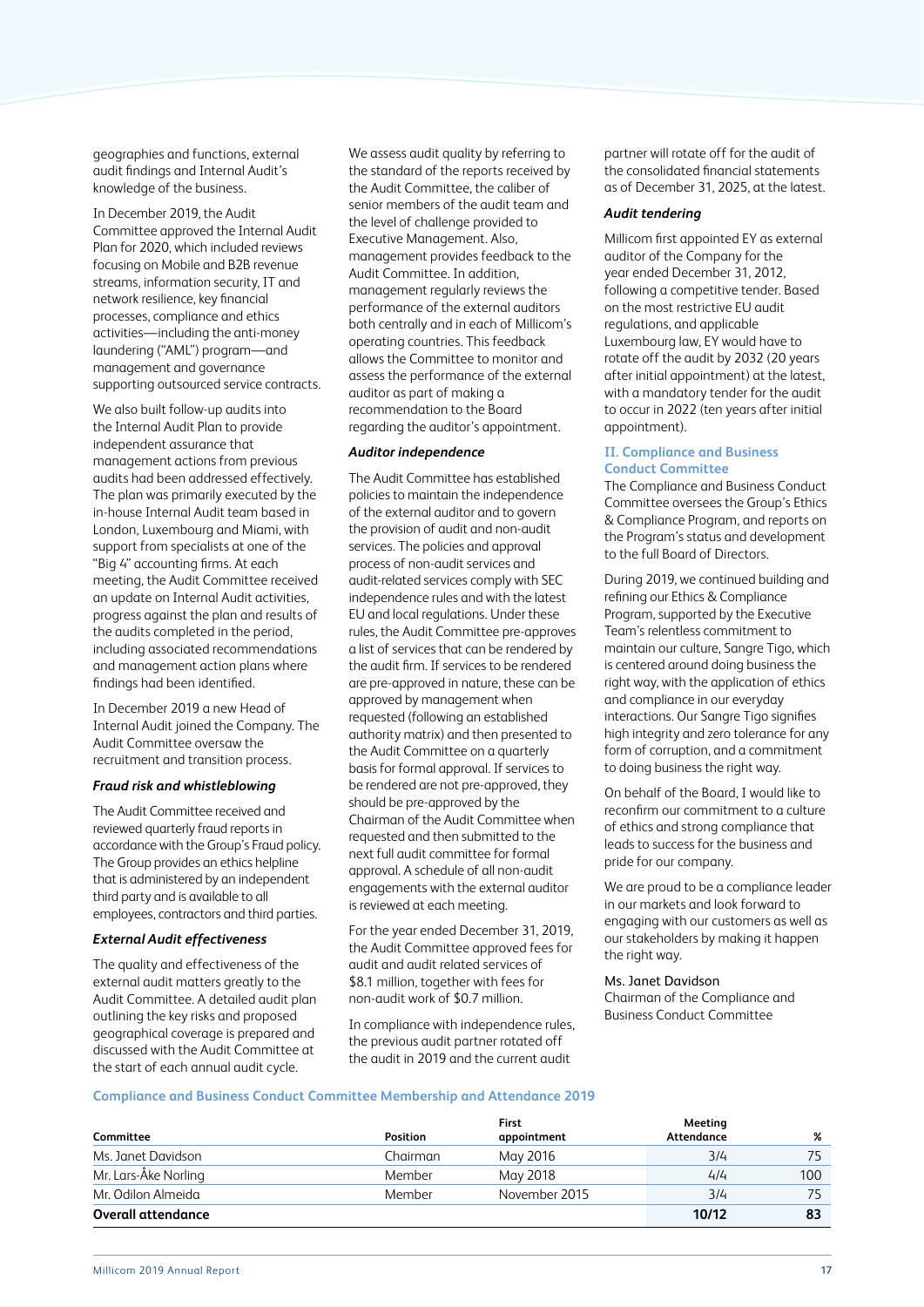geographies and functions, external audit findings and Internal Audit's knowledge of the business.

In December 2019, the Audit Committee approved the Internal Audit Plan for 2020, which included reviews focusing on Mobile and B2B revenue streams, information security, IT and network resilience, key financial processes, compliance and ethics activities—including the anti-money laundering ("AML") program—and management and governance supporting outsourced service contracts.

We also built follow-up audits into the Internal Audit Plan to provide independent assurance that management actions from previous audits had been addressed effectively. The plan was primarily executed by the in-house Internal Audit team based in London, Luxembourg and Miami, with support from specialists at one of the "Big 4" accounting firms. At each meeting, the Audit Committee received an update on Internal Audit activities, progress against the plan and results of the audits completed in the period, including associated recommendations and management action plans where findings had been identified.

In December 2019 a new Head of Internal Audit joined the Company. The Audit Committee oversaw the recruitment and transition process.

### *Fraud risk and whistleblowing*

The Audit Committee received and reviewed quarterly fraud reports in accordance with the Group's Fraud policy. The Group provides an ethics helpline that is administered by an independent third party and is available to all employees, contractors and third parties.

### *External Audit effectiveness*

The quality and effectiveness of the external audit matters greatly to the Audit Committee. A detailed audit plan outlining the key risks and proposed geographical coverage is prepared and discussed with the Audit Committee at the start of each annual audit cycle.

We assess audit quality by referring to the standard of the reports received by the Audit Committee, the caliber of senior members of the audit team and the level of challenge provided to Executive Management. Also, management provides feedback to the Audit Committee. In addition, management regularly reviews the performance of the external auditors both centrally and in each of Millicom's operating countries. This feedback allows the Committee to monitor and assess the performance of the external auditor as part of making a recommendation to the Board regarding the auditor's appointment.

### *Auditor independence*

The Audit Committee has established policies to maintain the independence of the external auditor and to govern the provision of audit and non-audit services. The policies and approval process of non-audit services and audit-related services comply with SEC independence rules and with the latest EU and local regulations. Under these rules, the Audit Committee pre-approves a list of services that can be rendered by the audit firm. If services to be rendered are pre-approved in nature, these can be approved by management when requested (following an established authority matrix) and then presented to the Audit Committee on a quarterly basis for formal approval. If services to be rendered are not pre-approved, they should be pre-approved by the Chairman of the Audit Committee when requested and then submitted to the next full audit committee for formal approval. A schedule of all non-audit engagements with the external auditor is reviewed at each meeting.

For the year ended December 31, 2019, the Audit Committee approved fees for audit and audit related services of $8.1 million, together with fees for non-audit work of $0.7 million.

In compliance with independence rules, the previous audit partner rotated off the audit in 2019 and the current audit partner will rotate off for the audit of the consolidated financial statements as of December 31, 2025, at the latest.

### *Audit tendering*

Millicom first appointed EY as external auditor of the Company for the year ended December 31, 2012, following a competitive tender. Based on the most restrictive EU audit regulations, and applicable Luxembourg law, EY would have to rotate off the audit by 2032 (20 years after initial appointment) at the latest, with a mandatory tender for the audit to occur in 2022 (ten years after initial appointment).

## II. Compliance and Business Conduct Committee

The Compliance and Business Conduct Committee oversees the Group's Ethics & Compliance Program, and reports on the Program's status and development to the full Board of Directors.

During 2019, we continued building and refining our Ethics & Compliance Program, supported by the Executive Team's relentless commitment to maintain our culture, Sangre Tigo, which is centered around doing business the right way, with the application of ethics and compliance in our everyday interactions. Our Sangre Tigo signifies high integrity and zero tolerance for any form of corruption, and a commitment to doing business the right way.

On behalf of the Board, I would like to reconfirm our commitment to a culture of ethics and strong compliance that leads to success for the business and pride for our company.

We are proud to be a compliance leader in our markets and look forward to engaging with our customers as well as our stakeholders by making it happen the right way.

Ms. Janet Davidson
Chairman of the Compliance and Business Conduct Committee

### Compliance and Business Conduct Committee Membership and Attendance 2019

| Committee | Position | First appointment | Meeting Attendance | % |
|---|---|---|---|---|
| Ms. Janet Davidson | Chairman | May 2016 | 3/4 | 75 |
| Mr. Lars-Åke Norling | Member | May 2018 | 4/4 | 100 |
| Mr. Odilon Almeida | Member | November 2015 | 3/4 | 75 |
| **Overall attendance** | | | **10/12** | **83** |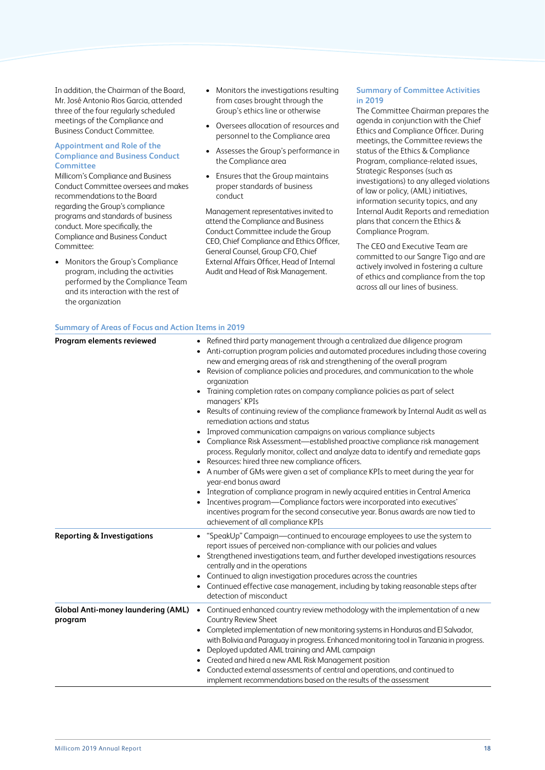In addition, the Chairman of the Board, Mr. José Antonio Rios Garcia, attended three of the four regularly scheduled meetings of the Compliance and Business Conduct Committee.

### Appointment and Role of the Compliance and Business Conduct Committee

Millicom's Compliance and Business Conduct Committee oversees and makes recommendations to the Board regarding the Group's compliance programs and standards of business conduct. More specifically, the Compliance and Business Conduct Committee:

- Monitors the Group's Compliance program, including the activities performed by the Compliance Team and its interaction with the rest of the organization
- Monitors the investigations resulting from cases brought through the Group's ethics line or otherwise
- Oversees allocation of resources and personnel to the Compliance area
- Assesses the Group's performance in the Compliance area
- Ensures that the Group maintains proper standards of business conduct

Management representatives invited to attend the Compliance and Business Conduct Committee include the Group CEO, Chief Compliance and Ethics Officer, General Counsel, Group CFO, Chief External Affairs Officer, Head of Internal Audit and Head of Risk Management.

### Summary of Committee Activities in 2019

The Committee Chairman prepares the agenda in conjunction with the Chief Ethics and Compliance Officer. During meetings, the Committee reviews the status of the Ethics & Compliance Program, compliance-related issues, Strategic Responses (such as investigations) to any alleged violations of law or policy, (AML) initiatives, information security topics, and any Internal Audit Reports and remediation plans that concern the Ethics & Compliance Program.

The CEO and Executive Team are committed to our Sangre Tigo and are actively involved in fostering a culture of ethics and compliance from the top across all our lines of business.

### Summary of Areas of Focus and Action Items in 2019

| | |
|---|---|
| **Program elements reviewed** | • Refined third party management through a centralized due diligence program<br>• Anti-corruption program policies and automated procedures including those covering new and emerging areas of risk and strengthening of the overall program<br>• Revision of compliance policies and procedures, and communication to the whole organization<br>• Training completion rates on company compliance policies as part of select managers' KPIs<br>• Results of continuing review of the compliance framework by Internal Audit as well as remediation actions and status<br>• Improved communication campaigns on various compliance subjects<br>• Compliance Risk Assessment—established proactive compliance risk management process. Regularly monitor, collect and analyze data to identify and remediate gaps<br>• Resources: hired three new compliance officers.<br>• A number of GMs were given a set of compliance KPIs to meet during the year for year-end bonus award<br>• Integration of compliance program in newly acquired entities in Central America<br>• Incentives program—Compliance factors were incorporated into executives' incentives program for the second consecutive year. Bonus awards are now tied to achievement of all compliance KPIs |
| **Reporting & Investigations** | • "SpeakUp" Campaign—continued to encourage employees to use the system to report issues of perceived non-compliance with our policies and values<br>• Strengthened investigations team, and further developed investigations resources centrally and in the operations<br>• Continued to align investigation procedures across the countries<br>• Continued effective case management, including by taking reasonable steps after detection of misconduct |
| **Global Anti-money laundering (AML) program** | • Continued enhanced country review methodology with the implementation of a new Country Review Sheet<br>• Completed implementation of new monitoring systems in Honduras and El Salvador, with Bolivia and Paraguay in progress. Enhanced monitoring tool in Tanzania in progress.<br>• Deployed updated AML training and AML campaign<br>• Created and hired a new AML Risk Management position<br>• Conducted external assessments of central and operations, and continued to implement recommendations based on the results of the assessment |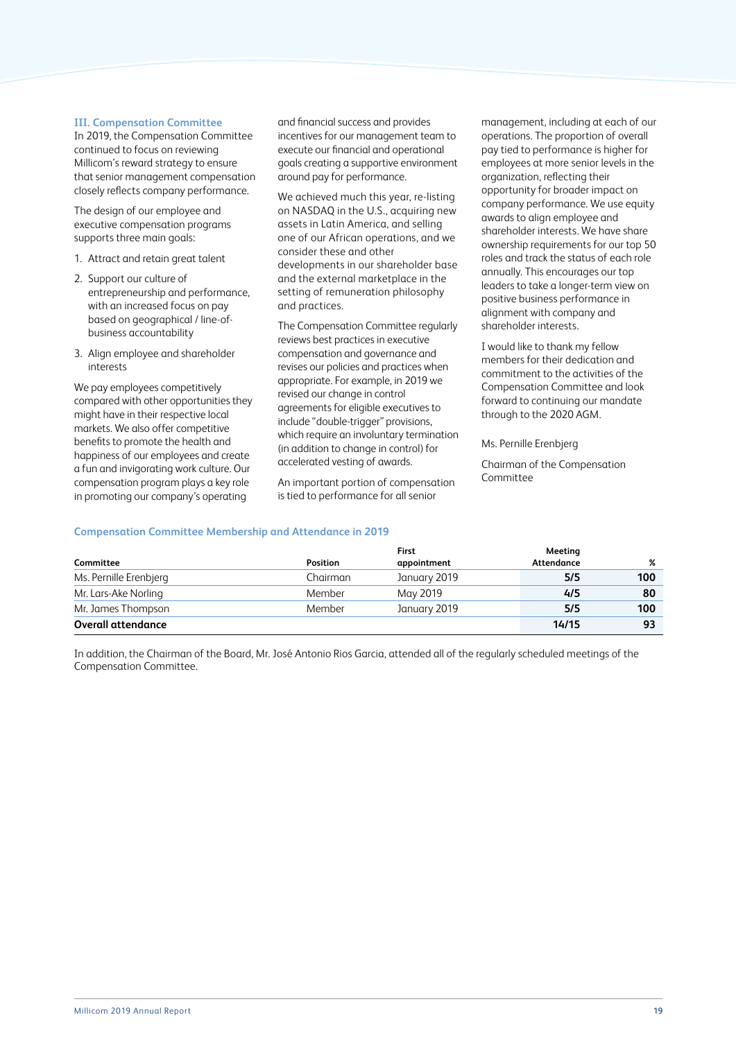### III. Compensation Committee

In 2019, the Compensation Committee continued to focus on reviewing Millicom's reward strategy to ensure that senior management compensation closely reflects company performance.

The design of our employee and executive compensation programs supports three main goals:

1. Attract and retain great talent
2. Support our culture of entrepreneurship and performance, with an increased focus on pay based on geographical / line-of-business accountability
3. Align employee and shareholder interests

We pay employees competitively compared with other opportunities they might have in their respective local markets. We also offer competitive benefits to promote the health and happiness of our employees and create a fun and invigorating work culture. Our compensation program plays a key role in promoting our company's operating and financial success and provides incentives for our management team to execute our financial and operational goals creating a supportive environment around pay for performance.

We achieved much this year, re-listing on NASDAQ in the U.S., acquiring new assets in Latin America, and selling one of our African operations, and we consider these and other developments in our shareholder base and the external marketplace in the setting of remuneration philosophy and practices.

The Compensation Committee regularly reviews best practices in executive compensation and governance and revises our policies and practices when appropriate. For example, in 2019 we revised our change in control agreements for eligible executives to include "double-trigger" provisions, which require an involuntary termination (in addition to change in control) for accelerated vesting of awards.

An important portion of compensation is tied to performance for all senior management, including at each of our operations. The proportion of overall pay tied to performance is higher for employees at more senior levels in the organization, reflecting their opportunity for broader impact on company performance. We use equity awards to align employee and shareholder interests. We have share ownership requirements for our top 50 roles and track the status of each role annually. This encourages our top leaders to take a longer-term view on positive business performance in alignment with company and shareholder interests.

I would like to thank my fellow members for their dedication and commitment to the activities of the Compensation Committee and look forward to continuing our mandate through to the 2020 AGM.

Ms. Pernille Erenbjerg

Chairman of the Compensation Committee

#### Compensation Committee Membership and Attendance in 2019

| Committee | Position | First appointment | Meeting Attendance | % |
|---|---|---|---|---|
| Ms. Pernille Erenbjerg | Chairman | January 2019 | **5/5** | **100** |
| Mr. Lars-Ake Norling | Member | May 2019 | **4/5** | **80** |
| Mr. James Thompson | Member | January 2019 | **5/5** | **100** |
| **Overall attendance** | | | **14/15** | **93** |

In addition, the Chairman of the Board, Mr. José Antonio Rios Garcia, attended all of the regularly scheduled meetings of the Compensation Committee.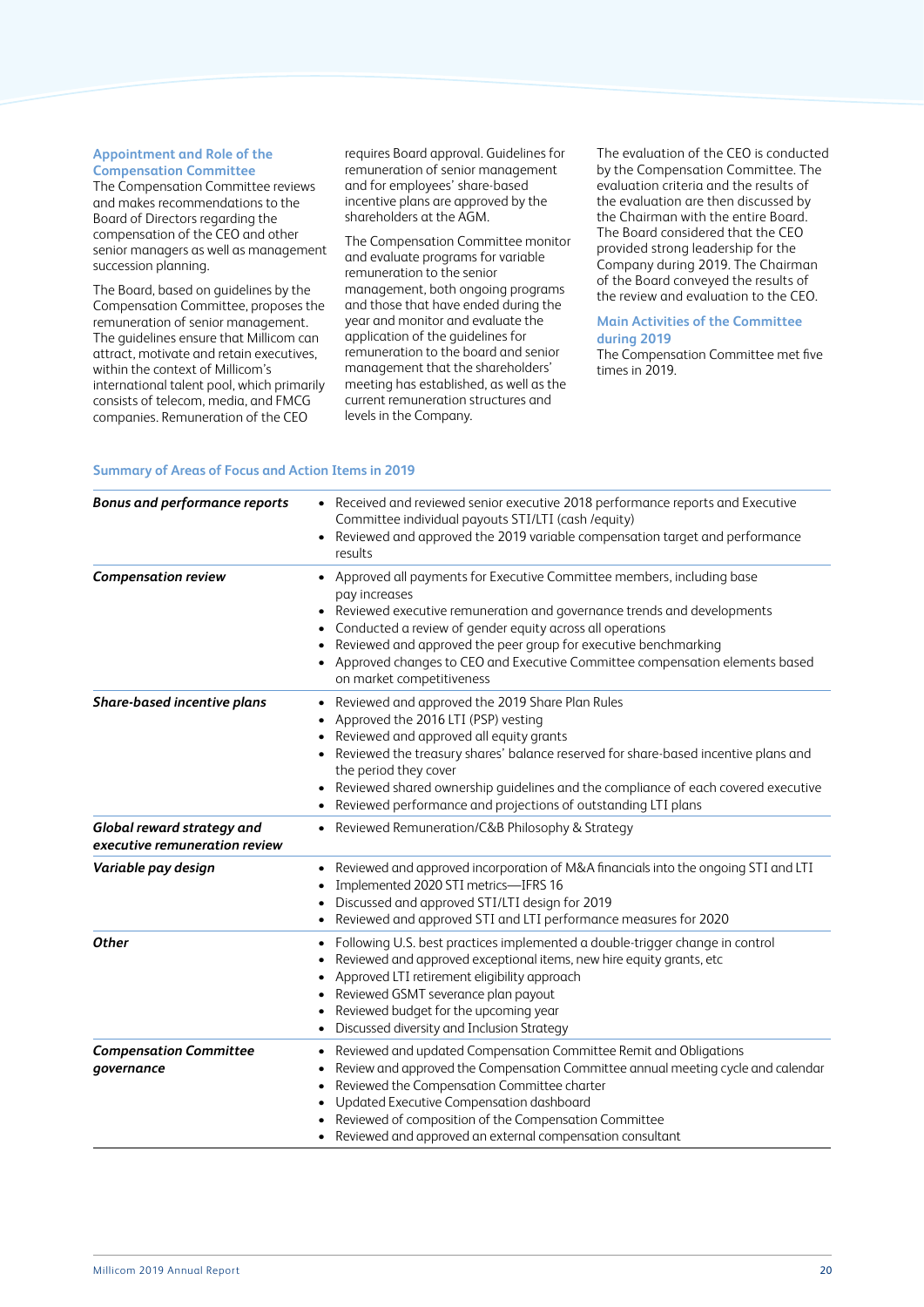### Appointment and Role of the Compensation Committee

The Compensation Committee reviews and makes recommendations to the Board of Directors regarding the compensation of the CEO and other senior managers as well as management succession planning.

The Board, based on guidelines by the Compensation Committee, proposes the remuneration of senior management. The guidelines ensure that Millicom can attract, motivate and retain executives, within the context of Millicom's international talent pool, which primarily consists of telecom, media, and FMCG companies. Remuneration of the CEO requires Board approval. Guidelines for remuneration of senior management and for employees' share-based incentive plans are approved by the shareholders at the AGM.

The Compensation Committee monitor and evaluate programs for variable remuneration to the senior management, both ongoing programs and those that have ended during the year and monitor and evaluate the application of the guidelines for remuneration to the board and senior management that the shareholders' meeting has established, as well as the current remuneration structures and levels in the Company.

The evaluation of the CEO is conducted by the Compensation Committee. The evaluation criteria and the results of the evaluation are then discussed by the Chairman with the entire Board. The Board considered that the CEO provided strong leadership for the Company during 2019. The Chairman of the Board conveyed the results of the review and evaluation to the CEO.

### Main Activities of the Committee during 2019

The Compensation Committee met five times in 2019.

### Summary of Areas of Focus and Action Items in 2019

| | |
|---|---|
| ***Bonus and performance reports*** | • Received and reviewed senior executive 2018 performance reports and Executive Committee individual payouts STI/LTI (cash /equity)<br>• Reviewed and approved the 2019 variable compensation target and performance results |
| ***Compensation review*** | • Approved all payments for Executive Committee members, including base pay increases<br>• Reviewed executive remuneration and governance trends and developments<br>• Conducted a review of gender equity across all operations<br>• Reviewed and approved the peer group for executive benchmarking<br>• Approved changes to CEO and Executive Committee compensation elements based on market competitiveness |
| ***Share-based incentive plans*** | • Reviewed and approved the 2019 Share Plan Rules<br>• Approved the 2016 LTI (PSP) vesting<br>• Reviewed and approved all equity grants<br>• Reviewed the treasury shares' balance reserved for share-based incentive plans and the period they cover<br>• Reviewed shared ownership guidelines and the compliance of each covered executive<br>• Reviewed performance and projections of outstanding LTI plans |
| ***Global reward strategy and executive remuneration review*** | • Reviewed Remuneration/C&B Philosophy & Strategy |
| ***Variable pay design*** | • Reviewed and approved incorporation of M&A financials into the ongoing STI and LTI<br>• Implemented 2020 STI metrics—IFRS 16<br>• Discussed and approved STI/LTI design for 2019<br>• Reviewed and approved STI and LTI performance measures for 2020 |
| ***Other*** | • Following U.S. best practices implemented a double-trigger change in control<br>• Reviewed and approved exceptional items, new hire equity grants, etc<br>• Approved LTI retirement eligibility approach<br>• Reviewed GSMT severance plan payout<br>• Reviewed budget for the upcoming year<br>• Discussed diversity and Inclusion Strategy |
| ***Compensation Committee governance*** | • Reviewed and updated Compensation Committee Remit and Obligations<br>• Review and approved the Compensation Committee annual meeting cycle and calendar<br>• Reviewed the Compensation Committee charter<br>• Updated Executive Compensation dashboard<br>• Reviewed of composition of the Compensation Committee<br>• Reviewed and approved an external compensation consultant |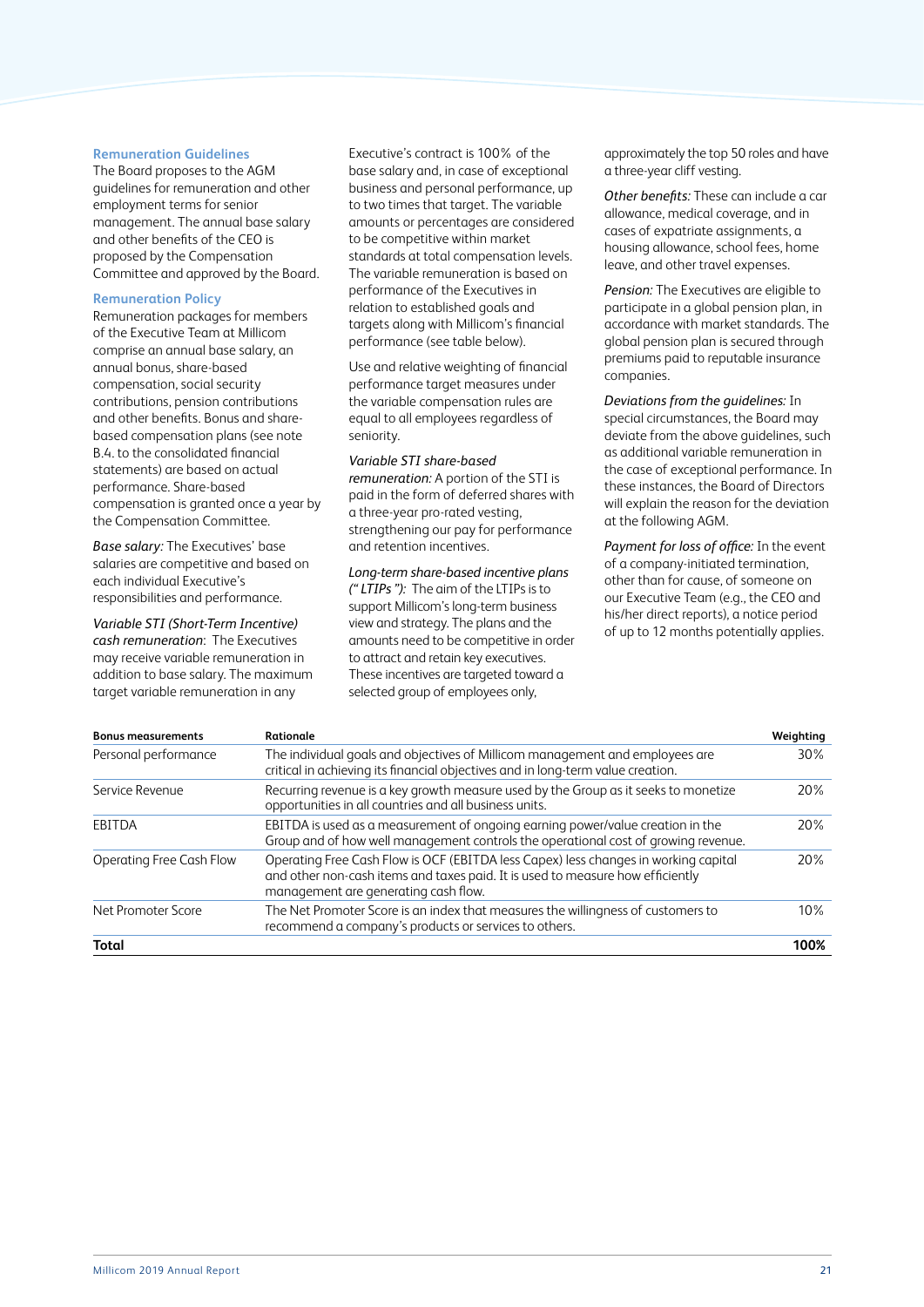### Remuneration Guidelines

The Board proposes to the AGM guidelines for remuneration and other employment terms for senior management. The annual base salary and other benefits of the CEO is proposed by the Compensation Committee and approved by the Board.

### Remuneration Policy

Remuneration packages for members of the Executive Team at Millicom comprise an annual base salary, an annual bonus, share-based compensation, social security contributions, pension contributions and other benefits. Bonus and share-based compensation plans (see note B.4. to the consolidated financial statements) are based on actual performance. Share-based compensation is granted once a year by the Compensation Committee.

*Base salary:* The Executives' base salaries are competitive and based on each individual Executive's responsibilities and performance.

*Variable STI (Short-Term Incentive) cash remuneration*: The Executives may receive variable remuneration in addition to base salary. The maximum target variable remuneration in any Executive's contract is 100% of the base salary and, in case of exceptional business and personal performance, up to two times that target. The variable amounts or percentages are considered to be competitive within market standards at total compensation levels. The variable remuneration is based on performance of the Executives in relation to established goals and targets along with Millicom's financial performance (see table below).

Use and relative weighting of financial performance target measures under the variable compensation rules are equal to all employees regardless of seniority.

*Variable STI share-based remuneration:* A portion of the STI is paid in the form of deferred shares with a three-year pro-rated vesting, strengthening our pay for performance and retention incentives.

*Long-term share-based incentive plans ("LTIPs"):* The aim of the LTIPs is to support Millicom's long-term business view and strategy. The plans and the amounts need to be competitive in order to attract and retain key executives. These incentives are targeted toward a selected group of employees only, approximately the top 50 roles and have a three-year cliff vesting.

*Other benefits:* These can include a car allowance, medical coverage, and in cases of expatriate assignments, a housing allowance, school fees, home leave, and other travel expenses.

*Pension:* The Executives are eligible to participate in a global pension plan, in accordance with market standards. The global pension plan is secured through premiums paid to reputable insurance companies.

*Deviations from the guidelines:* In special circumstances, the Board may deviate from the above guidelines, such as additional variable remuneration in the case of exceptional performance. In these instances, the Board of Directors will explain the reason for the deviation at the following AGM.

*Payment for loss of office:* In the event of a company-initiated termination, other than for cause, of someone on our Executive Team (e.g., the CEO and his/her direct reports), a notice period of up to 12 months potentially applies.

| Bonus measurements | Rationale | Weighting |
|---|---|---|
| Personal performance | The individual goals and objectives of Millicom management and employees are critical in achieving its financial objectives and in long-term value creation. | 30% |
| Service Revenue | Recurring revenue is a key growth measure used by the Group as it seeks to monetize opportunities in all countries and all business units. | 20% |
| EBITDA | EBITDA is used as a measurement of ongoing earning power/value creation in the Group and of how well management controls the operational cost of growing revenue. | 20% |
| Operating Free Cash Flow | Operating Free Cash Flow is OCF (EBITDA less Capex) less changes in working capital and other non-cash items and taxes paid. It is used to measure how efficiently management are generating cash flow. | 20% |
| Net Promoter Score | The Net Promoter Score is an index that measures the willingness of customers to recommend a company's products or services to others. | 10% |
| **Total** | | **100%** |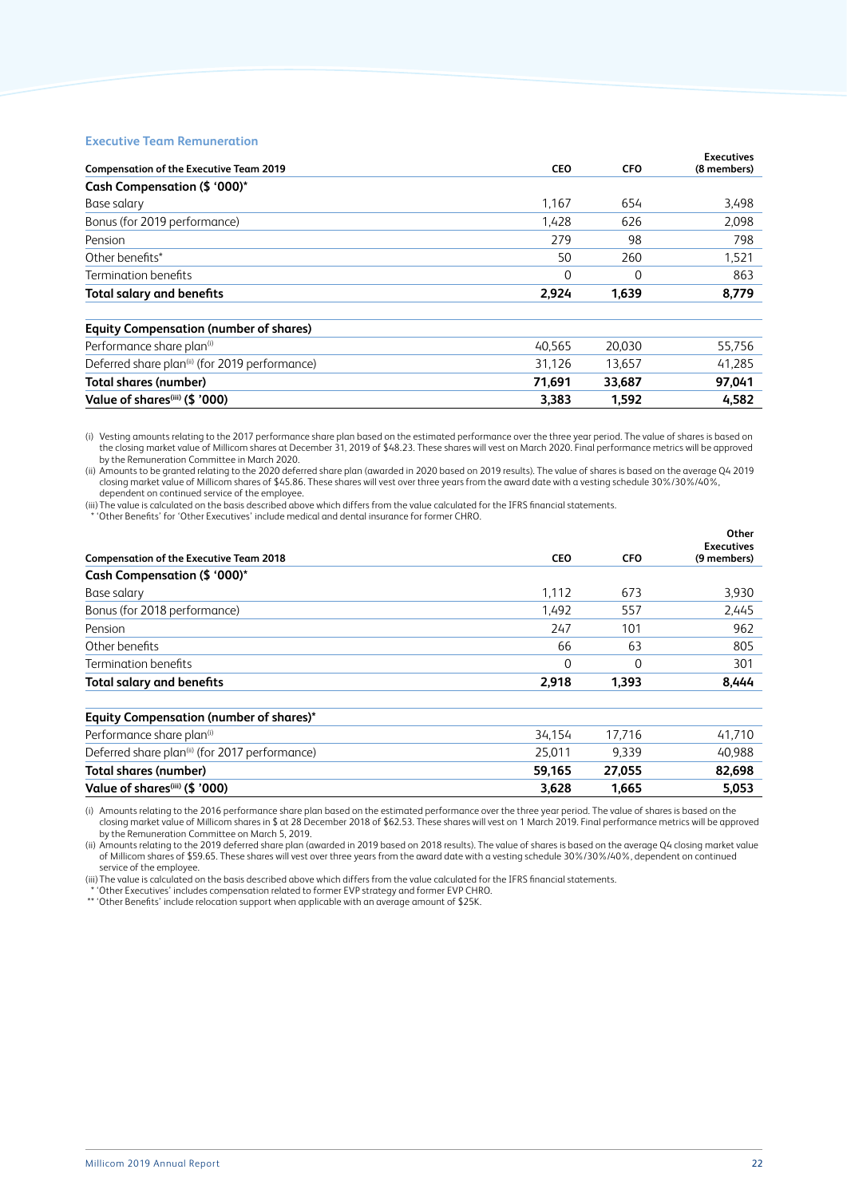### Executive Team Remuneration

| Compensation of the Executive Team 2019 | CEO | CFO | Executives (8 members) |
|---|---|---|---|
| **Cash Compensation ($ '000)*** | | | |
| Base salary | 1,167 | 654 | 3,498 |
| Bonus (for 2019 performance) | 1,428 | 626 | 2,098 |
| Pension | 279 | 98 | 798 |
| Other benefits* | 50 | 260 | 1,521 |
| Termination benefits | 0 | 0 | 863 |
| **Total salary and benefits** | **2,924** | **1,639** | **8,779** |
| **Equity Compensation (number of shares)** | | | |
| Performance share plan(i) | 40,565 | 20,030 | 55,756 |
| Deferred share plan(ii) (for 2019 performance) | 31,126 | 13,657 | 41,285 |
| **Total shares (number)** | **71,691** | **33,687** | **97,041** |
| **Value of shares(iii) ($ '000)** | **3,383** | **1,592** | **4,582** |

(i) Vesting amounts relating to the 2017 performance share plan based on the estimated performance over the three year period. The value of shares is based on the closing market value of Millicom shares at December 31, 2019 of $48.23. These shares will vest on March 2020. Final performance metrics will be approved by the Remuneration Committee in March 2020.
(ii) Amounts to be granted relating to the 2020 deferred share plan (awarded in 2020 based on 2019 results). The value of shares is based on the average Q4 2019 closing market value of Millicom shares of $45.86. These shares will vest over three years from the award date with a vesting schedule 30%/30%/40%, dependent on continued service of the employee.
(iii) The value is calculated on the basis described above which differs from the value calculated for the IFRS financial statements.
\* 'Other Benefits' for 'Other Executives' include medical and dental insurance for former CHRO.

| Compensation of the Executive Team 2018 | CEO | CFO | Other Executives (9 members) |
|---|---|---|---|
| **Cash Compensation ($ '000)*** | | | |
| Base salary | 1,112 | 673 | 3,930 |
| Bonus (for 2018 performance) | 1,492 | 557 | 2,445 |
| Pension | 247 | 101 | 962 |
| Other benefits | 66 | 63 | 805 |
| Termination benefits | 0 | 0 | 301 |
| **Total salary and benefits** | **2,918** | **1,393** | **8,444** |
| **Equity Compensation (number of shares)*** | | | |
| Performance share plan(i) | 34,154 | 17,716 | 41,710 |
| Deferred share plan(ii) (for 2017 performance) | 25,011 | 9,339 | 40,988 |
| **Total shares (number)** | **59,165** | **27,055** | **82,698** |
| **Value of shares(iii) ($ '000)** | **3,628** | **1,665** | **5,053** |

(i) Amounts relating to the 2016 performance share plan based on the estimated performance over the three year period. The value of shares is based on the closing market value of Millicom shares in $ at 28 December 2018 of $62.53. These shares will vest on 1 March 2019. Final performance metrics will be approved by the Remuneration Committee on March 5, 2019.
(ii) Amounts relating to the 2019 deferred share plan (awarded in 2019 based on 2018 results). The value of shares is based on the average Q4 closing market value of Millicom shares of $59.65. These shares will vest over three years from the award date with a vesting schedule 30%/30%/40%, dependent on continued service of the employee.
(iii) The value is calculated on the basis described above which differs from the value calculated for the IFRS financial statements.
\* 'Other Executives' includes compensation related to former EVP strategy and former EVP CHRO.
\*\* 'Other Benefits' include relocation support when applicable with an average amount of $25K.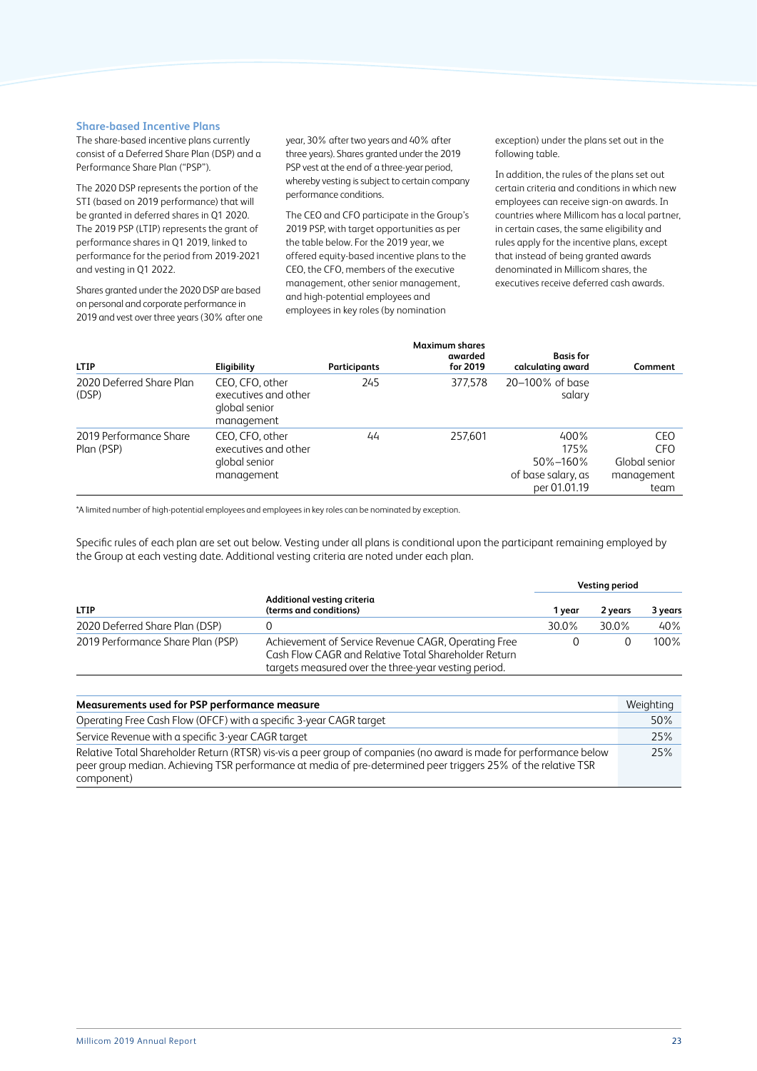### Share-based Incentive Plans

The share-based incentive plans currently consist of a Deferred Share Plan (DSP) and a Performance Share Plan ("PSP").

The 2020 DSP represents the portion of the STI (based on 2019 performance) that will be granted in deferred shares in Q1 2020. The 2019 PSP (LTIP) represents the grant of performance shares in Q1 2019, linked to performance for the period from 2019-2021 and vesting in Q1 2022.

Shares granted under the 2020 DSP are based on personal and corporate performance in 2019 and vest over three years (30% after one year, 30% after two years and 40% after three years). Shares granted under the 2019 PSP vest at the end of a three-year period, whereby vesting is subject to certain company performance conditions.

The CEO and CFO participate in the Group's 2019 PSP, with target opportunities as per the table below. For the 2019 year, we offered equity-based incentive plans to the CEO, the CFO, members of the executive management, other senior management, and high-potential employees and employees in key roles (by nomination exception) under the plans set out in the following table.

In addition, the rules of the plans set out certain criteria and conditions in which new employees can receive sign-on awards. In countries where Millicom has a local partner, in certain cases, the same eligibility and rules apply for the incentive plans, except that instead of being granted awards denominated in Millicom shares, the executives receive deferred cash awards.

| LTIP | Eligibility | Participants | Maximum shares awarded for 2019 | Basis for calculating award | Comment |
|---|---|---|---|---|---|
| 2020 Deferred Share Plan (DSP) | CEO, CFO, other executives and other global senior management | 245 | 377,578 | 20–100% of base salary | |
| 2019 Performance Share Plan (PSP) | CEO, CFO, other executives and other global senior management | 44 | 257,601 | 400%<br>175%<br>50%–160%<br>of base salary, as per 01.01.19 | CEO<br>CFO<br>Global senior management team |

*A limited number of high-potential employees and employees in key roles can be nominated by exception.

Specific rules of each plan are set out below. Vesting under all plans is conditional upon the participant remaining employed by the Group at each vesting date. Additional vesting criteria are noted under each plan.

| LTIP | Additional vesting criteria (terms and conditions) | Vesting period | | |
|---|---|---|---|---|
| | | 1 year | 2 years | 3 years |
| 2020 Deferred Share Plan (DSP) | 0 | 30.0% | 30.0% | 40% |
| 2019 Performance Share Plan (PSP) | Achievement of Service Revenue CAGR, Operating Free Cash Flow CAGR and Relative Total Shareholder Return targets measured over the three-year vesting period. | 0 | 0 | 100% |

| Measurements used for PSP performance measure | Weighting |
|---|---|
| Operating Free Cash Flow (OFCF) with a specific 3-year CAGR target | 50% |
| Service Revenue with a specific 3-year CAGR target | 25% |
| Relative Total Shareholder Return (RTSR) vis-vis a peer group of companies (no award is made for performance below peer group median. Achieving TSR performance at media of pre-determined peer triggers 25% of the relative TSR component) | 25% |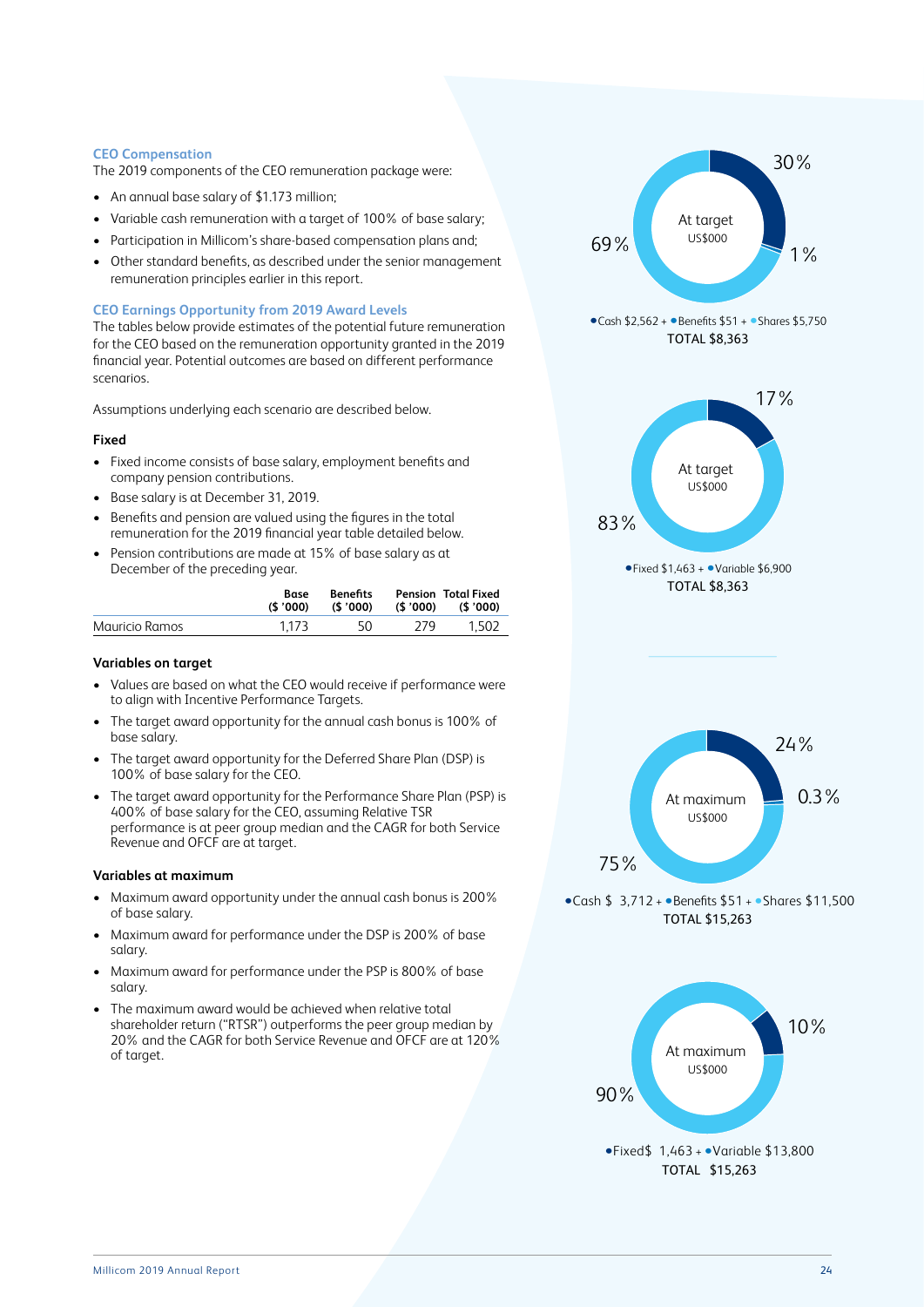### CEO Compensation

The 2019 components of the CEO remuneration package were:

- An annual base salary of $1.173 million;
- Variable cash remuneration with a target of 100% of base salary;
- Participation in Millicom's share-based compensation plans and;
- Other standard benefits, as described under the senior management remuneration principles earlier in this report.

### CEO Earnings Opportunity from 2019 Award Levels

The tables below provide estimates of the potential future remuneration for the CEO based on the remuneration opportunity granted in the 2019 financial year. Potential outcomes are based on different performance scenarios.

Assumptions underlying each scenario are described below.

**Fixed**

- Fixed income consists of base salary, employment benefits and company pension contributions.
- Base salary is at December 31, 2019.
- Benefits and pension are valued using the figures in the total remuneration for the 2019 financial year table detailed below.
- Pension contributions are made at 15% of base salary as at December of the preceding year.

| | Base ($ '000) | Benefits ($ '000) | Pension ($ '000) | Total Fixed ($ '000) |
|---|---|---|---|---|
| Mauricio Ramos | 1,173 | 50 | 279 | 1,502 |

**Variables on target**

- Values are based on what the CEO would receive if performance were to align with Incentive Performance Targets.
- The target award opportunity for the annual cash bonus is 100% of base salary.
- The target award opportunity for the Deferred Share Plan (DSP) is 100% of base salary for the CEO.
- The target award opportunity for the Performance Share Plan (PSP) is 400% of base salary for the CEO, assuming Relative TSR performance is at peer group median and the CAGR for both Service Revenue and OFCF are at target.

**Variables at maximum**

- Maximum award opportunity under the annual cash bonus is 200% of base salary.
- Maximum award for performance under the DSP is 200% of base salary.
- Maximum award for performance under the PSP is 800% of base salary.
- The maximum award would be achieved when relative total shareholder return ("RTSR") outperforms the peer group median by 20% and the CAGR for both Service Revenue and OFCF are at 120% of target.

At target US$000: 30% / 1% / 69%

•Cash $2,562 + •Benefits $51 + •Shares $5,750
TOTAL $8,363

At target US$000: 17% / 83%

•Fixed $1,463 + •Variable $6,900
TOTAL $8,363

At maximum US$000: 24% / 0.3% / 75%

•Cash $ 3,712 + •Benefits $51 + •Shares $11,500
TOTAL $15,263

At maximum US$000: 10% / 90%

•Fixed$ 1,463 + •Variable $13,800
TOTAL $15,263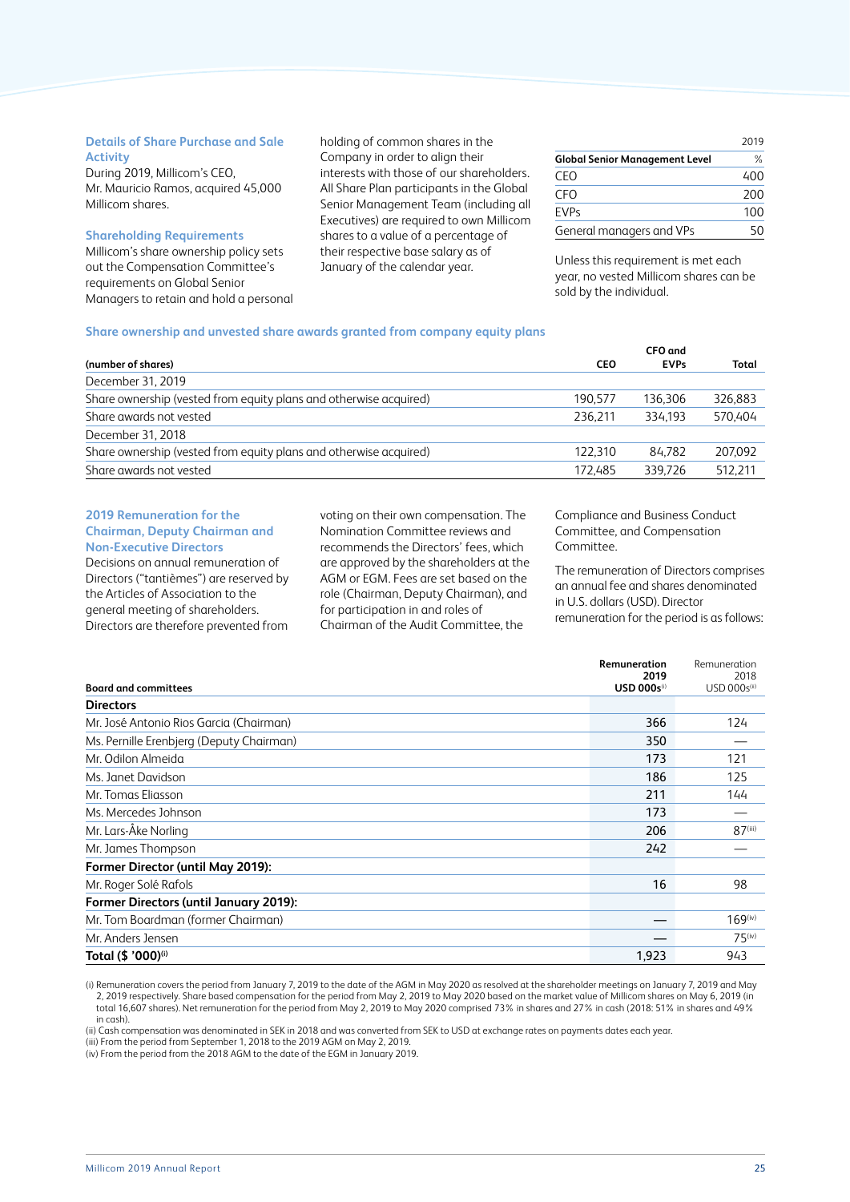### Details of Share Purchase and Sale Activity

During 2019, Millicom's CEO, Mr. Mauricio Ramos, acquired 45,000 Millicom shares.

### Shareholding Requirements

Millicom's share ownership policy sets out the Compensation Committee's requirements on Global Senior Managers to retain and hold a personal holding of common shares in the Company in order to align their interests with those of our shareholders. All Share Plan participants in the Global Senior Management Team (including all Executives) are required to own Millicom shares to a value of a percentage of their respective base salary as of January of the calendar year.

| | 2019 |
|---|---|
| **Global Senior Management Level** | % |
| CEO | 400 |
| CFO | 200 |
| EVPs | 100 |
| General managers and VPs | 50 |

Unless this requirement is met each year, no vested Millicom shares can be sold by the individual.

### Share ownership and unvested share awards granted from company equity plans

| (number of shares) | CEO | CFO and EVPs | Total |
|---|---|---|---|
| December 31, 2019 | | | |
| Share ownership (vested from equity plans and otherwise acquired) | 190,577 | 136,306 | 326,883 |
| Share awards not vested | 236,211 | 334,193 | 570,404 |
| December 31, 2018 | | | |
| Share ownership (vested from equity plans and otherwise acquired) | 122,310 | 84,782 | 207,092 |
| Share awards not vested | 172,485 | 339,726 | 512,211 |

### 2019 Remuneration for the Chairman, Deputy Chairman and Non-Executive Directors

Decisions on annual remuneration of Directors ("tantièmes") are reserved by the Articles of Association to the general meeting of shareholders. Directors are therefore prevented from voting on their own compensation. The Nomination Committee reviews and recommends the Directors' fees, which are approved by the shareholders at the AGM or EGM. Fees are set based on the role (Chairman, Deputy Chairman), and for participation in and roles of Chairman of the Audit Committee, the Compliance and Business Conduct Committee, and Compensation Committee.

The remuneration of Directors comprises an annual fee and shares denominated in U.S. dollars (USD). Director remuneration for the period is as follows:

| Board and committees | Remuneration 2019 USD 000s(i) | Remuneration 2018 USD 000s(ii) |
|---|---|---|
| **Directors** | | |
| Mr. José Antonio Rios Garcia (Chairman) | 366 | 124 |
| Ms. Pernille Erenbjerg (Deputy Chairman) | 350 | — |
| Mr. Odilon Almeida | 173 | 121 |
| Ms. Janet Davidson | 186 | 125 |
| Mr. Tomas Eliasson | 211 | 144 |
| Ms. Mercedes Johnson | 173 | — |
| Mr. Lars-Åke Norling | 206 | 87(iii) |
| Mr. James Thompson | 242 | — |
| **Former Director (until May 2019):** | | |
| Mr. Roger Solé Rafols | 16 | 98 |
| **Former Directors (until January 2019):** | | |
| Mr. Tom Boardman (former Chairman) | — | 169(iv) |
| Mr. Anders Jensen | — | 75(iv) |
| **Total ($ '000)(i)** | 1,923 | 943 |

(i) Remuneration covers the period from January 7, 2019 to the date of the AGM in May 2020 as resolved at the shareholder meetings on January 7, 2019 and May 2, 2019 respectively. Share based compensation for the period from May 2, 2019 to May 2020 based on the market value of Millicom shares on May 6, 2019 (in total 16,607 shares). Net remuneration for the period from May 2, 2019 to May 2020 comprised 73% in shares and 27% in cash (2018: 51% in shares and 49% in cash).
(ii) Cash compensation was denominated in SEK in 2018 and was converted from SEK to USD at exchange rates on payments dates each year.
(iii) From the period from September 1, 2018 to the 2019 AGM on May 2, 2019.
(iv) From the period from the 2018 AGM to the date of the EGM in January 2019.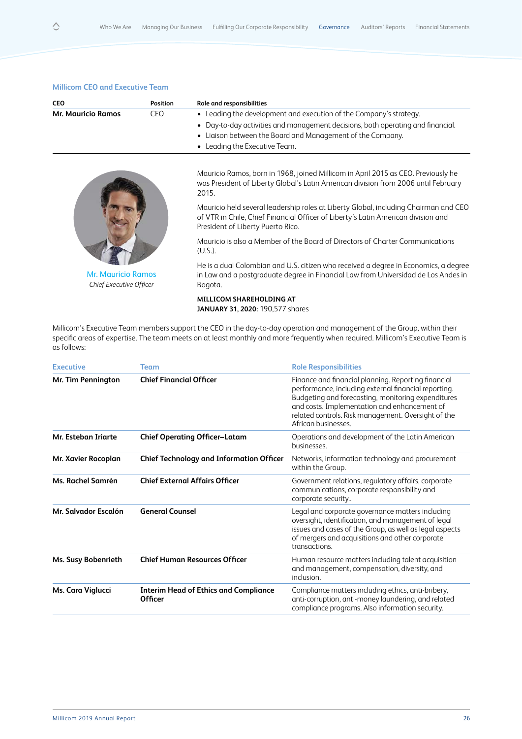## Millicom CEO and Executive Team

| CEO | Position | Role and responsibilities |
|---|---|---|
| **Mr. Mauricio Ramos** | CEO | • Leading the development and execution of the Company's strategy.<br>• Day-to-day activities and management decisions, both operating and financial.<br>• Liaison between the Board and Management of the Company.<br>• Leading the Executive Team. |

Mr. Mauricio Ramos
*Chief Executive Officer*

Mauricio Ramos, born in 1968, joined Millicom in April 2015 as CEO. Previously he was President of Liberty Global's Latin American division from 2006 until February 2015.

Mauricio held several leadership roles at Liberty Global, including Chairman and CEO of VTR in Chile, Chief Financial Officer of Liberty's Latin American division and President of Liberty Puerto Rico.

Mauricio is also a Member of the Board of Directors of Charter Communications (U.S.).

He is a dual Colombian and U.S. citizen who received a degree in Economics, a degree in Law and a postgraduate degree in Financial Law from Universidad de Los Andes in Bogota.

**MILLICOM SHAREHOLDING AT JANUARY 31, 2020:** 190,577 shares

Millicom's Executive Team members support the CEO in the day-to-day operation and management of the Group, within their specific areas of expertise. The team meets on at least monthly and more frequently when required. Millicom's Executive Team is as follows:

| Executive | Team | Role Responsibilities |
|---|---|---|
| **Mr. Tim Pennington** | **Chief Financial Officer** | Finance and financial planning. Reporting financial performance, including external financial reporting. Budgeting and forecasting, monitoring expenditures and costs. Implementation and enhancement of related controls. Risk management. Oversight of the African businesses. |
| **Mr. Esteban Iriarte** | **Chief Operating Officer–Latam** | Operations and development of the Latin American businesses. |
| **Mr. Xavier Rocoplan** | **Chief Technology and Information Officer** | Networks, information technology and procurement within the Group. |
| **Ms. Rachel Samrén** | **Chief External Affairs Officer** | Government relations, regulatory affairs, corporate communications, corporate responsibility and corporate security.. |
| **Mr. Salvador Escalón** | **General Counsel** | Legal and corporate governance matters including oversight, identification, and management of legal issues and cases of the Group, as well as legal aspects of mergers and acquisitions and other corporate transactions. |
| **Ms. Susy Bobenrieth** | **Chief Human Resources Officer** | Human resource matters including talent acquisition and management, compensation, diversity, and inclusion. |
| **Ms. Cara Viglucci** | **Interim Head of Ethics and Compliance Officer** | Compliance matters including ethics, anti-bribery, anti-corruption, anti-money laundering, and related compliance programs. Also information security. |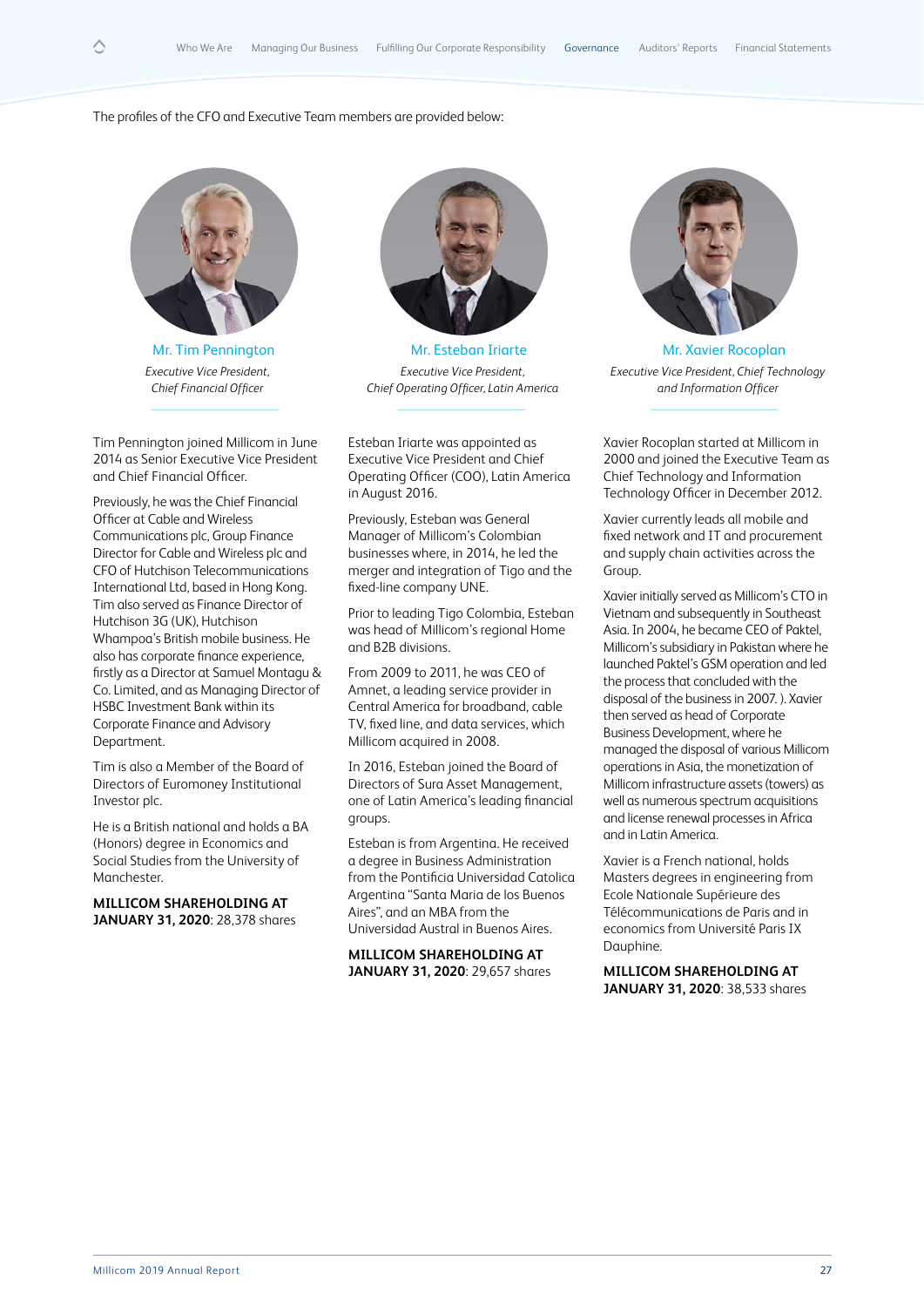The profiles of the CFO and Executive Team members are provided below:

### Mr. Tim Pennington

*Executive Vice President, Chief Financial Officer*

Tim Pennington joined Millicom in June 2014 as Senior Executive Vice President and Chief Financial Officer.

Previously, he was the Chief Financial Officer at Cable and Wireless Communications plc, Group Finance Director for Cable and Wireless plc and CFO of Hutchison Telecommunications International Ltd, based in Hong Kong. Tim also served as Finance Director of Hutchison 3G (UK), Hutchison Whampoa's British mobile business. He also has corporate finance experience, firstly as a Director at Samuel Montagu & Co. Limited, and as Managing Director of HSBC Investment Bank within its Corporate Finance and Advisory Department.

Tim is also a Member of the Board of Directors of Euromoney Institutional Investor plc.

He is a British national and holds a BA (Honors) degree in Economics and Social Studies from the University of Manchester.

**MILLICOM SHAREHOLDING AT JANUARY 31, 2020**: 28,378 shares

### Mr. Esteban Iriarte

*Executive Vice President, Chief Operating Officer, Latin America*

Esteban Iriarte was appointed as Executive Vice President and Chief Operating Officer (COO), Latin America in August 2016.

Previously, Esteban was General Manager of Millicom's Colombian businesses where, in 2014, he led the merger and integration of Tigo and the fixed-line company UNE.

Prior to leading Tigo Colombia, Esteban was head of Millicom's regional Home and B2B divisions.

From 2009 to 2011, he was CEO of Amnet, a leading service provider in Central America for broadband, cable TV, fixed line, and data services, which Millicom acquired in 2008.

In 2016, Esteban joined the Board of Directors of Sura Asset Management, one of Latin America's leading financial groups.

Esteban is from Argentina. He received a degree in Business Administration from the Pontificia Universidad Catolica Argentina "Santa Maria de los Buenos Aires", and an MBA from the Universidad Austral in Buenos Aires.

**MILLICOM SHAREHOLDING AT JANUARY 31, 2020**: 29,657 shares

### Mr. Xavier Rocoplan

*Executive Vice President, Chief Technology and Information Officer*

Xavier Rocoplan started at Millicom in 2000 and joined the Executive Team as Chief Technology and Information Technology Officer in December 2012.

Xavier currently leads all mobile and fixed network and IT and procurement and supply chain activities across the Group.

Xavier initially served as Millicom's CTO in Vietnam and subsequently in Southeast Asia. In 2004, he became CEO of Paktel, Millicom's subsidiary in Pakistan where he launched Paktel's GSM operation and led the process that concluded with the disposal of the business in 2007. ). Xavier then served as head of Corporate Business Development, where he managed the disposal of various Millicom operations in Asia, the monetization of Millicom infrastructure assets (towers) as well as numerous spectrum acquisitions and license renewal processes in Africa and in Latin America.

Xavier is a French national, holds Masters degrees in engineering from Ecole Nationale Supérieure des Télécommunications de Paris and in economics from Université Paris IX Dauphine.

**MILLICOM SHAREHOLDING AT JANUARY 31, 2020**: 38,533 shares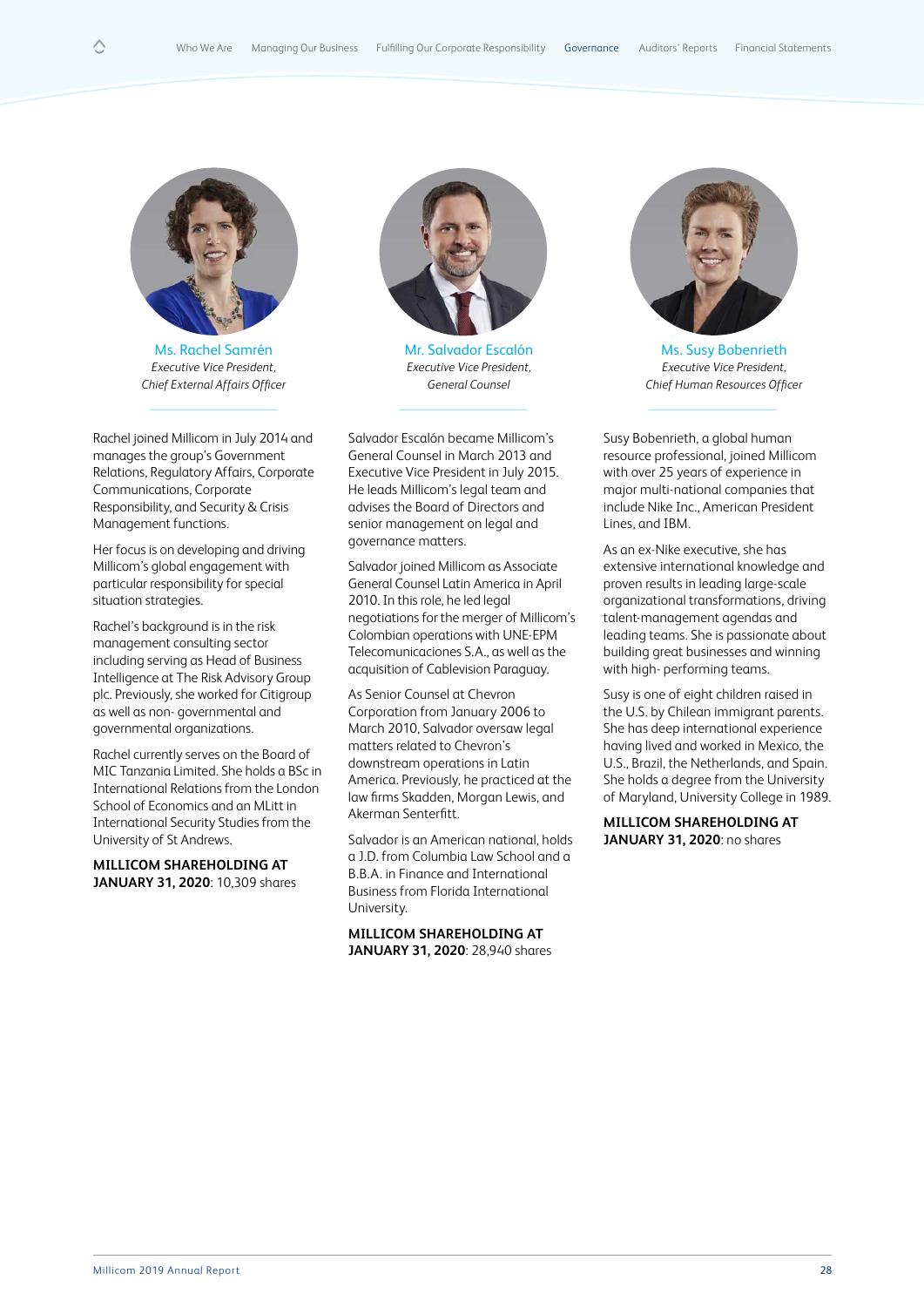### Ms. Rachel Samrén

*Executive Vice President, Chief External Affairs Officer*

Rachel joined Millicom in July 2014 and manages the group's Government Relations, Regulatory Affairs, Corporate Communications, Corporate Responsibility, and Security & Crisis Management functions.

Her focus is on developing and driving Millicom's global engagement with particular responsibility for special situation strategies.

Rachel's background is in the risk management consulting sector including serving as Head of Business Intelligence at The Risk Advisory Group plc. Previously, she worked for Citigroup as well as non- governmental and governmental organizations.

Rachel currently serves on the Board of MIC Tanzania Limited. She holds a BSc in International Relations from the London School of Economics and an MLitt in International Security Studies from the University of St Andrews.

**MILLICOM SHAREHOLDING AT JANUARY 31, 2020**: 10,309 shares

### Mr. Salvador Escalón

*Executive Vice President, General Counsel*

Salvador Escalón became Millicom's General Counsel in March 2013 and Executive Vice President in July 2015. He leads Millicom's legal team and advises the Board of Directors and senior management on legal and governance matters.

Salvador joined Millicom as Associate General Counsel Latin America in April 2010. In this role, he led legal negotiations for the merger of Millicom's Colombian operations with UNE-EPM Telecomunicaciones S.A., as well as the acquisition of Cablevision Paraguay.

As Senior Counsel at Chevron Corporation from January 2006 to March 2010, Salvador oversaw legal matters related to Chevron's downstream operations in Latin America. Previously, he practiced at the law firms Skadden, Morgan Lewis, and Akerman Senterfitt.

Salvador is an American national, holds a J.D. from Columbia Law School and a B.B.A. in Finance and International Business from Florida International University.

**MILLICOM SHAREHOLDING AT JANUARY 31, 2020**: 28,940 shares

### Ms. Susy Bobenrieth

*Executive Vice President, Chief Human Resources Officer*

Susy Bobenrieth, a global human resource professional, joined Millicom with over 25 years of experience in major multi-national companies that include Nike Inc., American President Lines, and IBM.

As an ex-Nike executive, she has extensive international knowledge and proven results in leading large-scale organizational transformations, driving talent-management agendas and leading teams. She is passionate about building great businesses and winning with high- performing teams.

Susy is one of eight children raised in the U.S. by Chilean immigrant parents. She has deep international experience having lived and worked in Mexico, the U.S., Brazil, the Netherlands, and Spain. She holds a degree from the University of Maryland, University College in 1989.

**MILLICOM SHAREHOLDING AT JANUARY 31, 2020**: no shares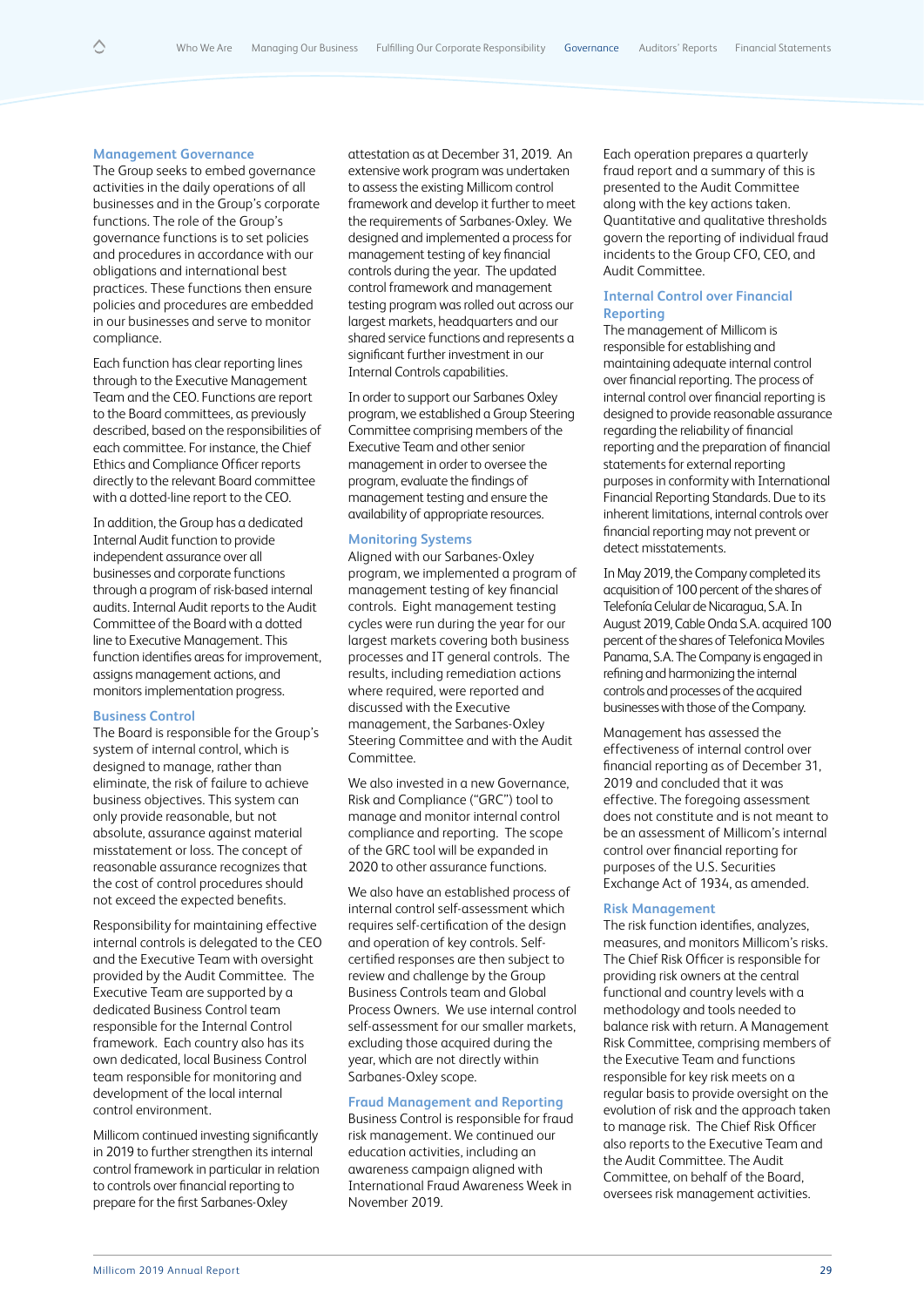## Management Governance

The Group seeks to embed governance activities in the daily operations of all businesses and in the Group's corporate functions. The role of the Group's governance functions is to set policies and procedures in accordance with our obligations and international best practices. These functions then ensure policies and procedures are embedded in our businesses and serve to monitor compliance.

Each function has clear reporting lines through to the Executive Management Team and the CEO. Functions are report to the Board committees, as previously described, based on the responsibilities of each committee. For instance, the Chief Ethics and Compliance Officer reports directly to the relevant Board committee with a dotted-line report to the CEO.

In addition, the Group has a dedicated Internal Audit function to provide independent assurance over all businesses and corporate functions through a program of risk-based internal audits. Internal Audit reports to the Audit Committee of the Board with a dotted line to Executive Management. This function identifies areas for improvement, assigns management actions, and monitors implementation progress.

## Business Control

The Board is responsible for the Group's system of internal control, which is designed to manage, rather than eliminate, the risk of failure to achieve business objectives. This system can only provide reasonable, but not absolute, assurance against material misstatement or loss. The concept of reasonable assurance recognizes that the cost of control procedures should not exceed the expected benefits.

Responsibility for maintaining effective internal controls is delegated to the CEO and the Executive Team with oversight provided by the Audit Committee. The Executive Team are supported by a dedicated Business Control team responsible for the Internal Control framework. Each country also has its own dedicated, local Business Control team responsible for monitoring and development of the local internal control environment.

Millicom continued investing significantly in 2019 to further strengthen its internal control framework in particular in relation to controls over financial reporting to prepare for the first Sarbanes-Oxley attestation as at December 31, 2019. An extensive work program was undertaken to assess the existing Millicom control framework and develop it further to meet the requirements of Sarbanes-Oxley. We designed and implemented a process for management testing of key financial controls during the year. The updated control framework and management testing program was rolled out across our largest markets, headquarters and our shared service functions and represents a significant further investment in our Internal Controls capabilities.

In order to support our Sarbanes Oxley program, we established a Group Steering Committee comprising members of the Executive Team and other senior management in order to oversee the program, evaluate the findings of management testing and ensure the availability of appropriate resources.

## Monitoring Systems

Aligned with our Sarbanes-Oxley program, we implemented a program of management testing of key financial controls. Eight management testing cycles were run during the year for our largest markets covering both business processes and IT general controls. The results, including remediation actions where required, were reported and discussed with the Executive management, the Sarbanes-Oxley Steering Committee and with the Audit Committee.

We also invested in a new Governance, Risk and Compliance ("GRC") tool to manage and monitor internal control compliance and reporting. The scope of the GRC tool will be expanded in 2020 to other assurance functions.

We also have an established process of internal control self-assessment which requires self-certification of the design and operation of key controls. Self-certified responses are then subject to review and challenge by the Group Business Controls team and Global Process Owners. We use internal control self-assessment for our smaller markets, excluding those acquired during the year, which are not directly within Sarbanes-Oxley scope.

## Fraud Management and Reporting

Business Control is responsible for fraud risk management. We continued our education activities, including an awareness campaign aligned with International Fraud Awareness Week in November 2019.

Each operation prepares a quarterly fraud report and a summary of this is presented to the Audit Committee along with the key actions taken. Quantitative and qualitative thresholds govern the reporting of individual fraud incidents to the Group CFO, CEO, and Audit Committee.

## Internal Control over Financial Reporting

The management of Millicom is responsible for establishing and maintaining adequate internal control over financial reporting. The process of internal control over financial reporting is designed to provide reasonable assurance regarding the reliability of financial reporting and the preparation of financial statements for external reporting purposes in conformity with International Financial Reporting Standards. Due to its inherent limitations, internal controls over financial reporting may not prevent or detect misstatements.

In May 2019, the Company completed its acquisition of 100 percent of the shares of Telefonía Celular de Nicaragua, S.A. In August 2019, Cable Onda S.A. acquired 100 percent of the shares of Telefonica Moviles Panama, S.A. The Company is engaged in refining and harmonizing the internal controls and processes of the acquired businesses with those of the Company.

Management has assessed the effectiveness of internal control over financial reporting as of December 31, 2019 and concluded that it was effective. The foregoing assessment does not constitute and is not meant to be an assessment of Millicom's internal control over financial reporting for purposes of the U.S. Securities Exchange Act of 1934, as amended.

## Risk Management

The risk function identifies, analyzes, measures, and monitors Millicom's risks. The Chief Risk Officer is responsible for providing risk owners at the central functional and country levels with a methodology and tools needed to balance risk with return. A Management Risk Committee, comprising members of the Executive Team and functions responsible for key risk meets on a regular basis to provide oversight on the evolution of risk and the approach taken to manage risk. The Chief Risk Officer also reports to the Executive Team and the Audit Committee. The Audit Committee, on behalf of the Board, oversees risk management activities.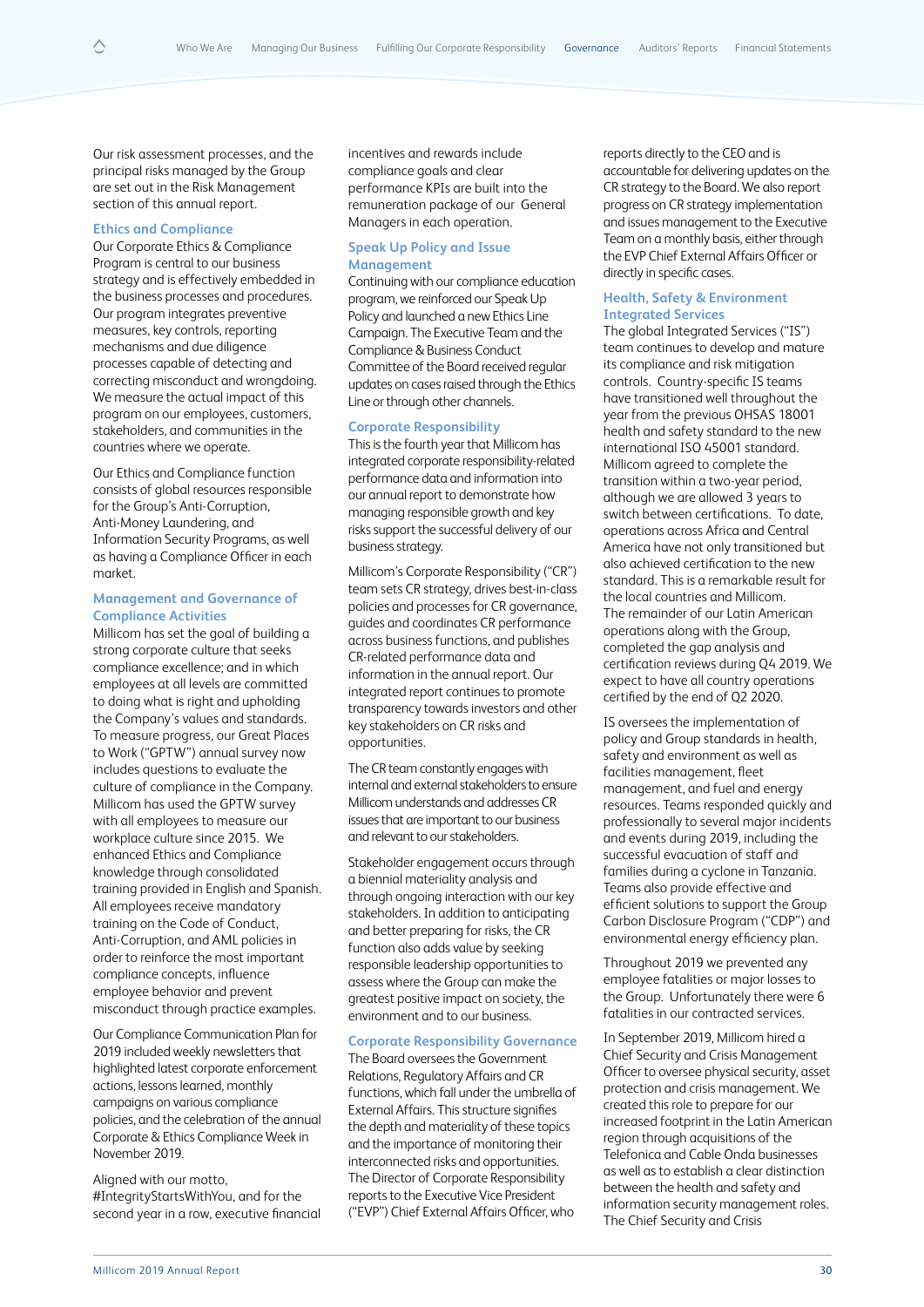Our risk assessment processes, and the principal risks managed by the Group are set out in the Risk Management section of this annual report.

### Ethics and Compliance

Our Corporate Ethics & Compliance Program is central to our business strategy and is effectively embedded in the business processes and procedures. Our program integrates preventive measures, key controls, reporting mechanisms and due diligence processes capable of detecting and correcting misconduct and wrongdoing. We measure the actual impact of this program on our employees, customers, stakeholders, and communities in the countries where we operate.

Our Ethics and Compliance function consists of global resources responsible for the Group's Anti-Corruption, Anti-Money Laundering, and Information Security Programs, as well as having a Compliance Officer in each market.

### Management and Governance of Compliance Activities

Millicom has set the goal of building a strong corporate culture that seeks compliance excellence; and in which employees at all levels are committed to doing what is right and upholding the Company's values and standards. To measure progress, our Great Places to Work ("GPTW") annual survey now includes questions to evaluate the culture of compliance in the Company. Millicom has used the GPTW survey with all employees to measure our workplace culture since 2015. We enhanced Ethics and Compliance knowledge through consolidated training provided in English and Spanish. All employees receive mandatory training on the Code of Conduct, Anti-Corruption, and AML policies in order to reinforce the most important compliance concepts, influence employee behavior and prevent misconduct through practice examples.

Our Compliance Communication Plan for 2019 included weekly newsletters that highlighted latest corporate enforcement actions, lessons learned, monthly campaigns on various compliance policies, and the celebration of the annual Corporate & Ethics Compliance Week in November 2019.

Aligned with our motto, #IntegrityStartsWithYou, and for the second year in a row, executive financial incentives and rewards include compliance goals and clear performance KPIs are built into the remuneration package of our General Managers in each operation.

### Speak Up Policy and Issue Management

Continuing with our compliance education program, we reinforced our Speak Up Policy and launched a new Ethics Line Campaign. The Executive Team and the Compliance & Business Conduct Committee of the Board received regular updates on cases raised through the Ethics Line or through other channels.

### Corporate Responsibility

This is the fourth year that Millicom has integrated corporate responsibility-related performance data and information into our annual report to demonstrate how managing responsible growth and key risks support the successful delivery of our business strategy.

Millicom's Corporate Responsibility ("CR") team sets CR strategy, drives best-in-class policies and processes for CR governance, guides and coordinates CR performance across business functions, and publishes CR-related performance data and information in the annual report. Our integrated report continues to promote transparency towards investors and other key stakeholders on CR risks and opportunities.

The CR team constantly engages with internal and external stakeholders to ensure Millicom understands and addresses CR issues that are important to our business and relevant to our stakeholders.

Stakeholder engagement occurs through a biennial materiality analysis and through ongoing interaction with our key stakeholders. In addition to anticipating and better preparing for risks, the CR function also adds value by seeking responsible leadership opportunities to assess where the Group can make the greatest positive impact on society, the environment and to our business.

### Corporate Responsibility Governance

The Board oversees the Government Relations, Regulatory Affairs and CR functions, which fall under the umbrella of External Affairs. This structure signifies the depth and materiality of these topics and the importance of monitoring their interconnected risks and opportunities. The Director of Corporate Responsibility reports to the Executive Vice President ("EVP") Chief External Affairs Officer, who reports directly to the CEO and is accountable for delivering updates on the CR strategy to the Board. We also report progress on CR strategy implementation and issues management to the Executive Team on a monthly basis, either through the EVP Chief External Affairs Officer or directly in specific cases.

### Health, Safety & Environment Integrated Services

The global Integrated Services ("IS") team continues to develop and mature its compliance and risk mitigation controls. Country-specific IS teams have transitioned well throughout the year from the previous OHSAS 18001 health and safety standard to the new international ISO 45001 standard. Millicom agreed to complete the transition within a two-year period, although we are allowed 3 years to switch between certifications. To date, operations across Africa and Central America have not only transitioned but also achieved certification to the new standard. This is a remarkable result for the local countries and Millicom. The remainder of our Latin American operations along with the Group, completed the gap analysis and certification reviews during Q4 2019. We expect to have all country operations certified by the end of Q2 2020.

IS oversees the implementation of policy and Group standards in health, safety and environment as well as facilities management, fleet management, and fuel and energy resources. Teams responded quickly and professionally to several major incidents and events during 2019, including the successful evacuation of staff and families during a cyclone in Tanzania. Teams also provide effective and efficient solutions to support the Group Carbon Disclosure Program ("CDP") and environmental energy efficiency plan.

Throughout 2019 we prevented any employee fatalities or major losses to the Group. Unfortunately there were 6 fatalities in our contracted services.

In September 2019, Millicom hired a Chief Security and Crisis Management Officer to oversee physical security, asset protection and crisis management. We created this role to prepare for our increased footprint in the Latin American region through acquisitions of the Telefonica and Cable Onda businesses as well as to establish a clear distinction between the health and safety and information security management roles. The Chief Security and Crisis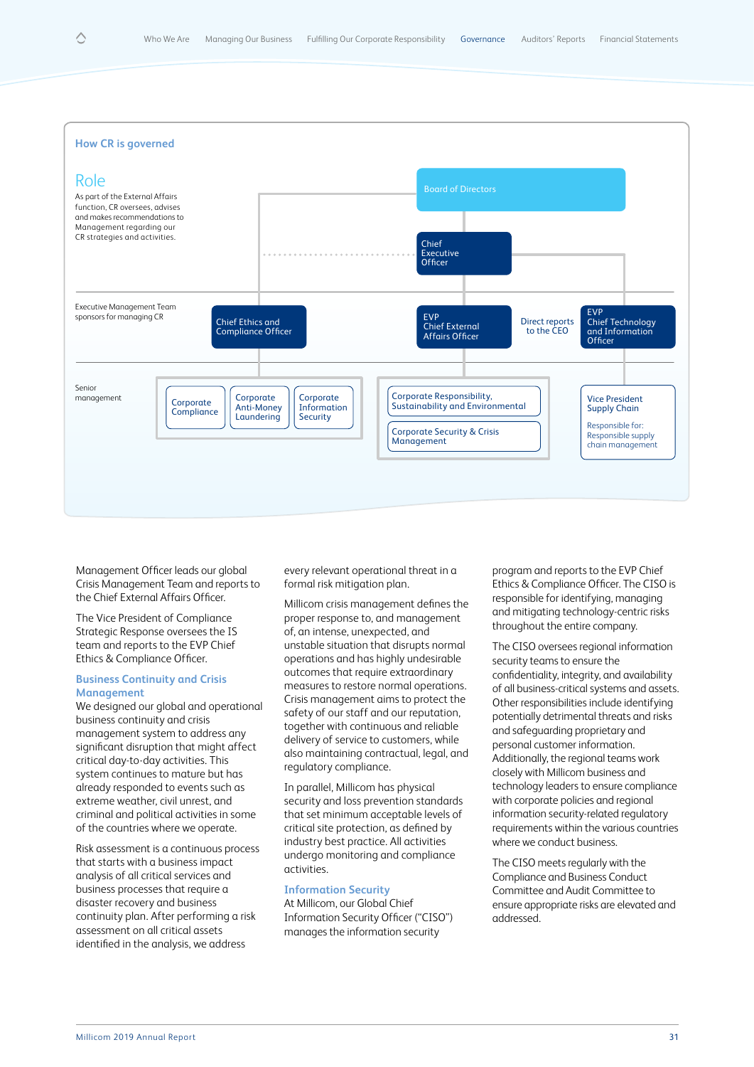## How CR is governed

### Role

As part of the External Affairs function, CR oversees, advises and makes recommendations to Management regarding our CR strategies and activities.

Board of Directors

Chief Executive Officer

Executive Management Team sponsors for managing CR

Chief Ethics and Compliance Officer

EVP Chief External Affairs Officer

Direct reports to the CEO

EVP Chief Technology and Information Officer

Senior management

Corporate Compliance

Corporate Anti-Money Laundering

Corporate Information Security

Corporate Responsibility, Sustainability and Environmental

Corporate Security & Crisis Management

Vice President Supply Chain

Responsible for: Responsible supply chain management

Management Officer leads our global Crisis Management Team and reports to the Chief External Affairs Officer.

The Vice President of Compliance Strategic Response oversees the IS team and reports to the EVP Chief Ethics & Compliance Officer.

### Business Continuity and Crisis Management

We designed our global and operational business continuity and crisis management system to address any significant disruption that might affect critical day-to-day activities. This system continues to mature but has already responded to events such as extreme weather, civil unrest, and criminal and political activities in some of the countries where we operate.

Risk assessment is a continuous process that starts with a business impact analysis of all critical services and business processes that require a disaster recovery and business continuity plan. After performing a risk assessment on all critical assets identified in the analysis, we address every relevant operational threat in a formal risk mitigation plan.

Millicom crisis management defines the proper response to, and management of, an intense, unexpected, and unstable situation that disrupts normal operations and has highly undesirable outcomes that require extraordinary measures to restore normal operations. Crisis management aims to protect the safety of our staff and our reputation, together with continuous and reliable delivery of service to customers, while also maintaining contractual, legal, and regulatory compliance.

In parallel, Millicom has physical security and loss prevention standards that set minimum acceptable levels of critical site protection, as defined by industry best practice. All activities undergo monitoring and compliance activities.

### Information Security

At Millicom, our Global Chief Information Security Officer ("CISO") manages the information security program and reports to the EVP Chief Ethics & Compliance Officer. The CISO is responsible for identifying, managing and mitigating technology-centric risks throughout the entire company.

The CISO oversees regional information security teams to ensure the confidentiality, integrity, and availability of all business-critical systems and assets. Other responsibilities include identifying potentially detrimental threats and risks and safeguarding proprietary and personal customer information. Additionally, the regional teams work closely with Millicom business and technology leaders to ensure compliance with corporate policies and regional information security-related regulatory requirements within the various countries where we conduct business.

The CISO meets regularly with the Compliance and Business Conduct Committee and Audit Committee to ensure appropriate risks are elevated and addressed.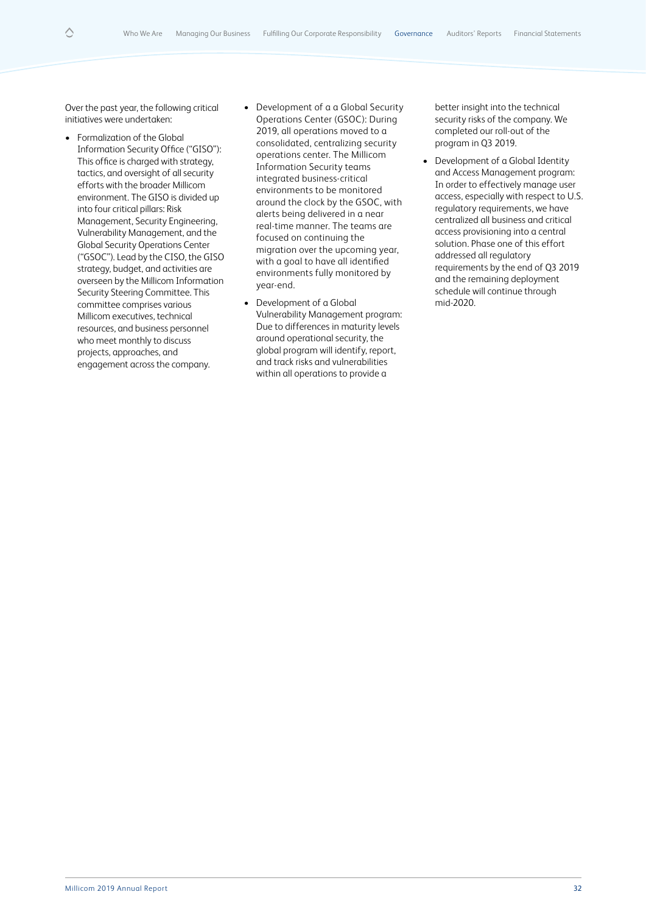Over the past year, the following critical initiatives were undertaken:

- Formalization of the Global Information Security Office ("GISO"): This office is charged with strategy, tactics, and oversight of all security efforts with the broader Millicom environment. The GISO is divided up into four critical pillars: Risk Management, Security Engineering, Vulnerability Management, and the Global Security Operations Center ("GSOC"). Lead by the CISO, the GISO strategy, budget, and activities are overseen by the Millicom Information Security Steering Committee. This committee comprises various Millicom executives, technical resources, and business personnel who meet monthly to discuss projects, approaches, and engagement across the company.
- Development of a a Global Security Operations Center (GSOC): During 2019, all operations moved to a consolidated, centralizing security operations center. The Millicom Information Security teams integrated business-critical environments to be monitored around the clock by the GSOC, with alerts being delivered in a near real-time manner. The teams are focused on continuing the migration over the upcoming year, with a goal to have all identified environments fully monitored by year-end.
- Development of a Global Vulnerability Management program: Due to differences in maturity levels around operational security, the global program will identify, report, and track risks and vulnerabilities within all operations to provide a better insight into the technical security risks of the company. We completed our roll-out of the program in Q3 2019.
- Development of a Global Identity and Access Management program: In order to effectively manage user access, especially with respect to U.S. regulatory requirements, we have centralized all business and critical access provisioning into a central solution. Phase one of this effort addressed all regulatory requirements by the end of Q3 2019 and the remaining deployment schedule will continue through mid-2020.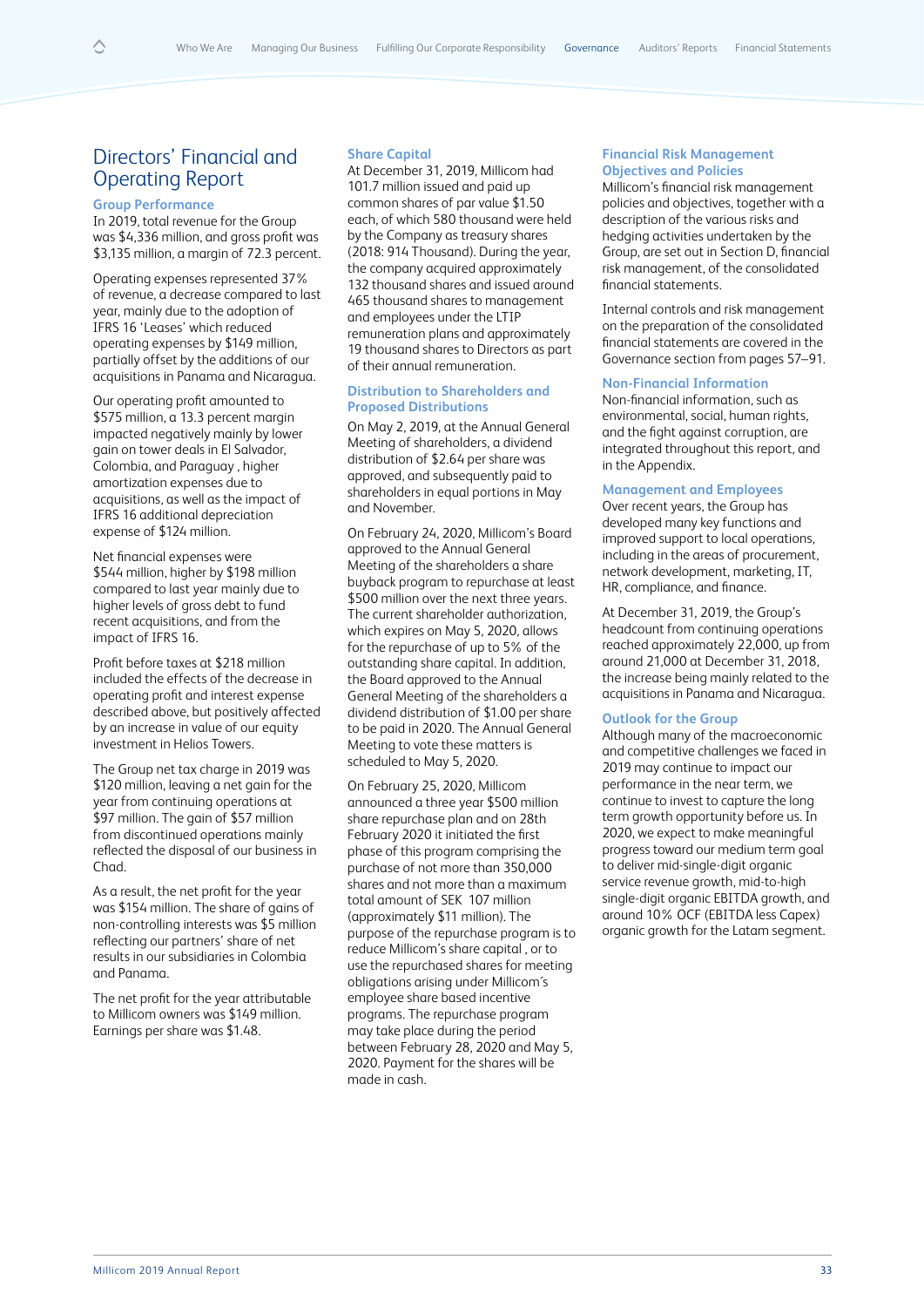# Directors' Financial and Operating Report

## Group Performance

In 2019, total revenue for the Group was $4,336 million, and gross profit was $3,135 million, a margin of 72.3 percent.

Operating expenses represented 37% of revenue, a decrease compared to last year, mainly due to the adoption of IFRS 16 'Leases' which reduced operating expenses by $149 million, partially offset by the additions of our acquisitions in Panama and Nicaragua.

Our operating profit amounted to $575 million, a 13.3 percent margin impacted negatively mainly by lower gain on tower deals in El Salvador, Colombia, and Paraguay , higher amortization expenses due to acquisitions, as well as the impact of IFRS 16 additional depreciation expense of $124 million.

Net financial expenses were $544 million, higher by $198 million compared to last year mainly due to higher levels of gross debt to fund recent acquisitions, and from the impact of IFRS 16.

Profit before taxes at $218 million included the effects of the decrease in operating profit and interest expense described above, but positively affected by an increase in value of our equity investment in Helios Towers.

The Group net tax charge in 2019 was $120 million, leaving a net gain for the year from continuing operations at $97 million. The gain of $57 million from discontinued operations mainly reflected the disposal of our business in Chad.

As a result, the net profit for the year was $154 million. The share of gains of non-controlling interests was $5 million reflecting our partners' share of net results in our subsidiaries in Colombia and Panama.

The net profit for the year attributable to Millicom owners was $149 million. Earnings per share was $1.48.

## Share Capital

At December 31, 2019, Millicom had 101.7 million issued and paid up common shares of par value $1.50 each, of which 580 thousand were held by the Company as treasury shares (2018: 914 Thousand). During the year, the company acquired approximately 132 thousand shares and issued around 465 thousand shares to management and employees under the LTIP remuneration plans and approximately 19 thousand shares to Directors as part of their annual remuneration.

## Distribution to Shareholders and Proposed Distributions

On May 2, 2019, at the Annual General Meeting of shareholders, a dividend distribution of $2.64 per share was approved, and subsequently paid to shareholders in equal portions in May and November.

On February 24, 2020, Millicom's Board approved to the Annual General Meeting of the shareholders a share buyback program to repurchase at least $500 million over the next three years. The current shareholder authorization, which expires on May 5, 2020, allows for the repurchase of up to 5% of the outstanding share capital. In addition, the Board approved to the Annual General Meeting of the shareholders a dividend distribution of $1.00 per share to be paid in 2020. The Annual General Meeting to vote these matters is scheduled to May 5, 2020.

On February 25, 2020, Millicom announced a three year $500 million share repurchase plan and on 28th February 2020 it initiated the first phase of this program comprising the purchase of not more than 350,000 shares and not more than a maximum total amount of SEK 107 million (approximately $11 million). The purpose of the repurchase program is to reduce Millicom's share capital , or to use the repurchased shares for meeting obligations arising under Millicom´s employee share based incentive programs. The repurchase program may take place during the period between February 28, 2020 and May 5, 2020. Payment for the shares will be made in cash.

## Financial Risk Management Objectives and Policies

Millicom's financial risk management policies and objectives, together with a description of the various risks and hedging activities undertaken by the Group, are set out in Section D, financial risk management, of the consolidated financial statements.

Internal controls and risk management on the preparation of the consolidated financial statements are covered in the Governance section from pages 57–91.

## Non-Financial Information

Non-financial information, such as environmental, social, human rights, and the fight against corruption, are integrated throughout this report, and in the Appendix.

## Management and Employees

Over recent years, the Group has developed many key functions and improved support to local operations, including in the areas of procurement, network development, marketing, IT, HR, compliance, and finance.

At December 31, 2019, the Group's headcount from continuing operations reached approximately 22,000, up from around 21,000 at December 31, 2018, the increase being mainly related to the acquisitions in Panama and Nicaragua.

## Outlook for the Group

Although many of the macroeconomic and competitive challenges we faced in 2019 may continue to impact our performance in the near term, we continue to invest to capture the long term growth opportunity before us. In 2020, we expect to make meaningful progress toward our medium term goal to deliver mid-single-digit organic service revenue growth, mid-to-high single-digit organic EBITDA growth, and around 10% OCF (EBITDA less Capex) organic growth for the Latam segment.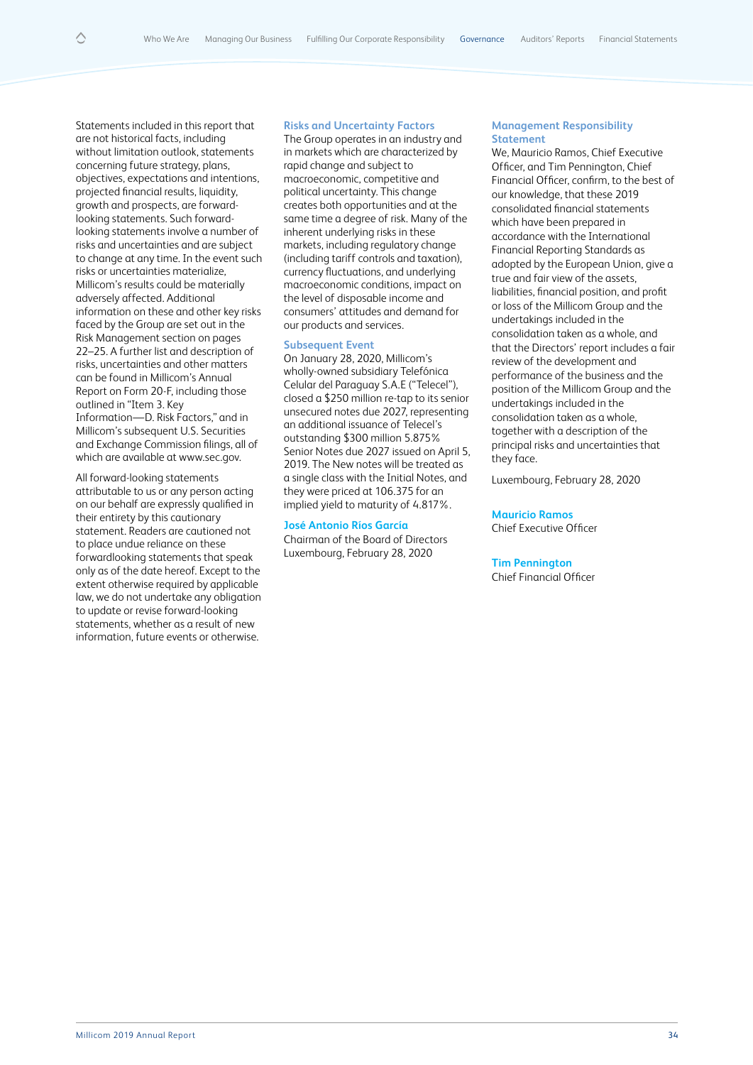Statements included in this report that are not historical facts, including without limitation outlook, statements concerning future strategy, plans, objectives, expectations and intentions, projected financial results, liquidity, growth and prospects, are forward-looking statements. Such forward-looking statements involve a number of risks and uncertainties and are subject to change at any time. In the event such risks or uncertainties materialize, Millicom's results could be materially adversely affected. Additional information on these and other key risks faced by the Group are set out in the Risk Management section on pages 22–25. A further list and description of risks, uncertainties and other matters can be found in Millicom's Annual Report on Form 20-F, including those outlined in "Item 3. Key Information—D. Risk Factors," and in Millicom's subsequent U.S. Securities and Exchange Commission filings, all of which are available at www.sec.gov.

All forward-looking statements attributable to us or any person acting on our behalf are expressly qualified in their entirety by this cautionary statement. Readers are cautioned not to place undue reliance on these forwardlooking statements that speak only as of the date hereof. Except to the extent otherwise required by applicable law, we do not undertake any obligation to update or revise forward-looking statements, whether as a result of new information, future events or otherwise.

## Risks and Uncertainty Factors

The Group operates in an industry and in markets which are characterized by rapid change and subject to macroeconomic, competitive and political uncertainty. This change creates both opportunities and at the same time a degree of risk. Many of the inherent underlying risks in these markets, including regulatory change (including tariff controls and taxation), currency fluctuations, and underlying macroeconomic conditions, impact on the level of disposable income and consumers' attitudes and demand for our products and services.

## Subsequent Event

On January 28, 2020, Millicom's wholly-owned subsidiary Telefónica Celular del Paraguay S.A.E ("Telecel"), closed a $250 million re-tap to its senior unsecured notes due 2027, representing an additional issuance of Telecel's outstanding $300 million 5.875% Senior Notes due 2027 issued on April 5, 2019. The New notes will be treated as a single class with the Initial Notes, and they were priced at 106.375 for an implied yield to maturity of 4.817%.

**José Antonio Ríos García**
Chairman of the Board of Directors
Luxembourg, February 28, 2020

## Management Responsibility Statement

We, Mauricio Ramos, Chief Executive Officer, and Tim Pennington, Chief Financial Officer, confirm, to the best of our knowledge, that these 2019 consolidated financial statements which have been prepared in accordance with the International Financial Reporting Standards as adopted by the European Union, give a true and fair view of the assets, liabilities, financial position, and profit or loss of the Millicom Group and the undertakings included in the consolidation taken as a whole, and that the Directors' report includes a fair review of the development and performance of the business and the position of the Millicom Group and the undertakings included in the consolidation taken as a whole, together with a description of the principal risks and uncertainties that they face.

Luxembourg, February 28, 2020

**Mauricio Ramos**
Chief Executive Officer

**Tim Pennington**
Chief Financial Officer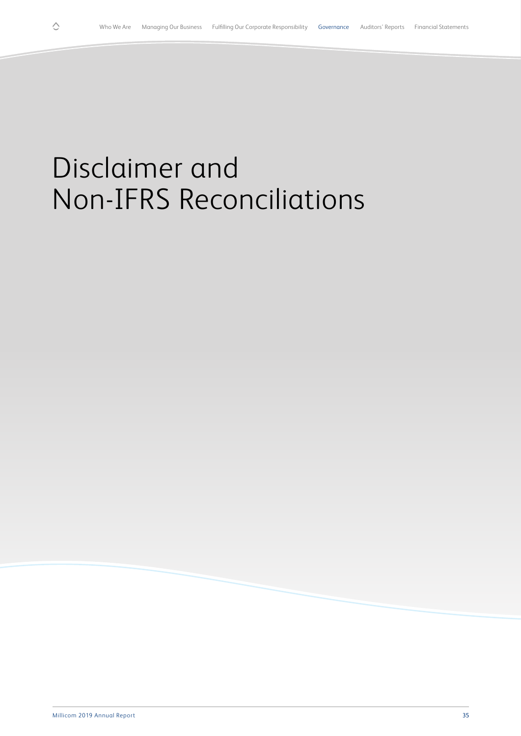# Disclaimer and Non-IFRS Reconciliations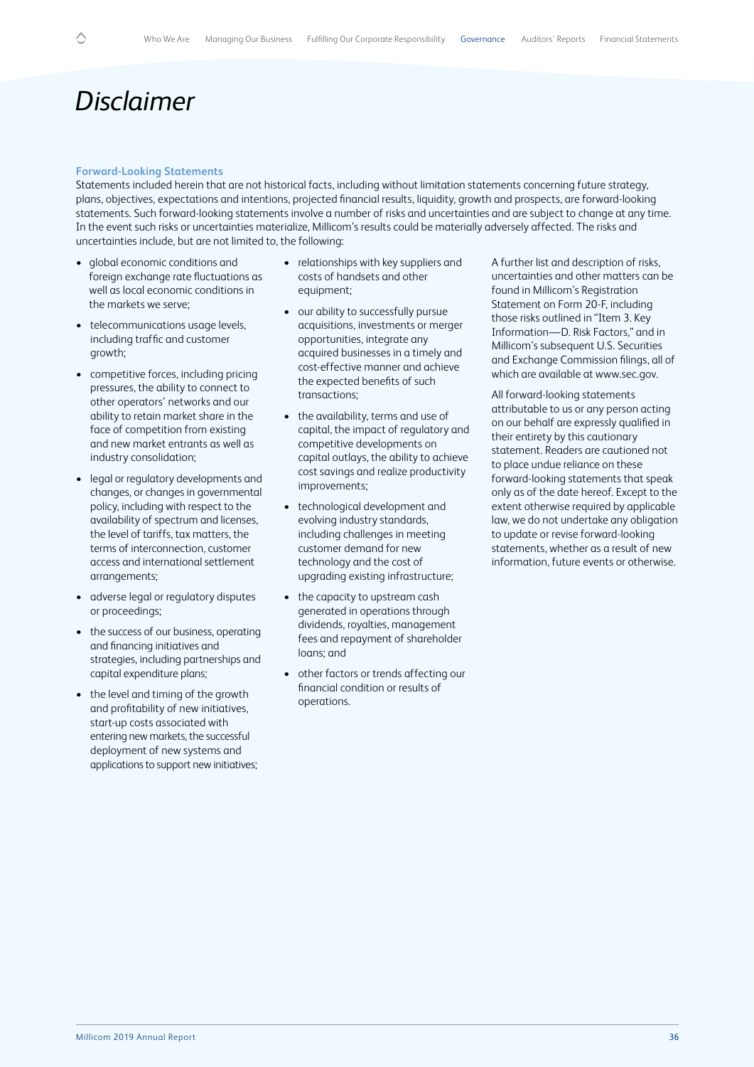# Disclaimer

### Forward-Looking Statements

Statements included herein that are not historical facts, including without limitation statements concerning future strategy, plans, objectives, expectations and intentions, projected financial results, liquidity, growth and prospects, are forward-looking statements. Such forward-looking statements involve a number of risks and uncertainties and are subject to change at any time. In the event such risks or uncertainties materialize, Millicom's results could be materially adversely affected. The risks and uncertainties include, but are not limited to, the following:

- global economic conditions and foreign exchange rate fluctuations as well as local economic conditions in the markets we serve;
- telecommunications usage levels, including traffic and customer growth;
- competitive forces, including pricing pressures, the ability to connect to other operators' networks and our ability to retain market share in the face of competition from existing and new market entrants as well as industry consolidation;
- legal or regulatory developments and changes, or changes in governmental policy, including with respect to the availability of spectrum and licenses, the level of tariffs, tax matters, the terms of interconnection, customer access and international settlement arrangements;
- adverse legal or regulatory disputes or proceedings;
- the success of our business, operating and financing initiatives and strategies, including partnerships and capital expenditure plans;
- the level and timing of the growth and profitability of new initiatives, start-up costs associated with entering new markets, the successful deployment of new systems and applications to support new initiatives;
- relationships with key suppliers and costs of handsets and other equipment;
- our ability to successfully pursue acquisitions, investments or merger opportunities, integrate any acquired businesses in a timely and cost-effective manner and achieve the expected benefits of such transactions;
- the availability, terms and use of capital, the impact of regulatory and competitive developments on capital outlays, the ability to achieve cost savings and realize productivity improvements;
- technological development and evolving industry standards, including challenges in meeting customer demand for new technology and the cost of upgrading existing infrastructure;
- the capacity to upstream cash generated in operations through dividends, royalties, management fees and repayment of shareholder loans; and
- other factors or trends affecting our financial condition or results of operations.

A further list and description of risks, uncertainties and other matters can be found in Millicom's Registration Statement on Form 20-F, including those risks outlined in "Item 3. Key Information—D. Risk Factors," and in Millicom's subsequent U.S. Securities and Exchange Commission filings, all of which are available at www.sec.gov.

All forward-looking statements attributable to us or any person acting on our behalf are expressly qualified in their entirety by this cautionary statement. Readers are cautioned not to place undue reliance on these forward-looking statements that speak only as of the date hereof. Except to the extent otherwise required by applicable law, we do not undertake any obligation to update or revise forward-looking statements, whether as a result of new information, future events or otherwise.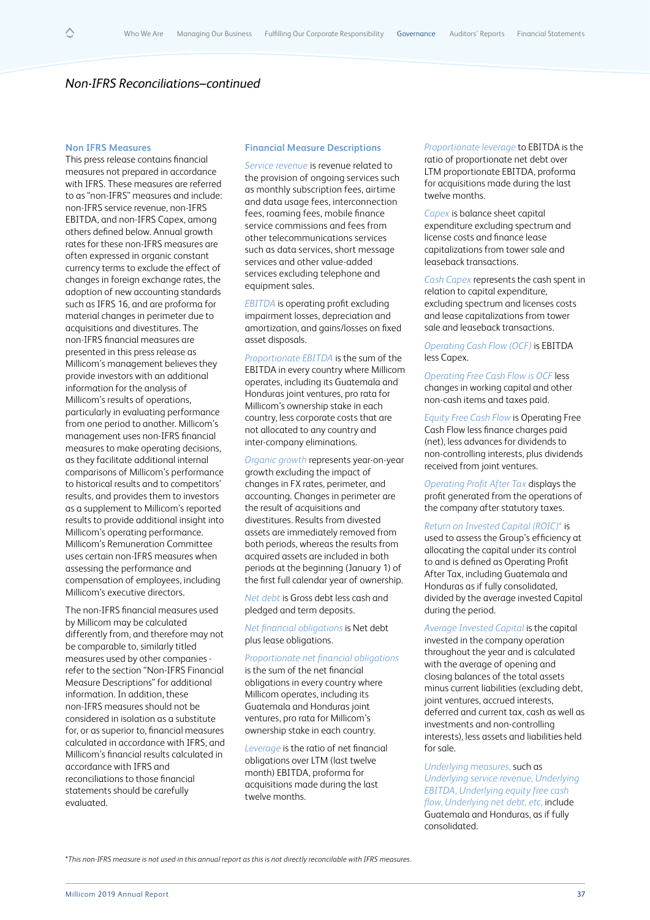# Non-IFRS Reconciliations–continued

## Non IFRS Measures

This press release contains financial measures not prepared in accordance with IFRS. These measures are referred to as "non-IFRS" measures and include: non-IFRS service revenue, non-IFRS EBITDA, and non-IFRS Capex, among others defined below. Annual growth rates for these non-IFRS measures are often expressed in organic constant currency terms to exclude the effect of changes in foreign exchange rates, the adoption of new accounting standards such as IFRS 16, and are proforma for material changes in perimeter due to acquisitions and divestitures. The non-IFRS financial measures are presented in this press release as Millicom's management believes they provide investors with an additional information for the analysis of Millicom's results of operations, particularly in evaluating performance from one period to another. Millicom's management uses non-IFRS financial measures to make operating decisions, as they facilitate additional internal comparisons of Millicom's performance to historical results and to competitors' results, and provides them to investors as a supplement to Millicom's reported results to provide additional insight into Millicom's operating performance. Millicom's Remuneration Committee uses certain non-IFRS measures when assessing the performance and compensation of employees, including Millicom's executive directors.

The non-IFRS financial measures used by Millicom may be calculated differently from, and therefore may not be comparable to, similarly titled measures used by other companies - refer to the section "Non-IFRS Financial Measure Descriptions" for additional information. In addition, these non-IFRS measures should not be considered in isolation as a substitute for, or as superior to, financial measures calculated in accordance with IFRS, and Millicom's financial results calculated in accordance with IFRS and reconciliations to those financial statements should be carefully evaluated.

## Financial Measure Descriptions

*Service revenue* is revenue related to the provision of ongoing services such as monthly subscription fees, airtime and data usage fees, interconnection fees, roaming fees, mobile finance service commissions and fees from other telecommunications services such as data services, short message services and other value-added services excluding telephone and equipment sales.

*EBITDA* is operating profit excluding impairment losses, depreciation and amortization, and gains/losses on fixed asset disposals.

*Proportionate EBITDA* is the sum of the EBITDA in every country where Millicom operates, including its Guatemala and Honduras joint ventures, pro rata for Millicom's ownership stake in each country, less corporate costs that are not allocated to any country and inter-company eliminations.

*Organic growth* represents year-on-year growth excluding the impact of changes in FX rates, perimeter, and accounting. Changes in perimeter are the result of acquisitions and divestitures. Results from divested assets are immediately removed from both periods, whereas the results from acquired assets are included in both periods at the beginning (January 1) of the first full calendar year of ownership.

*Net debt* is Gross debt less cash and pledged and term deposits.

*Net financial obligations* is Net debt plus lease obligations.

*Proportionate net financial obligations* is the sum of the net financial obligations in every country where Millicom operates, including its Guatemala and Honduras joint ventures, pro rata for Millicom's ownership stake in each country.

*Leverage* is the ratio of net financial obligations over LTM (last twelve month) EBITDA, proforma for acquisitions made during the last twelve months.

*Proportionate leverage* to EBITDA is the ratio of proportionate net debt over LTM proportionate EBITDA, proforma for acquisitions made during the last twelve months.

*Capex* is balance sheet capital expenditure excluding spectrum and license costs and finance lease capitalizations from tower sale and leaseback transactions.

*Cash Capex* represents the cash spent in relation to capital expenditure, excluding spectrum and licenses costs and lease capitalizations from tower sale and leaseback transactions.

*Operating Cash Flow (OCF)* is EBITDA less Capex.

*Operating Free Cash Flow is OCF* less changes in working capital and other non-cash items and taxes paid.

*Equity Free Cash Flow* is Operating Free Cash Flow less finance charges paid (net), less advances for dividends to non-controlling interests, plus dividends received from joint ventures.

*Operating Profit After Tax* displays the profit generated from the operations of the company after statutory taxes.

*Return on Invested Capital (ROIC)** is used to assess the Group's efficiency at allocating the capital under its control to and is defined as Operating Profit After Tax, including Guatemala and Honduras as if fully consolidated, divided by the average invested Capital during the period.

*Average Invested Capital* is the capital invested in the company operation throughout the year and is calculated with the average of opening and closing balances of the total assets minus current liabilities (excluding debt, joint ventures, accrued interests, deferred and current tax, cash as well as investments and non-controlling interests), less assets and liabilities held for sale.

*Underlying measures,* such as *Underlying service revenue, Underlying EBITDA, Underlying equity free cash flow, Underlying net debt, etc,* include Guatemala and Honduras, as if fully consolidated.

*This non-IFRS measure is not used in this annual report as this is not directly reconcilable with IFRS measures.*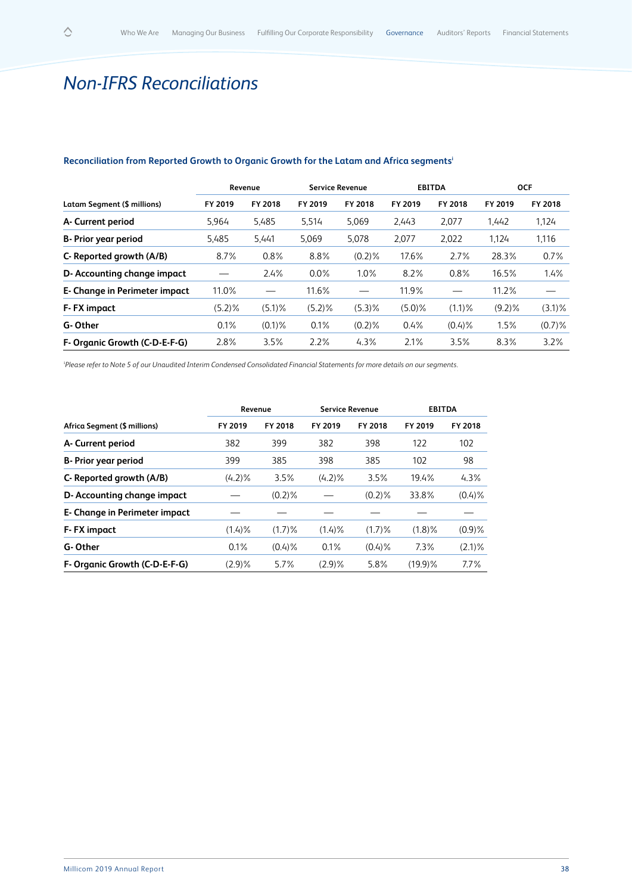# Non-IFRS Reconciliations

### Reconciliation from Reported Growth to Organic Growth for the Latam and Africa segments[i]

| | Revenue | | Service Revenue | | EBITDA | | OCF | |
|---|---|---|---|---|---|---|---|---|
| **Latam Segment ($ millions)** | **FY 2019** | **FY 2018** | **FY 2019** | **FY 2018** | **FY 2019** | **FY 2018** | **FY 2019** | **FY 2018** |
| **A- Current period** | 5,964 | 5,485 | 5,514 | 5,069 | 2,443 | 2,077 | 1,442 | 1,124 |
| **B- Prior year period** | 5,485 | 5,441 | 5,069 | 5,078 | 2,077 | 2,022 | 1,124 | 1,116 |
| **C- Reported growth (A/B)** | 8.7% | 0.8% | 8.8% | (0.2)% | 17.6% | 2.7% | 28.3% | 0.7% |
| **D- Accounting change impact** | — | 2.4% | 0.0% | 1.0% | 8.2% | 0.8% | 16.5% | 1.4% |
| **E- Change in Perimeter impact** | 11.0% | — | 11.6% | — | 11.9% | — | 11.2% | — |
| **F- FX impact** | (5.2)% | (5.1)% | (5.2)% | (5.3)% | (5.0)% | (1.1)% | (9.2)% | (3.1)% |
| **G- Other** | 0.1% | (0.1)% | 0.1% | (0.2)% | 0.4% | (0.4)% | 1.5% | (0.7)% |
| **F- Organic Growth (C-D-E-F-G)** | 2.8% | 3.5% | 2.2% | 4.3% | 2.1% | 3.5% | 8.3% | 3.2% |

*[i]Please refer to Note 5 of our Unaudited Interim Condensed Consolidated Financial Statements for more details on our segments.*

| | Revenue | | Service Revenue | | EBITDA | |
|---|---|---|---|---|---|---|
| **Africa Segment ($ millions)** | **FY 2019** | **FY 2018** | **FY 2019** | **FY 2018** | **FY 2019** | **FY 2018** |
| **A- Current period** | 382 | 399 | 382 | 398 | 122 | 102 |
| **B- Prior year period** | 399 | 385 | 398 | 385 | 102 | 98 |
| **C- Reported growth (A/B)** | (4.2)% | 3.5% | (4.2)% | 3.5% | 19.4% | 4.3% |
| **D- Accounting change impact** | — | (0.2)% | — | (0.2)% | 33.8% | (0.4)% |
| **E- Change in Perimeter impact** | — | — | — | — | — | — |
| **F- FX impact** | (1.4)% | (1.7)% | (1.4)% | (1.7)% | (1.8)% | (0.9)% |
| **G- Other** | 0.1% | (0.4)% | 0.1% | (0.4)% | 7.3% | (2.1)% |
| **F- Organic Growth (C-D-E-F-G)** | (2.9)% | 5.7% | (2.9)% | 5.8% | (19.9)% | 7.7% |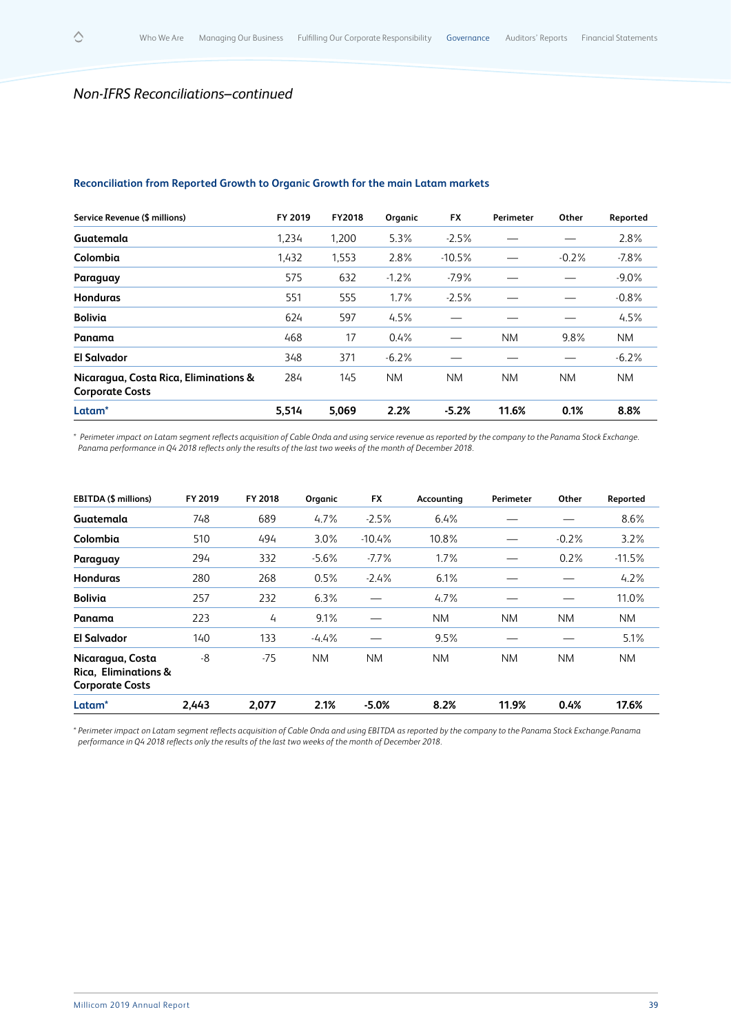*Non-IFRS Reconciliations–continued*

### Reconciliation from Reported Growth to Organic Growth for the main Latam markets

| Service Revenue ($ millions) | FY 2019 | FY2018 | Organic | FX | Perimeter | Other | Reported |
|---|---|---|---|---|---|---|---|
| **Guatemala** | 1,234 | 1,200 | 5.3% | -2.5% | — | — | 2.8% |
| **Colombia** | 1,432 | 1,553 | 2.8% | -10.5% | — | -0.2% | -7.8% |
| **Paraguay** | 575 | 632 | -1.2% | -7.9% | — | — | -9.0% |
| **Honduras** | 551 | 555 | 1.7% | -2.5% | — | — | -0.8% |
| **Bolivia** | 624 | 597 | 4.5% | — | — | — | 4.5% |
| **Panama** | 468 | 17 | 0.4% | — | NM | 9.8% | NM |
| **El Salvador** | 348 | 371 | -6.2% | — | — | — | -6.2% |
| **Nicaragua, Costa Rica, Eliminations & Corporate Costs** | 284 | 145 | NM | NM | NM | NM | NM |
| **Latam*** | **5,514** | **5,069** | **2.2%** | **-5.2%** | **11.6%** | **0.1%** | **8.8%** |

\* *Perimeter impact on Latam segment reflects acquisition of Cable Onda and using service revenue as reported by the company to the Panama Stock Exchange. Panama performance in Q4 2018 reflects only the results of the last two weeks of the month of December 2018.*

| EBITDA ($ millions) | FY 2019 | FY 2018 | Organic | FX | Accounting | Perimeter | Other | Reported |
|---|---|---|---|---|---|---|---|---|
| **Guatemala** | 748 | 689 | 4.7% | -2.5% | 6.4% | — | — | 8.6% |
| **Colombia** | 510 | 494 | 3.0% | -10.4% | 10.8% | — | -0.2% | 3.2% |
| **Paraguay** | 294 | 332 | -5.6% | -7.7% | 1.7% | — | 0.2% | -11.5% |
| **Honduras** | 280 | 268 | 0.5% | -2.4% | 6.1% | — | — | 4.2% |
| **Bolivia** | 257 | 232 | 6.3% | — | 4.7% | — | — | 11.0% |
| **Panama** | 223 | 4 | 9.1% | — | NM | NM | NM | NM |
| **El Salvador** | 140 | 133 | -4.4% | — | 9.5% | — | — | 5.1% |
| **Nicaragua, Costa Rica, Eliminations & Corporate Costs** | -8 | -75 | NM | NM | NM | NM | NM | NM |
| **Latam*** | **2,443** | **2,077** | **2.1%** | **-5.0%** | **8.2%** | **11.9%** | **0.4%** | **17.6%** |

\* *Perimeter impact on Latam segment reflects acquisition of Cable Onda and using EBITDA as reported by the company to the Panama Stock Exchange.Panama performance in Q4 2018 reflects only the results of the last two weeks of the month of December 2018.*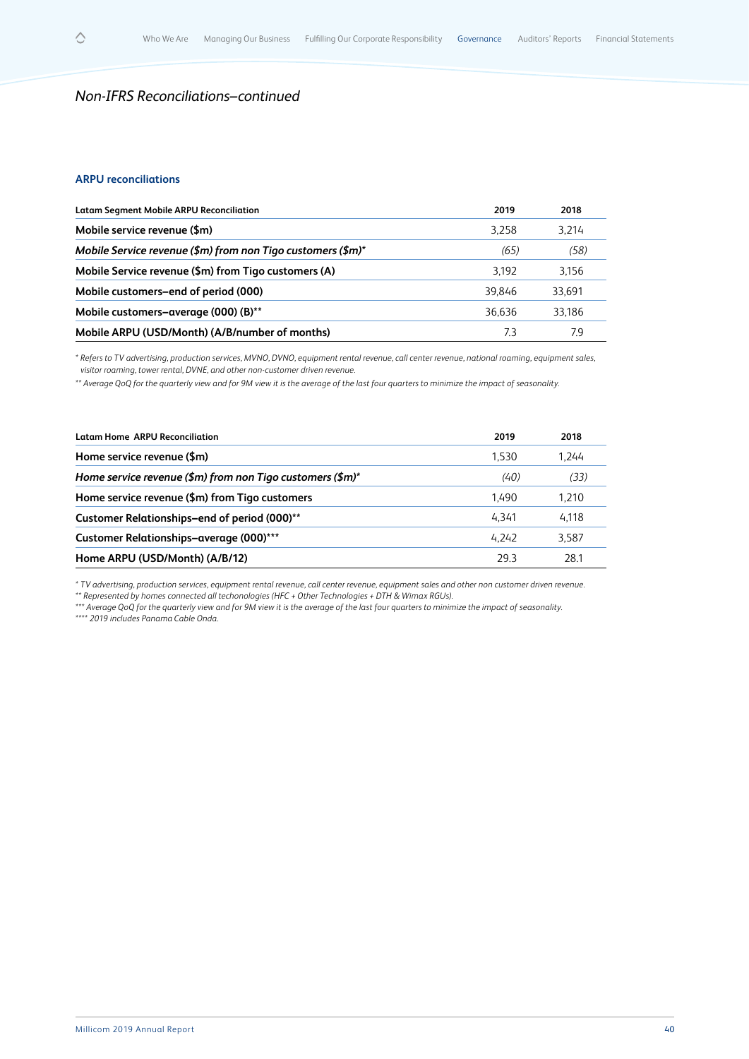*Non-IFRS Reconciliations–continued*

### ARPU reconciliations

| Latam Segment Mobile ARPU Reconciliation | 2019 | 2018 |
|---|---|---|
| **Mobile service revenue ($m)** | 3,258 | 3,214 |
| ***Mobile Service revenue ($m) from non Tigo customers ($m)**** | *(65)* | *(58)* |
| **Mobile Service revenue ($m) from Tigo customers (A)** | 3,192 | 3,156 |
| **Mobile customers–end of period (000)** | 39,846 | 33,691 |
| **Mobile customers–average (000) (B)**** | 36,636 | 33,186 |
| **Mobile ARPU (USD/Month) (A/B/number of months)** | 7.3 | 7.9 |

*\* Refers to TV advertising, production services, MVNO, DVNO, equipment rental revenue, call center revenue, national roaming, equipment sales, visitor roaming, tower rental, DVNE, and other non-customer driven revenue.*

*\*\* Average QoQ for the quarterly view and for 9M view it is the average of the last four quarters to minimize the impact of seasonality.*

| Latam Home ARPU Reconciliation | 2019 | 2018 |
|---|---|---|
| **Home service revenue ($m)** | 1,530 | 1,244 |
| ***Home service revenue ($m) from non Tigo customers ($m)**** | *(40)* | *(33)* |
| **Home service revenue ($m) from Tigo customers** | 1,490 | 1,210 |
| **Customer Relationships–end of period (000)**** | 4,341 | 4,118 |
| **Customer Relationships–average (000)***** | 4,242 | 3,587 |
| **Home ARPU (USD/Month) (A/B/12)** | 29.3 | 28.1 |

*\* TV advertising, production services, equipment rental revenue, call center revenue, equipment sales and other non customer driven revenue.*

*\*\* Represented by homes connected all techonologies (HFC + Other Technologies + DTH & Wimax RGUs).*

*\*\*\* Average QoQ for the quarterly view and for 9M view it is the average of the last four quarters to minimize the impact of seasonality.*

*\*\*\*\* 2019 includes Panama Cable Onda.*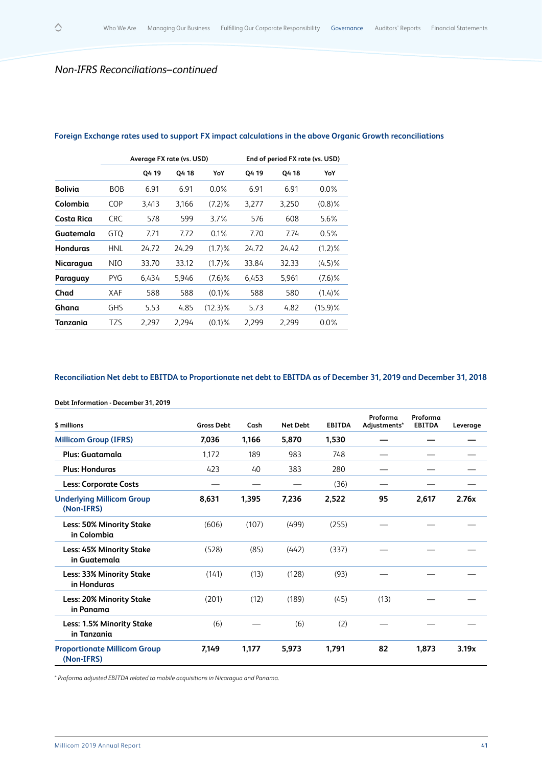*Non-IFRS Reconciliations–continued*

## Foreign Exchange rates used to support FX impact calculations in the above Organic Growth reconciliations

| | | Average FX rate (vs. USD) | | | End of period FX rate (vs. USD) | | |
|---|---|---|---|---|---|---|---|
| | | Q4 19 | Q4 18 | YoY | Q4 19 | Q4 18 | YoY |
| **Bolivia** | BOB | 6.91 | 6.91 | 0.0% | 6.91 | 6.91 | 0.0% |
| **Colombia** | COP | 3,413 | 3,166 | (7.2)% | 3,277 | 3,250 | (0.8)% |
| **Costa Rica** | CRC | 578 | 599 | 3.7% | 576 | 608 | 5.6% |
| **Guatemala** | GTQ | 7.71 | 7.72 | 0.1% | 7.70 | 7.74 | 0.5% |
| **Honduras** | HNL | 24.72 | 24.29 | (1.7)% | 24.72 | 24.42 | (1.2)% |
| **Nicaragua** | NIO | 33.70 | 33.12 | (1.7)% | 33.84 | 32.33 | (4.5)% |
| **Paraguay** | PYG | 6,434 | 5,946 | (7.6)% | 6,453 | 5,961 | (7.6)% |
| **Chad** | XAF | 588 | 588 | (0.1)% | 588 | 580 | (1.4)% |
| **Ghana** | GHS | 5.53 | 4.85 | (12.3)% | 5.73 | 4.82 | (15.9)% |
| **Tanzania** | TZS | 2,297 | 2,294 | (0.1)% | 2,299 | 2,299 | 0.0% |

## Reconciliation Net debt to EBITDA to Proportionate net debt to EBITDA as of December 31, 2019 and December 31, 2018

**Debt Information - December 31, 2019**

| $ millions | Gross Debt | Cash | Net Debt | EBITDA | Proforma Adjustments* | Proforma EBITDA | Leverage |
|---|---|---|---|---|---|---|---|
| **Millicom Group (IFRS)** | **7,036** | **1,166** | **5,870** | **1,530** | **—** | **—** | **—** |
| Plus: Guatamala | 1,172 | 189 | 983 | 748 | — | — | — |
| Plus: Honduras | 423 | 40 | 383 | 280 | — | — | — |
| Less: Corporate Costs | — | — | — | (36) | — | — | — |
| **Underlying Millicom Group (Non-IFRS)** | **8,631** | **1,395** | **7,236** | **2,522** | **95** | **2,617** | **2.76x** |
| Less: 50% Minority Stake in Colombia | (606) | (107) | (499) | (255) | — | — | — |
| Less: 45% Minority Stake in Guatemala | (528) | (85) | (442) | (337) | — | — | — |
| Less: 33% Minority Stake in Honduras | (141) | (13) | (128) | (93) | — | — | — |
| Less: 20% Minority Stake in Panama | (201) | (12) | (189) | (45) | (13) | — | — |
| Less: 1.5% Minority Stake in Tanzania | (6) | — | (6) | (2) | — | — | — |
| **Proportionate Millicom Group (Non-IFRS)** | **7,149** | **1,177** | **5,973** | **1,791** | **82** | **1,873** | **3.19x** |

*\* Proforma adjusted EBITDA related to mobile acquisitions in Nicaragua and Panama.*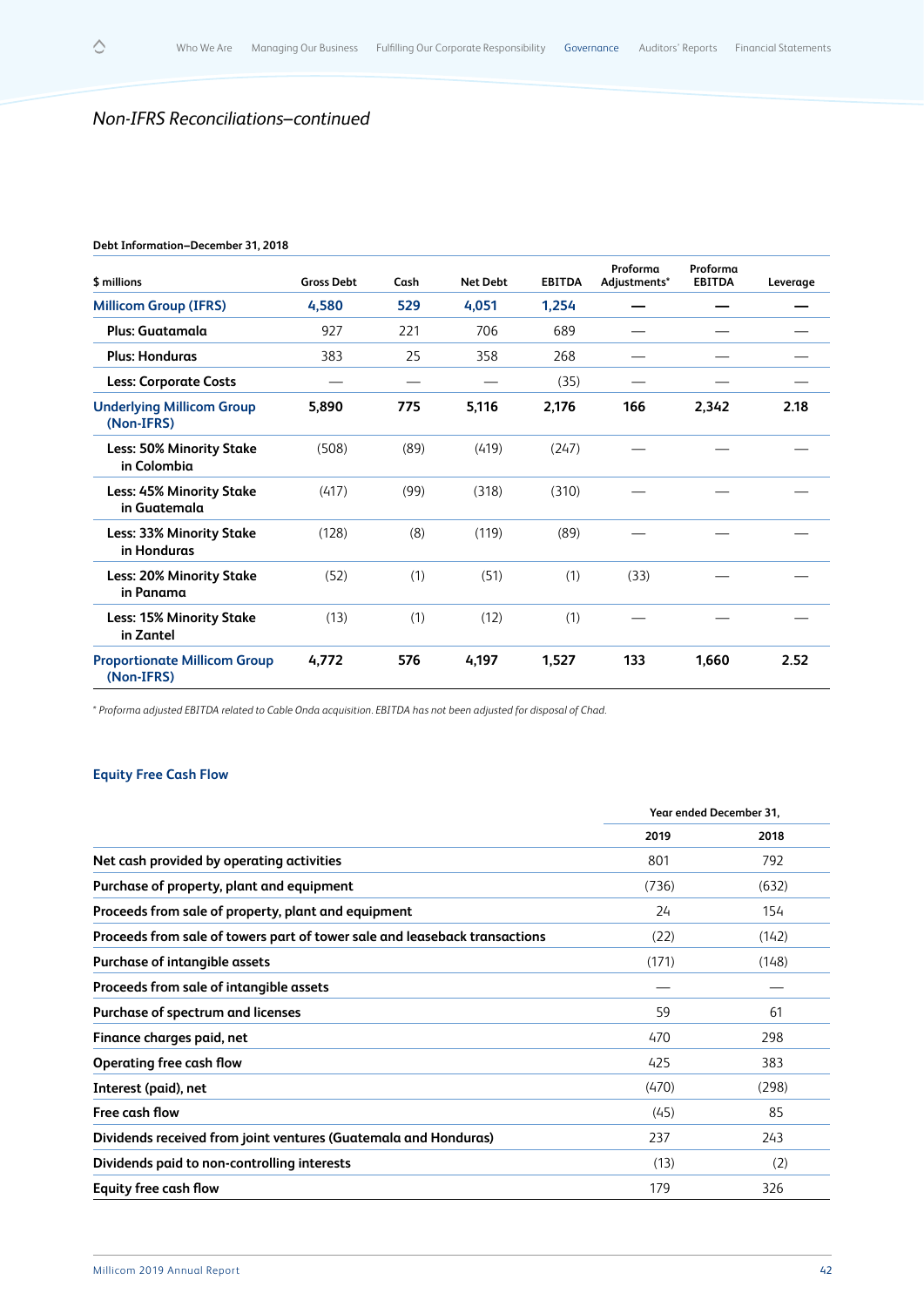*Non-IFRS Reconciliations–continued*

**Debt Information–December 31, 2018**

| $ millions | Gross Debt | Cash | Net Debt | EBITDA | Proforma Adjustments* | Proforma EBITDA | Leverage |
|---|---|---|---|---|---|---|---|
| **Millicom Group (IFRS)** | **4,580** | **529** | **4,051** | **1,254** | **—** | **—** | **—** |
| **Plus: Guatamala** | 927 | 221 | 706 | 689 | — | — | — |
| **Plus: Honduras** | 383 | 25 | 358 | 268 | — | — | — |
| **Less: Corporate Costs** | — | — | — | (35) | — | — | — |
| **Underlying Millicom Group (Non-IFRS)** | **5,890** | **775** | **5,116** | **2,176** | **166** | **2,342** | **2.18** |
| **Less: 50% Minority Stake in Colombia** | (508) | (89) | (419) | (247) | — | — | — |
| **Less: 45% Minority Stake in Guatemala** | (417) | (99) | (318) | (310) | — | — | — |
| **Less: 33% Minority Stake in Honduras** | (128) | (8) | (119) | (89) | — | — | — |
| **Less: 20% Minority Stake in Panama** | (52) | (1) | (51) | (1) | (33) | — | — |
| **Less: 15% Minority Stake in Zantel** | (13) | (1) | (12) | (1) | — | — | — |
| **Proportionate Millicom Group (Non-IFRS)** | **4,772** | **576** | **4,197** | **1,527** | **133** | **1,660** | **2.52** |

*\* Proforma adjusted EBITDA related to Cable Onda acquisition. EBITDA has not been adjusted for disposal of Chad.*

## Equity Free Cash Flow

| | Year ended December 31, | |
|---|---|---|
| | **2019** | **2018** |
| **Net cash provided by operating activities** | 801 | 792 |
| **Purchase of property, plant and equipment** | (736) | (632) |
| **Proceeds from sale of property, plant and equipment** | 24 | 154 |
| **Proceeds from sale of towers part of tower sale and leaseback transactions** | (22) | (142) |
| **Purchase of intangible assets** | (171) | (148) |
| **Proceeds from sale of intangible assets** | — | — |
| **Purchase of spectrum and licenses** | 59 | 61 |
| **Finance charges paid, net** | 470 | 298 |
| **Operating free cash flow** | 425 | 383 |
| **Interest (paid), net** | (470) | (298) |
| **Free cash flow** | (45) | 85 |
| **Dividends received from joint ventures (Guatemala and Honduras)** | 237 | 243 |
| **Dividends paid to non-controlling interests** | (13) | (2) |
| **Equity free cash flow** | 179 | 326 |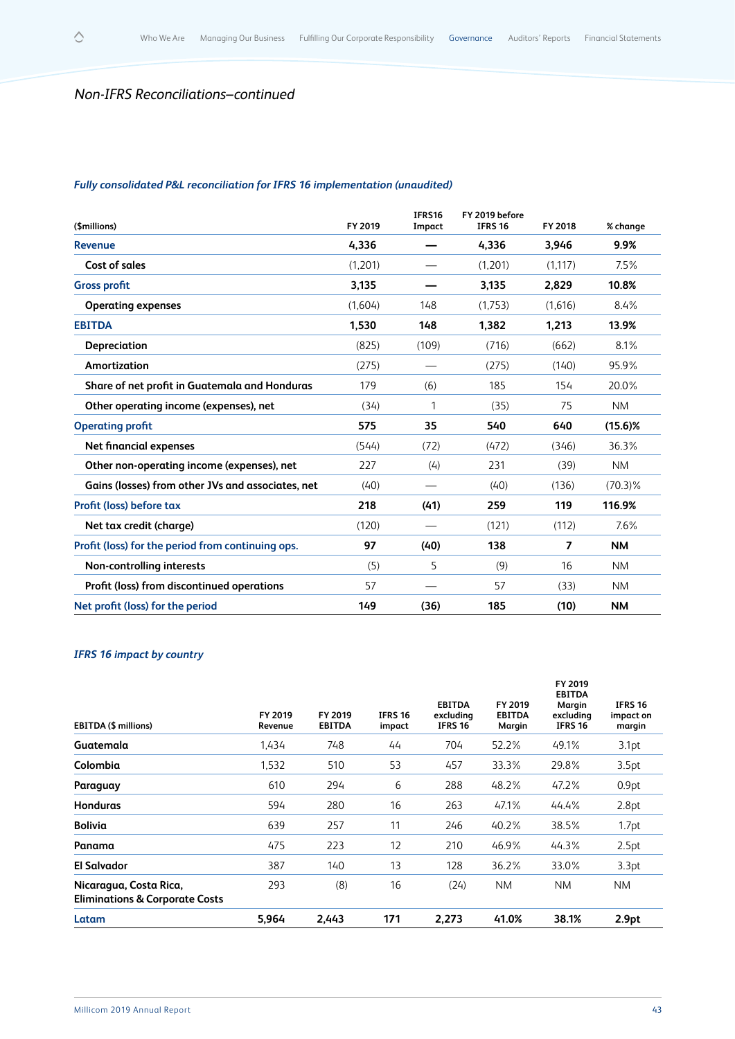*Non-IFRS Reconciliations–continued*

### *Fully consolidated P&L reconciliation for IFRS 16 implementation (unaudited)*

| ($millions) | FY 2019 | IFRS16 Impact | FY 2019 before IFRS 16 | FY 2018 | % change |
|---|---|---|---|---|---|
| **Revenue** | **4,336** | **—** | **4,336** | **3,946** | **9.9%** |
| Cost of sales | (1,201) | — | (1,201) | (1,117) | 7.5% |
| **Gross profit** | **3,135** | **—** | **3,135** | **2,829** | **10.8%** |
| Operating expenses | (1,604) | 148 | (1,753) | (1,616) | 8.4% |
| **EBITDA** | **1,530** | **148** | **1,382** | **1,213** | **13.9%** |
| Depreciation | (825) | (109) | (716) | (662) | 8.1% |
| Amortization | (275) | — | (275) | (140) | 95.9% |
| Share of net profit in Guatemala and Honduras | 179 | (6) | 185 | 154 | 20.0% |
| Other operating income (expenses), net | (34) | 1 | (35) | 75 | NM |
| **Operating profit** | **575** | **35** | **540** | **640** | **(15.6)%** |
| Net financial expenses | (544) | (72) | (472) | (346) | 36.3% |
| Other non-operating income (expenses), net | 227 | (4) | 231 | (39) | NM |
| Gains (losses) from other JVs and associates, net | (40) | — | (40) | (136) | (70.3)% |
| **Profit (loss) before tax** | **218** | **(41)** | **259** | **119** | **116.9%** |
| Net tax credit (charge) | (120) | — | (121) | (112) | 7.6% |
| **Profit (loss) for the period from continuing ops.** | **97** | **(40)** | **138** | **7** | **NM** |
| Non-controlling interests | (5) | 5 | (9) | 16 | NM |
| Profit (loss) from discontinued operations | 57 | — | 57 | (33) | NM |
| **Net profit (loss) for the period** | **149** | **(36)** | **185** | **(10)** | **NM** |

### *IFRS 16 impact by country*

| EBITDA ($ millions) | FY 2019 Revenue | FY 2019 EBITDA | IFRS 16 impact | EBITDA excluding IFRS 16 | FY 2019 EBITDA Margin | FY 2019 EBITDA Margin excluding IFRS 16 | IFRS 16 impact on margin |
|---|---|---|---|---|---|---|---|
| **Guatemala** | 1,434 | 748 | 44 | 704 | 52.2% | 49.1% | 3.1pt |
| **Colombia** | 1,532 | 510 | 53 | 457 | 33.3% | 29.8% | 3.5pt |
| **Paraguay** | 610 | 294 | 6 | 288 | 48.2% | 47.2% | 0.9pt |
| **Honduras** | 594 | 280 | 16 | 263 | 47.1% | 44.4% | 2.8pt |
| **Bolivia** | 639 | 257 | 11 | 246 | 40.2% | 38.5% | 1.7pt |
| **Panama** | 475 | 223 | 12 | 210 | 46.9% | 44.3% | 2.5pt |
| **El Salvador** | 387 | 140 | 13 | 128 | 36.2% | 33.0% | 3.3pt |
| **Nicaragua, Costa Rica, Eliminations & Corporate Costs** | 293 | (8) | 16 | (24) | NM | NM | NM |
| **Latam** | **5,964** | **2,443** | **171** | **2,273** | **41.0%** | **38.1%** | **2.9pt** |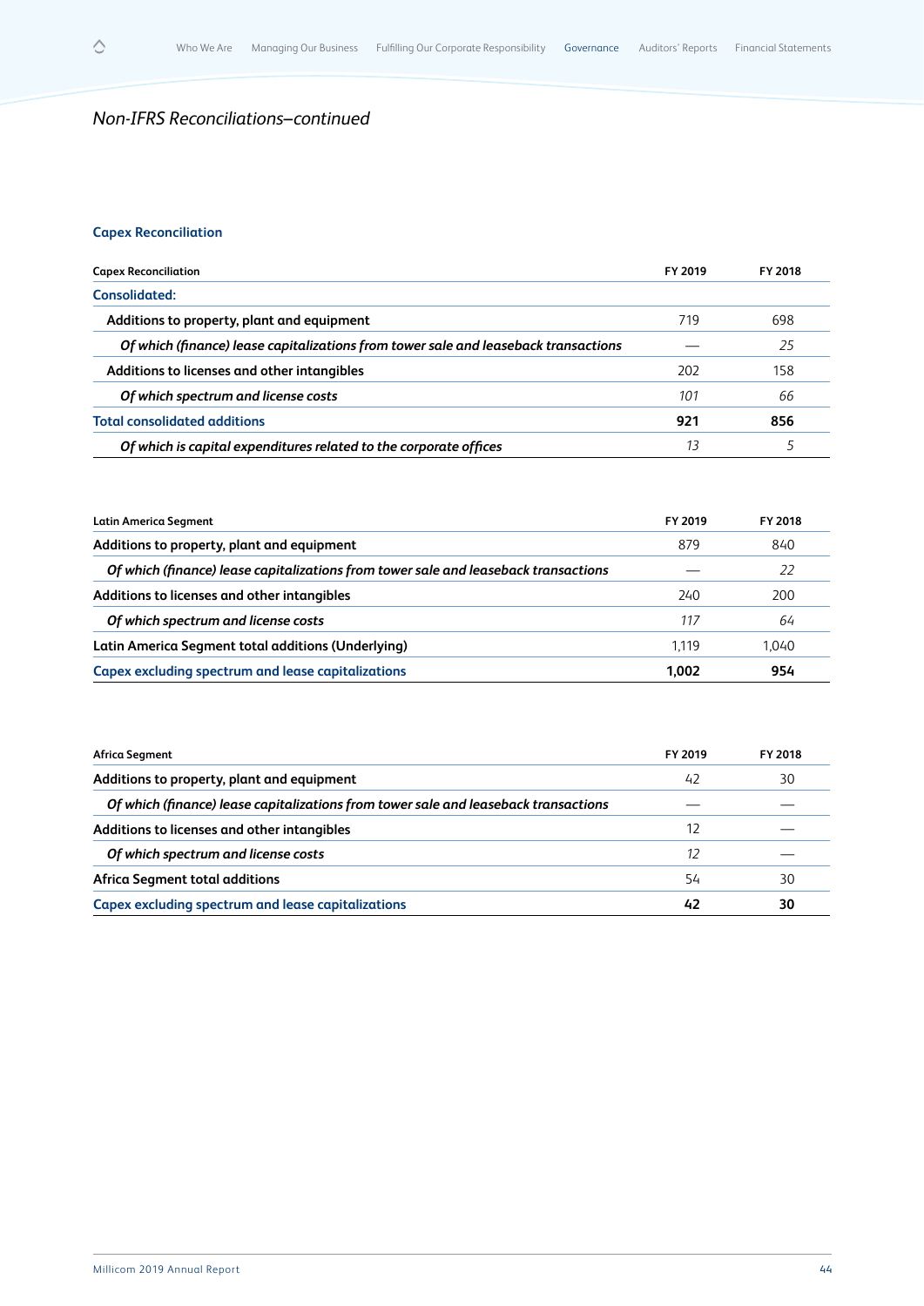*Non-IFRS Reconciliations–continued*

### Capex Reconciliation

| Capex Reconciliation | FY 2019 | FY 2018 |
|---|---|---|
| **Consolidated:** | | |
| Additions to property, plant and equipment | 719 | 698 |
| *Of which (finance) lease capitalizations from tower sale and leaseback transactions* | — | *25* |
| Additions to licenses and other intangibles | 202 | 158 |
| *Of which spectrum and license costs* | *101* | *66* |
| **Total consolidated additions** | **921** | **856** |
| *Of which is capital expenditures related to the corporate offices* | *13* | *5* |

| Latin America Segment | FY 2019 | FY 2018 |
|---|---|---|
| Additions to property, plant and equipment | 879 | 840 |
| *Of which (finance) lease capitalizations from tower sale and leaseback transactions* | — | *22* |
| Additions to licenses and other intangibles | 240 | 200 |
| *Of which spectrum and license costs* | *117* | *64* |
| Latin America Segment total additions (Underlying) | 1,119 | 1,040 |
| **Capex excluding spectrum and lease capitalizations** | **1,002** | **954** |

| Africa Segment | FY 2019 | FY 2018 |
|---|---|---|
| Additions to property, plant and equipment | 42 | 30 |
| *Of which (finance) lease capitalizations from tower sale and leaseback transactions* | — | — |
| Additions to licenses and other intangibles | 12 | — |
| *Of which spectrum and license costs* | *12* | — |
| Africa Segment total additions | 54 | 30 |
| **Capex excluding spectrum and lease capitalizations** | **42** | **30** |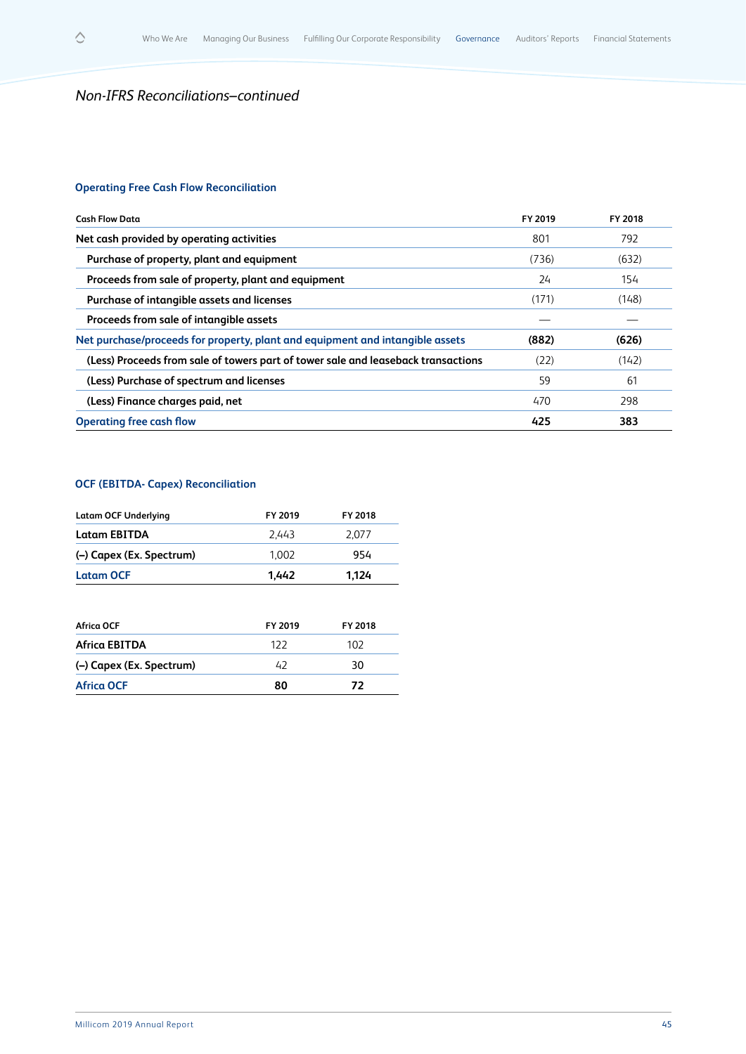*Non-IFRS Reconciliations–continued*

## Operating Free Cash Flow Reconciliation

| Cash Flow Data | FY 2019 | FY 2018 |
|---|---|---|
| **Net cash provided by operating activities** | 801 | 792 |
| **Purchase of property, plant and equipment** | (736) | (632) |
| **Proceeds from sale of property, plant and equipment** | 24 | 154 |
| **Purchase of intangible assets and licenses** | (171) | (148) |
| **Proceeds from sale of intangible assets** | — | — |
| **Net purchase/proceeds for property, plant and equipment and intangible assets** | **(882)** | **(626)** |
| **(Less) Proceeds from sale of towers part of tower sale and leaseback transactions** | (22) | (142) |
| **(Less) Purchase of spectrum and licenses** | 59 | 61 |
| **(Less) Finance charges paid, net** | 470 | 298 |
| **Operating free cash flow** | **425** | **383** |

## OCF (EBITDA- Capex) Reconciliation

| Latam OCF Underlying | FY 2019 | FY 2018 |
|---|---|---|
| **Latam EBITDA** | 2,443 | 2,077 |
| **(–) Capex (Ex. Spectrum)** | 1,002 | 954 |
| **Latam OCF** | **1,442** | **1,124** |

| Africa OCF | FY 2019 | FY 2018 |
|---|---|---|
| **Africa EBITDA** | 122 | 102 |
| **(–) Capex (Ex. Spectrum)** | 42 | 30 |
| **Africa OCF** | **80** | **72** |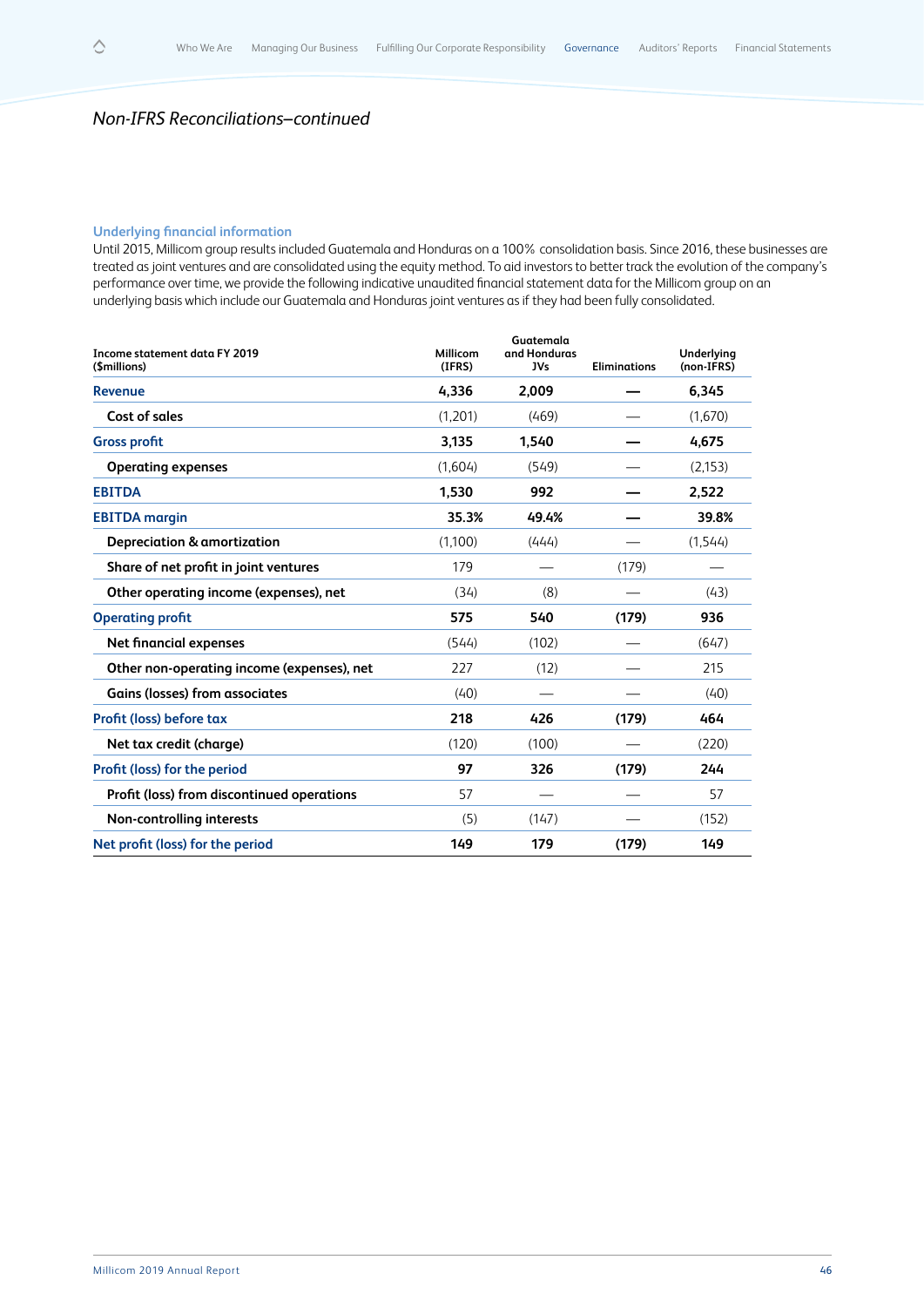*Non-IFRS Reconciliations–continued*

### Underlying financial information

Until 2015, Millicom group results included Guatemala and Honduras on a 100% consolidation basis. Since 2016, these businesses are treated as joint ventures and are consolidated using the equity method. To aid investors to better track the evolution of the company's performance over time, we provide the following indicative unaudited financial statement data for the Millicom group on an underlying basis which include our Guatemala and Honduras joint ventures as if they had been fully consolidated.

| Income statement data FY 2019 ($millions) | Millicom (IFRS) | Guatemala and Honduras JVs | Eliminations | Underlying (non-IFRS) |
|---|---|---|---|---|
| **Revenue** | **4,336** | **2,009** | **—** | **6,345** |
| Cost of sales | (1,201) | (469) | — | (1,670) |
| **Gross profit** | **3,135** | **1,540** | **—** | **4,675** |
| Operating expenses | (1,604) | (549) | — | (2,153) |
| **EBITDA** | **1,530** | **992** | **—** | **2,522** |
| **EBITDA margin** | **35.3%** | **49.4%** | **—** | **39.8%** |
| Depreciation & amortization | (1,100) | (444) | — | (1,544) |
| Share of net profit in joint ventures | 179 | — | (179) | — |
| Other operating income (expenses), net | (34) | (8) | — | (43) |
| **Operating profit** | **575** | **540** | **(179)** | **936** |
| Net financial expenses | (544) | (102) | — | (647) |
| Other non-operating income (expenses), net | 227 | (12) | — | 215 |
| Gains (losses) from associates | (40) | — | — | (40) |
| **Profit (loss) before tax** | **218** | **426** | **(179)** | **464** |
| Net tax credit (charge) | (120) | (100) | — | (220) |
| **Profit (loss) for the period** | **97** | **326** | **(179)** | **244** |
| Profit (loss) from discontinued operations | 57 | — | — | 57 |
| Non-controlling interests | (5) | (147) | — | (152) |
| **Net profit (loss) for the period** | **149** | **179** | **(179)** | **149** |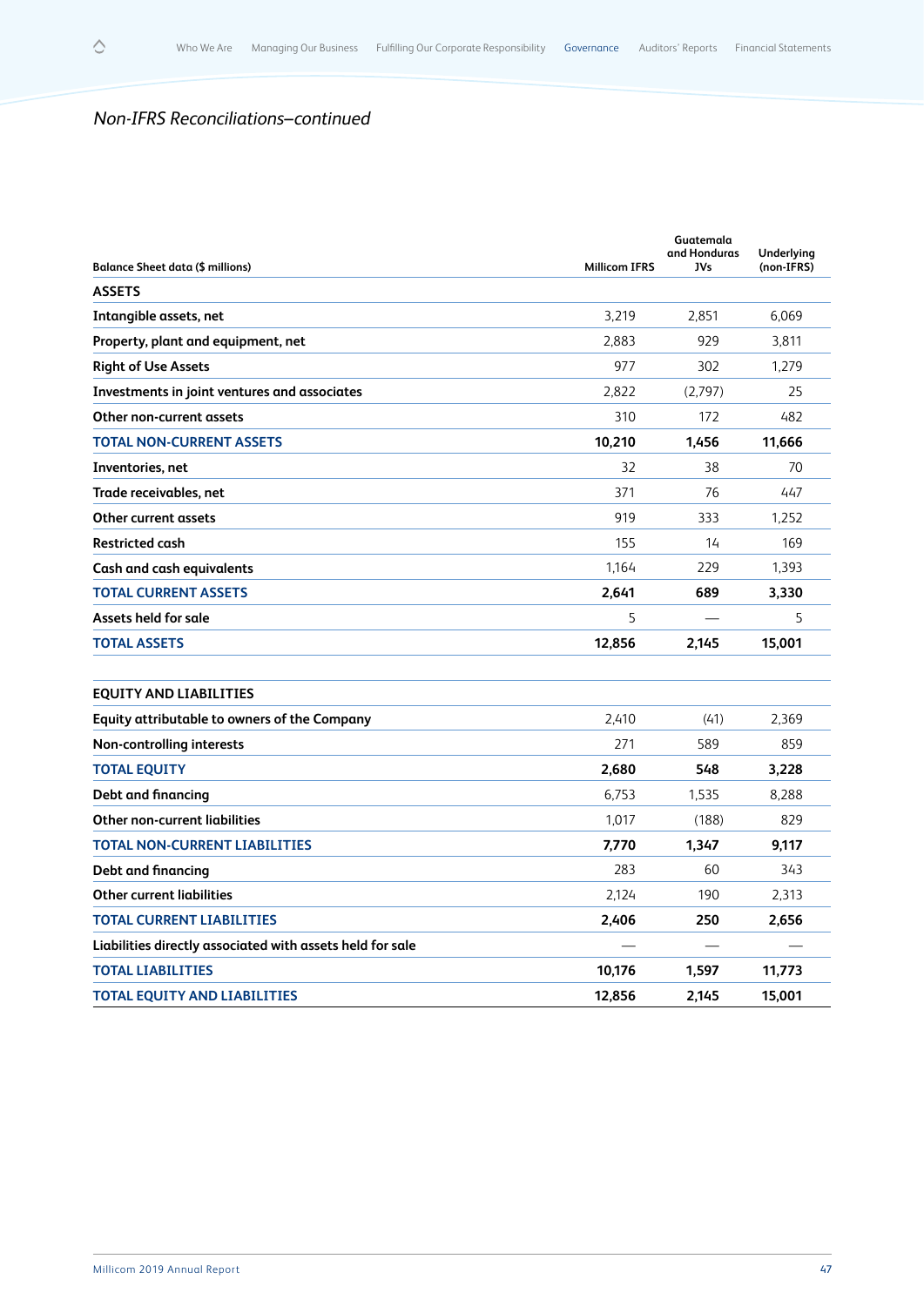*Non-IFRS Reconciliations–continued*

| Balance Sheet data ($ millions) | Millicom IFRS | Guatemala and Honduras JVs | Underlying (non-IFRS) |
|---|---|---|---|
| **ASSETS** | | | |
| **Intangible assets, net** | 3,219 | 2,851 | 6,069 |
| **Property, plant and equipment, net** | 2,883 | 929 | 3,811 |
| **Right of Use Assets** | 977 | 302 | 1,279 |
| **Investments in joint ventures and associates** | 2,822 | (2,797) | 25 |
| **Other non-current assets** | 310 | 172 | 482 |
| **TOTAL NON-CURRENT ASSETS** | **10,210** | **1,456** | **11,666** |
| **Inventories, net** | 32 | 38 | 70 |
| **Trade receivables, net** | 371 | 76 | 447 |
| **Other current assets** | 919 | 333 | 1,252 |
| **Restricted cash** | 155 | 14 | 169 |
| **Cash and cash equivalents** | 1,164 | 229 | 1,393 |
| **TOTAL CURRENT ASSETS** | **2,641** | **689** | **3,330** |
| **Assets held for sale** | 5 | — | 5 |
| **TOTAL ASSETS** | **12,856** | **2,145** | **15,001** |
| | | | |
| **EQUITY AND LIABILITIES** | | | |
| **Equity attributable to owners of the Company** | 2,410 | (41) | 2,369 |
| **Non-controlling interests** | 271 | 589 | 859 |
| **TOTAL EQUITY** | **2,680** | **548** | **3,228** |
| **Debt and financing** | 6,753 | 1,535 | 8,288 |
| **Other non-current liabilities** | 1,017 | (188) | 829 |
| **TOTAL NON-CURRENT LIABILITIES** | **7,770** | **1,347** | **9,117** |
| **Debt and financing** | 283 | 60 | 343 |
| **Other current liabilities** | 2,124 | 190 | 2,313 |
| **TOTAL CURRENT LIABILITIES** | **2,406** | **250** | **2,656** |
| **Liabilities directly associated with assets held for sale** | — | — | — |
| **TOTAL LIABILITIES** | **10,176** | **1,597** | **11,773** |
| **TOTAL EQUITY AND LIABILITIES** | **12,856** | **2,145** | **15,001** |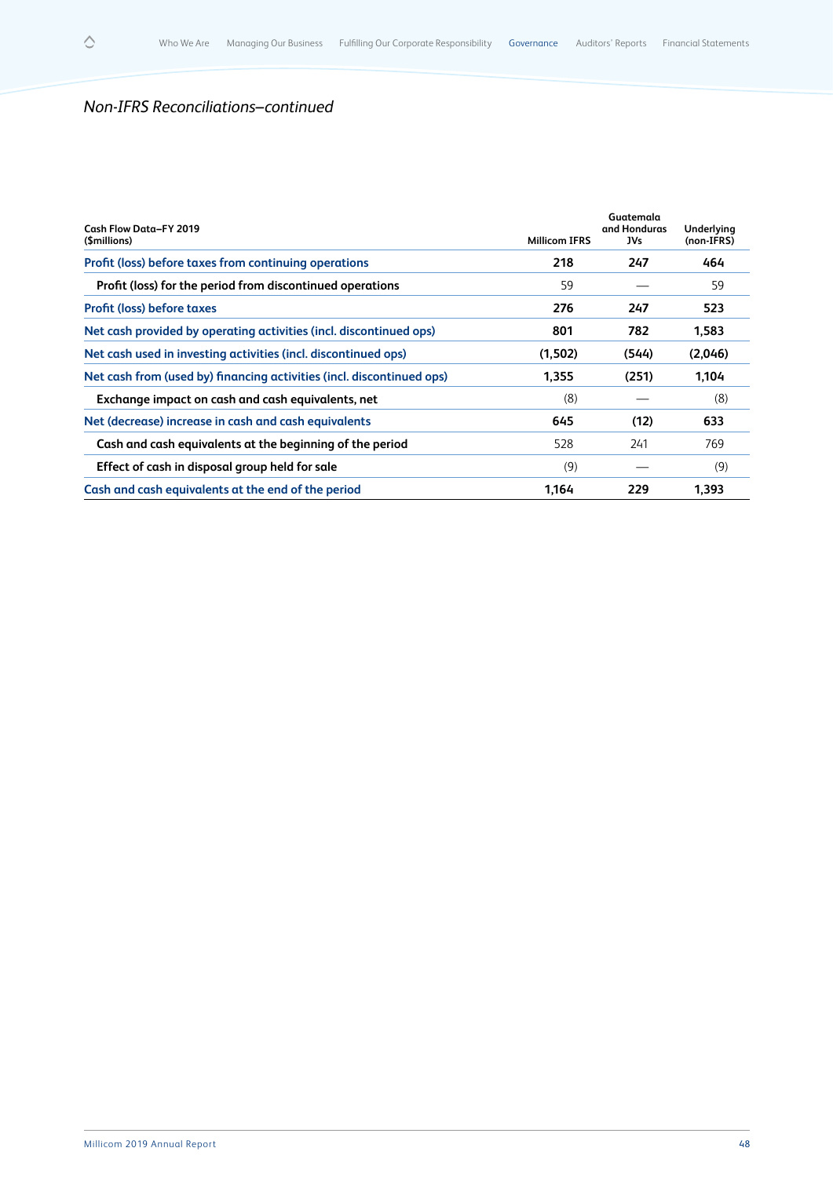*Non-IFRS Reconciliations–continued*

| Cash Flow Data–FY 2019 ($millions) | Millicom IFRS | Guatemala and Honduras JVs | Underlying (non-IFRS) |
|---|---|---|---|
| Profit (loss) before taxes from continuing operations | **218** | **247** | **464** |
| Profit (loss) for the period from discontinued operations | 59 | — | 59 |
| Profit (loss) before taxes | **276** | **247** | **523** |
| Net cash provided by operating activities (incl. discontinued ops) | **801** | **782** | **1,583** |
| Net cash used in investing activities (incl. discontinued ops) | **(1,502)** | **(544)** | **(2,046)** |
| Net cash from (used by) financing activities (incl. discontinued ops) | **1,355** | **(251)** | **1,104** |
| Exchange impact on cash and cash equivalents, net | (8) | — | (8) |
| Net (decrease) increase in cash and cash equivalents | **645** | **(12)** | **633** |
| Cash and cash equivalents at the beginning of the period | 528 | 241 | 769 |
| Effect of cash in disposal group held for sale | (9) | — | (9) |
| Cash and cash equivalents at the end of the period | **1,164** | **229** | **1,393** |